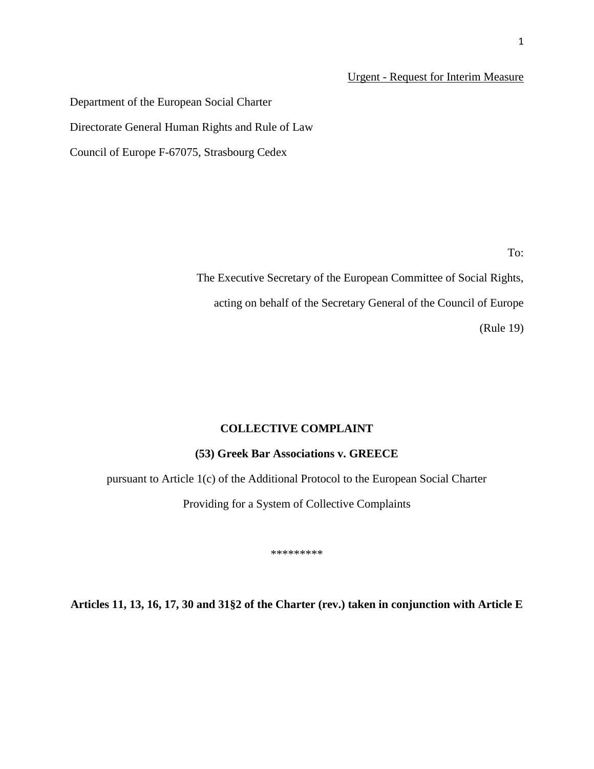<u>Urgent - Request for Interim Measure</u>

Department of the European Social Charter

Directorate General Human Rights and Rule of Law

Council of Europe F-67075, Strasbourg Cedex

To:

The Executive Secretary of the European Committee of Social Rights,

acting on behalf of the Secretary General of the Council of Europe

(Rule 19)

**COLLECTIVE COMPLAINT**

**(53) Greek Bar Associations v. GREECE**

pursuant to Article 1(c) of the Additional Protocol to the European Social Charter

Providing for a System of Collective Complaints

*********

**Articles 11, 13, 16, 17, 30 and 31§2 of the Charter (rev.) taken in conjunction with Article E**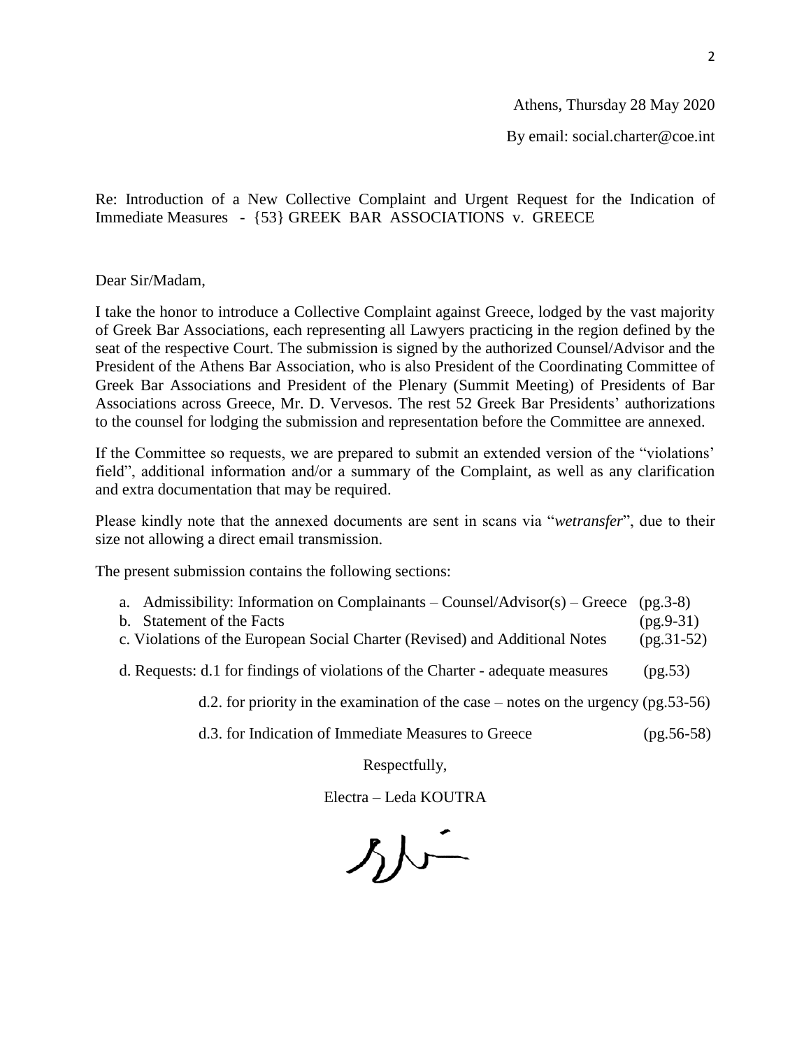Athens, Thursday 28 May 2020

By email: social.charter@coe.int

Re: Introduction of a New Collective Complaint and Urgent Request for the Indication of Immediate Measures - {53} GREEK BAR ASSOCIATIONS v. GREECE

Dear Sir/Madam,

I take the honor to introduce a Collective Complaint against Greece, lodged by the vast majority of Greek Bar Associations, each representing all Lawyers practicing in the region defined by the seat of the respective Court. The submission is signed by the authorized Counsel/Advisor and the President of the Athens Bar Association, who is also President of the Coordinating Committee of Greek Bar Associations and President of the Plenary (Summit Meeting) of Presidents of Bar Associations across Greece, Mr. D. Vervesos. The rest 52 Greek Bar Presidents' authorizations to the counsel for lodging the submission and representation before the Committee are annexed.

If the Committee so requests, we are prepared to submit an extended version of the "violations' field", additional information and/or a summary of the Complaint, as well as any clarification and extra documentation that may be required.

Please kindly note that the annexed documents are sent in scans via "*wetransfer*", due to their size not allowing a direct email transmission.

The present submission contains the following sections:

a. Admissibility: Information on Complainants – Counsel/Advisor(s) – Greece (pg.3-8)
b. Statement of the Facts (pg.9-31)
c. Violations of the European Social Charter (Revised) and Additional Notes (pg.31-52)
d. Requests: d.1 for findings of violations of the Charter - adequate measures (pg.53)
    d.2. for priority in the examination of the case – notes on the urgency (pg.53-56)
    d.3. for Indication of Immediate Measures to Greece (pg.56-58)

Respectfully,

Electra – Leda KOUTRA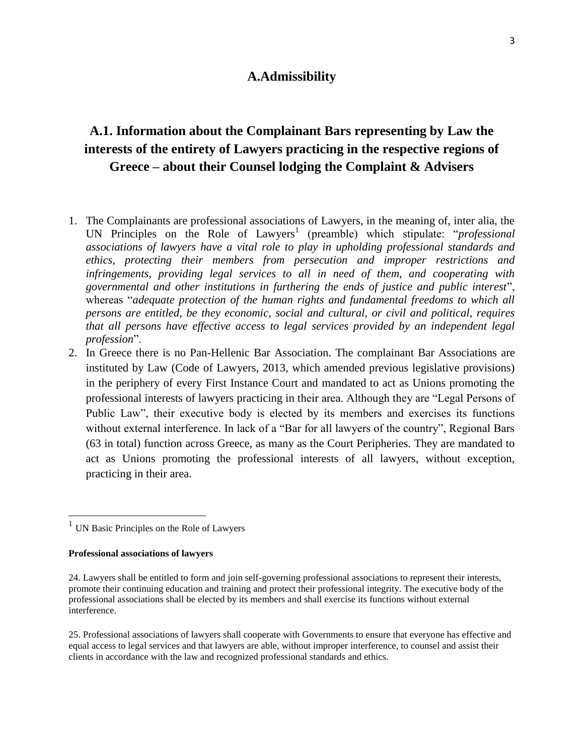# A.Admissibility

## A.1. Information about the Complainant Bars representing by Law the interests of the entirety of Lawyers practicing in the respective regions of Greece – about their Counsel lodging the Complaint & Advisers

1. The Complainants are professional associations of Lawyers, in the meaning of, inter alia, the UN Principles on the Role of Lawyers[1] (preamble) which stipulate: "*professional associations of lawyers have a vital role to play in upholding professional standards and ethics, protecting their members from persecution and improper restrictions and infringements, providing legal services to all in need of them, and cooperating with governmental and other institutions in furthering the ends of justice and public interest*", whereas "*adequate protection of the human rights and fundamental freedoms to which all persons are entitled, be they economic, social and cultural, or civil and political, requires that all persons have effective access to legal services provided by an independent legal profession*".
2. In Greece there is no Pan-Hellenic Bar Association. The complainant Bar Associations are instituted by Law (Code of Lawyers, 2013, which amended previous legislative provisions) in the periphery of every First Instance Court and mandated to act as Unions promoting the professional interests of lawyers practicing in their area. Although they are "Legal Persons of Public Law", their executive body is elected by its members and exercises its functions without external interference. In lack of a "Bar for all lawyers of the country", Regional Bars (63 in total) function across Greece, as many as the Court Peripheries. They are mandated to act as Unions promoting the professional interests of all lawyers, without exception, practicing in their area.

---

[1] UN Basic Principles on the Role of Lawyers

**Professional associations of lawyers**

24. Lawyers shall be entitled to form and join self-governing professional associations to represent their interests, promote their continuing education and training and protect their professional integrity. The executive body of the professional associations shall be elected by its members and shall exercise its functions without external interference.

25. Professional associations of lawyers shall cooperate with Governments to ensure that everyone has effective and equal access to legal services and that lawyers are able, without improper interference, to counsel and assist their clients in accordance with the law and recognized professional standards and ethics.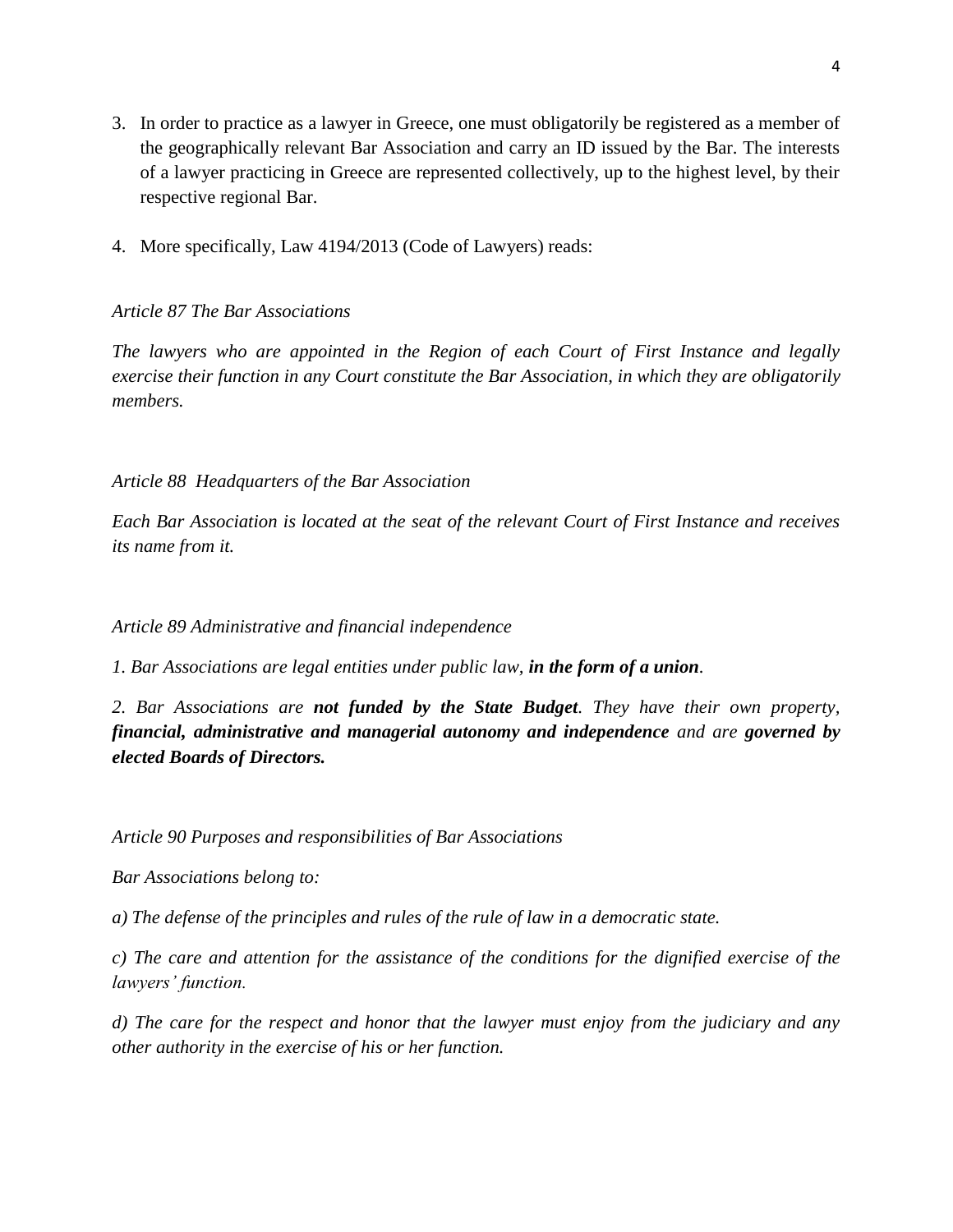3. In order to practice as a lawyer in Greece, one must obligatorily be registered as a member of the geographically relevant Bar Association and carry an ID issued by the Bar. The interests of a lawyer practicing in Greece are represented collectively, up to the highest level, by their respective regional Bar.

4. More specifically, Law 4194/2013 (Code of Lawyers) reads:

*Article 87 The Bar Associations*

*The lawyers who are appointed in the Region of each Court of First Instance and legally exercise their function in any Court constitute the Bar Association, in which they are obligatorily members.*

*Article 88 Headquarters of the Bar Association*

*Each Bar Association is located at the seat of the relevant Court of First Instance and receives its name from it.*

*Article 89 Administrative and financial independence*

*1. Bar Associations are legal entities under public law, **in the form of a union**.*

*2. Bar Associations are **not funded by the State Budget**. They have their own property, **financial, administrative and managerial autonomy and independence** and are **governed by elected Boards of Directors.***

*Article 90 Purposes and responsibilities of Bar Associations*

*Bar Associations belong to:*

*a) The defense of the principles and rules of the rule of law in a democratic state.*

*c) The care and attention for the assistance of the conditions for the dignified exercise of the lawyers' function.*

*d) The care for the respect and honor that the lawyer must enjoy from the judiciary and any other authority in the exercise of his or her function.*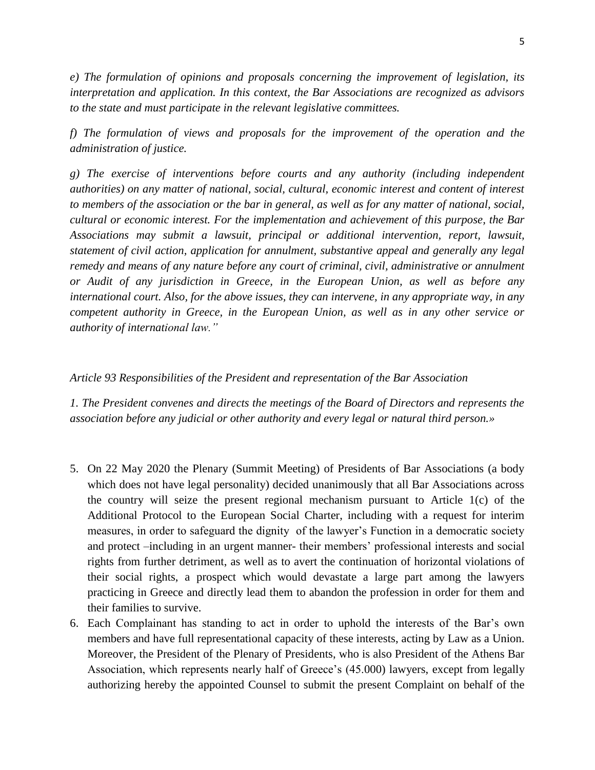*e) The formulation of opinions and proposals concerning the improvement of legislation, its interpretation and application. In this context, the Bar Associations are recognized as advisors to the state and must participate in the relevant legislative committees.*

*f) The formulation of views and proposals for the improvement of the operation and the administration of justice.*

*g) The exercise of interventions before courts and any authority (including independent authorities) on any matter of national, social, cultural, economic interest and content of interest to members of the association or the bar in general, as well as for any matter of national, social, cultural or economic interest. For the implementation and achievement of this purpose, the Bar Associations may submit a lawsuit, principal or additional intervention, report, lawsuit, statement of civil action, application for annulment, substantive appeal and generally any legal remedy and means of any nature before any court of criminal, civil, administrative or annulment or Audit of any jurisdiction in Greece, in the European Union, as well as before any international court. Also, for the above issues, they can intervene, in any appropriate way, in any competent authority in Greece, in the European Union, as well as in any other service or authority of international law."*

*Article 93 Responsibilities of the President and representation of the Bar Association*

*1. The President convenes and directs the meetings of the Board of Directors and represents the association before any judicial or other authority and every legal or natural third person.»*

5. On 22 May 2020 the Plenary (Summit Meeting) of Presidents of Bar Associations (a body which does not have legal personality) decided unanimously that all Bar Associations across the country will seize the present regional mechanism pursuant to Article 1(c) of the Additional Protocol to the European Social Charter, including with a request for interim measures, in order to safeguard the dignity of the lawyer's Function in a democratic society and protect –including in an urgent manner- their members' professional interests and social rights from further detriment, as well as to avert the continuation of horizontal violations of their social rights, a prospect which would devastate a large part among the lawyers practicing in Greece and directly lead them to abandon the profession in order for them and their families to survive.
6. Each Complainant has standing to act in order to uphold the interests of the Bar's own members and have full representational capacity of these interests, acting by Law as a Union. Moreover, the President of the Plenary of Presidents, who is also President of the Athens Bar Association, which represents nearly half of Greece's (45.000) lawyers, except from legally authorizing hereby the appointed Counsel to submit the present Complaint on behalf of the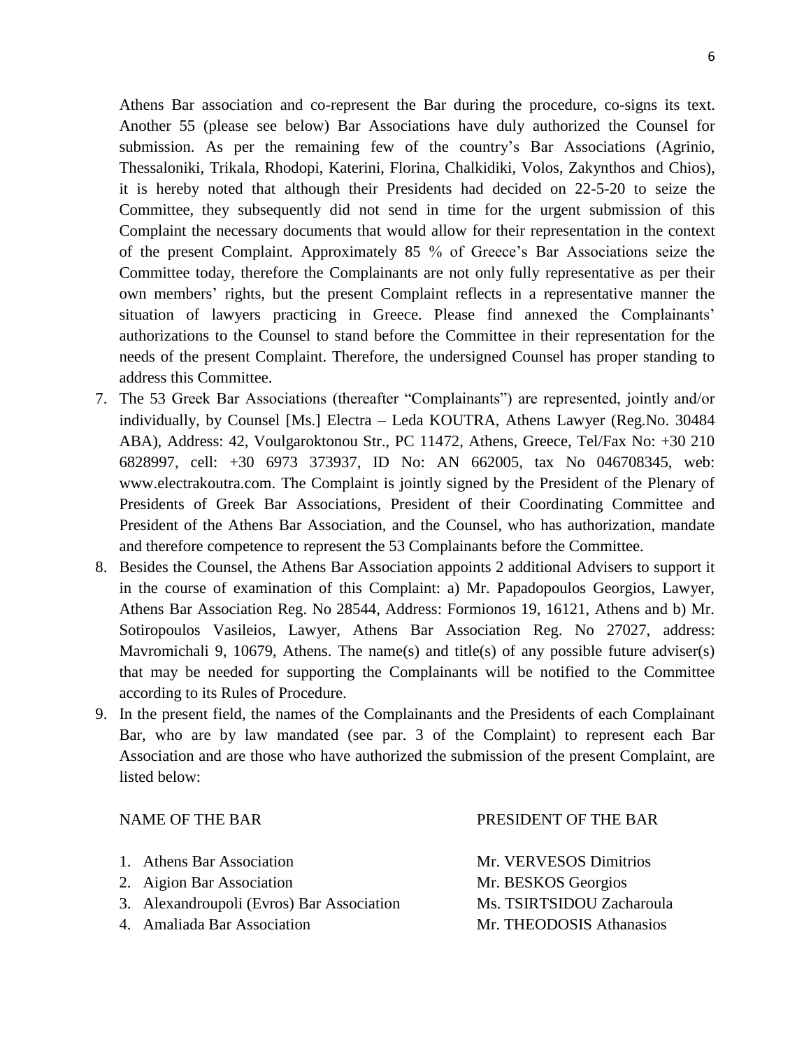Athens Bar association and co-represent the Bar during the procedure, co-signs its text. Another 55 (please see below) Bar Associations have duly authorized the Counsel for submission. As per the remaining few of the country's Bar Associations (Agrinio, Thessaloniki, Trikala, Rhodopi, Katerini, Florina, Chalkidiki, Volos, Zakynthos and Chios), it is hereby noted that although their Presidents had decided on 22-5-20 to seize the Committee, they subsequently did not send in time for the urgent submission of this Complaint the necessary documents that would allow for their representation in the context of the present Complaint. Approximately 85 % of Greece's Bar Associations seize the Committee today, therefore the Complainants are not only fully representative as per their own members' rights, but the present Complaint reflects in a representative manner the situation of lawyers practicing in Greece. Please find annexed the Complainants' authorizations to the Counsel to stand before the Committee in their representation for the needs of the present Complaint. Therefore, the undersigned Counsel has proper standing to address this Committee.

7. The 53 Greek Bar Associations (thereafter "Complainants") are represented, jointly and/or individually, by Counsel [Ms.] Electra – Leda KOUTRA, Athens Lawyer (Reg.No. 30484 ABA), Address: 42, Voulgaroktonou Str., PC 11472, Athens, Greece, Tel/Fax No: +30 210 6828997, cell: +30 6973 373937, ID No: AN 662005, tax No 046708345, web: www.electrakoutra.com. The Complaint is jointly signed by the President of the Plenary of Presidents of Greek Bar Associations, President of their Coordinating Committee and President of the Athens Bar Association, and the Counsel, who has authorization, mandate and therefore competence to represent the 53 Complainants before the Committee.
8. Besides the Counsel, the Athens Bar Association appoints 2 additional Advisers to support it in the course of examination of this Complaint: a) Mr. Papadopoulos Georgios, Lawyer, Athens Bar Association Reg. No 28544, Address: Formionos 19, 16121, Athens and b) Mr. Sotiropoulos Vasileios, Lawyer, Athens Bar Association Reg. No 27027, address: Mavromichali 9, 10679, Athens. The name(s) and title(s) of any possible future adviser(s) that may be needed for supporting the Complainants will be notified to the Committee according to its Rules of Procedure.
9. In the present field, the names of the Complainants and the Presidents of each Complainant Bar, who are by law mandated (see par. 3 of the Complaint) to represent each Bar Association and are those who have authorized the submission of the present Complaint, are listed below:

| NAME OF THE BAR | PRESIDENT OF THE BAR |
|---|---|
| 1. Athens Bar Association | Mr. VERVESOS Dimitrios |
| 2. Aigion Bar Association | Mr. BESKOS Georgios |
| 3. Alexandroupoli (Evros) Bar Association | Ms. TSIRTSIDOU Zacharoula |
| 4. Amaliada Bar Association | Mr. THEODOSIS Athanasios |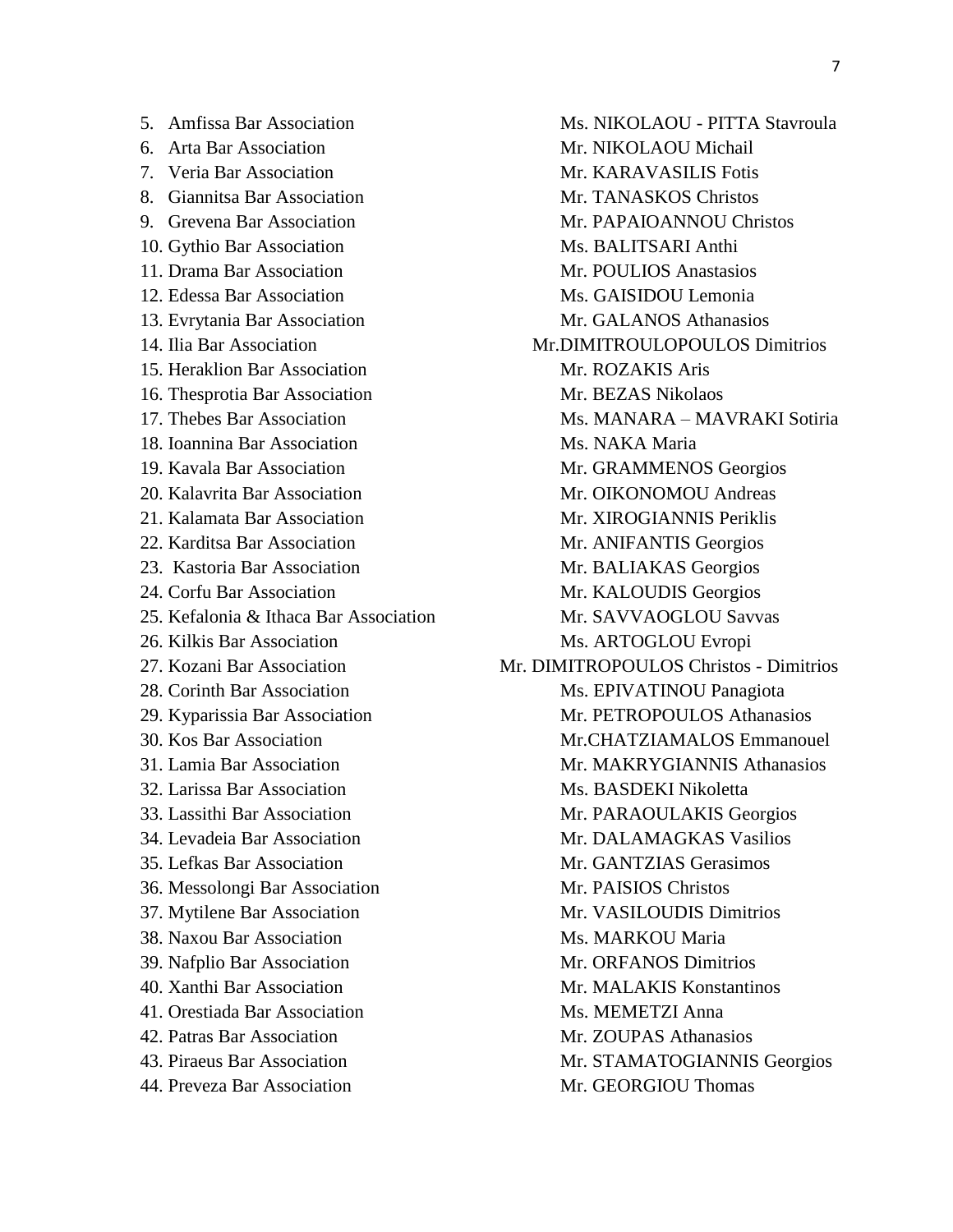5. Amfissa Bar Association — Ms. NIKOLAOU - PITTA Stavroula
6. Arta Bar Association — Mr. NIKOLAOU Michail
7. Veria Bar Association — Mr. KARAVASILIS Fotis
8. Giannitsa Bar Association — Mr. TANASKOS Christos
9. Grevena Bar Association — Mr. PAPAIOANNOU Christos
10. Gythio Bar Association — Ms. BALITSARI Anthi
11. Drama Bar Association — Mr. POULIOS Anastasios
12. Edessa Bar Association — Ms. GAISIDOU Lemonia
13. Evrytania Bar Association — Mr. GALANOS Athanasios
14. Ilia Bar Association — Mr.DIMITROULOPOULOS Dimitrios
15. Heraklion Bar Association — Mr. ROZAKIS Aris
16. Thesprotia Bar Association — Mr. BEZAS Nikolaos
17. Thebes Bar Association — Ms. MANARA – MAVRAKI Sotiria
18. Ioannina Bar Association — Ms. NAKA Maria
19. Kavala Bar Association — Mr. GRAMMENOS Georgios
20. Kalavrita Bar Association — Mr. OIKONOMOU Andreas
21. Kalamata Bar Association — Mr. XIROGIANNIS Periklis
22. Karditsa Bar Association — Mr. ANIFANTIS Georgios
23. Kastoria Bar Association — Mr. BALIAKAS Georgios
24. Corfu Bar Association — Mr. KALOUDIS Georgios
25. Kefalonia & Ithaca Bar Association — Mr. SAVVAOGLOU Savvas
26. Kilkis Bar Association — Ms. ARTOGLOU Evropi
27. Kozani Bar Association — Mr. DIMITROPOULOS Christos - Dimitrios
28. Corinth Bar Association — Ms. EPIVATINOU Panagiota
29. Kyparissia Bar Association — Mr. PETROPOULOS Athanasios
30. Kos Bar Association — Mr.CHATZIAMALOS Emmanouel
31. Lamia Bar Association — Mr. MAKRYGIANNIS Athanasios
32. Larissa Bar Association — Ms. BASDEKI Nikoletta
33. Lassithi Bar Association — Mr. PARAOULAKIS Georgios
34. Levadeia Bar Association — Mr. DALAMAGKAS Vasilios
35. Lefkas Bar Association — Mr. GANTZIAS Gerasimos
36. Messolongi Bar Association — Mr. PAISIOS Christos
37. Mytilene Bar Association — Mr. VASILOUDIS Dimitrios
38. Naxou Bar Association — Ms. MARKOU Maria
39. Nafplio Bar Association — Mr. ORFANOS Dimitrios
40. Xanthi Bar Association — Mr. MALAKIS Konstantinos
41. Orestiada Bar Association — Ms. MEMETZI Anna
42. Patras Bar Association — Mr. ZOUPAS Athanasios
43. Piraeus Bar Association — Mr. STAMATOGIANNIS Georgios
44. Preveza Bar Association — Mr. GEORGIOU Thomas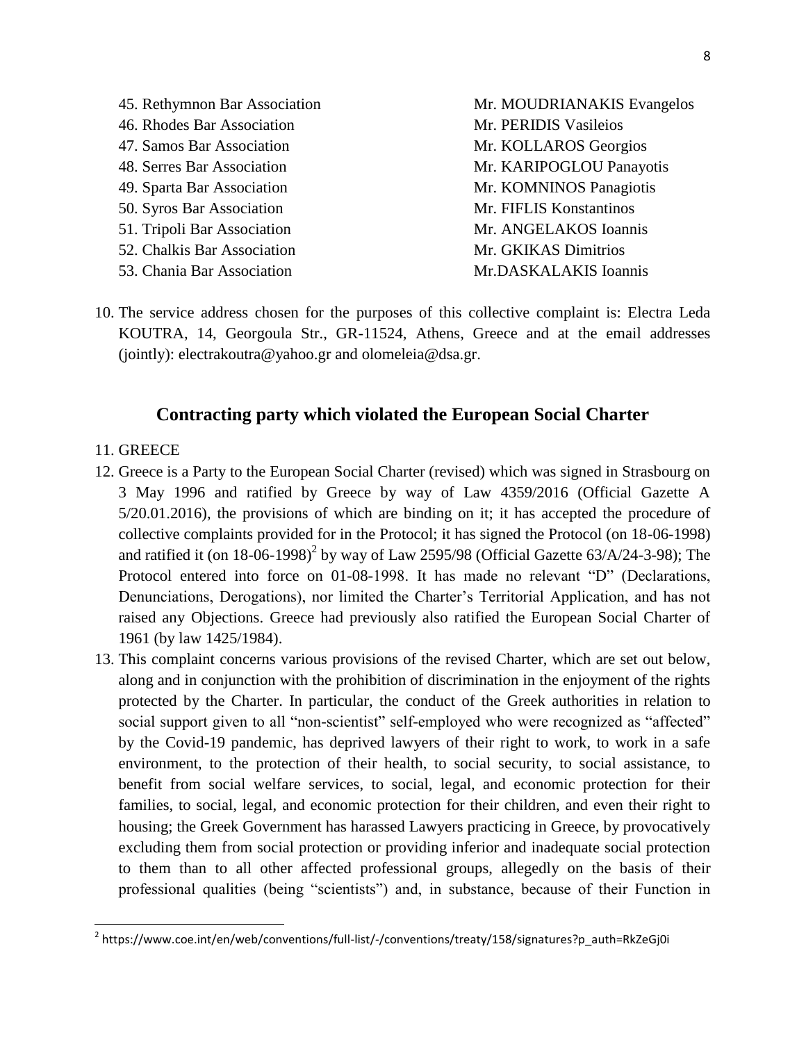45. Rethymnon Bar Association Mr. MOUDRIANAKIS Evangelos
46. Rhodes Bar Association Mr. PERIDIS Vasileios
47. Samos Bar Association Mr. KOLLAROS Georgios
48. Serres Bar Association Mr. KARIPOGLOU Panayotis
49. Sparta Bar Association Mr. KOMNINOS Panagiotis
50. Syros Bar Association Mr. FIFLIS Konstantinos
51. Tripoli Bar Association Mr. ANGELAKOS Ioannis
52. Chalkis Bar Association Mr. GKIKAS Dimitrios
53. Chania Bar Association Mr.DASKALAKIS Ioannis

10. The service address chosen for the purposes of this collective complaint is: Electra Leda KOUTRA, 14, Georgoula Str., GR-11524, Athens, Greece and at the email addresses (jointly): electrakoutra@yahoo.gr and olomeleia@dsa.gr.

## Contracting party which violated the European Social Charter

11. GREECE
12. Greece is a Party to the European Social Charter (revised) which was signed in Strasbourg on 3 May 1996 and ratified by Greece by way of Law 4359/2016 (Official Gazette A 5/20.01.2016), the provisions of which are binding on it; it has accepted the procedure of collective complaints provided for in the Protocol; it has signed the Protocol (on 18-06-1998) and ratified it (on 18-06-1998)[2] by way of Law 2595/98 (Official Gazette 63/A/24-3-98); The Protocol entered into force on 01-08-1998. It has made no relevant "D" (Declarations, Denunciations, Derogations), nor limited the Charter's Territorial Application, and has not raised any Objections. Greece had previously also ratified the European Social Charter of 1961 (by law 1425/1984).
13. This complaint concerns various provisions of the revised Charter, which are set out below, along and in conjunction with the prohibition of discrimination in the enjoyment of the rights protected by the Charter. In particular, the conduct of the Greek authorities in relation to social support given to all "non-scientist" self-employed who were recognized as "affected" by the Covid-19 pandemic, has deprived lawyers of their right to work, to work in a safe environment, to the protection of their health, to social security, to social assistance, to benefit from social welfare services, to social, legal, and economic protection for their families, to social, legal, and economic protection for their children, and even their right to housing; the Greek Government has harassed Lawyers practicing in Greece, by provocatively excluding them from social protection or providing inferior and inadequate social protection to them than to all other affected professional groups, allegedly on the basis of their professional qualities (being "scientists") and, in substance, because of their Function in

[2] https://www.coe.int/en/web/conventions/full-list/-/conventions/treaty/158/signatures?p_auth=RkZeGj0i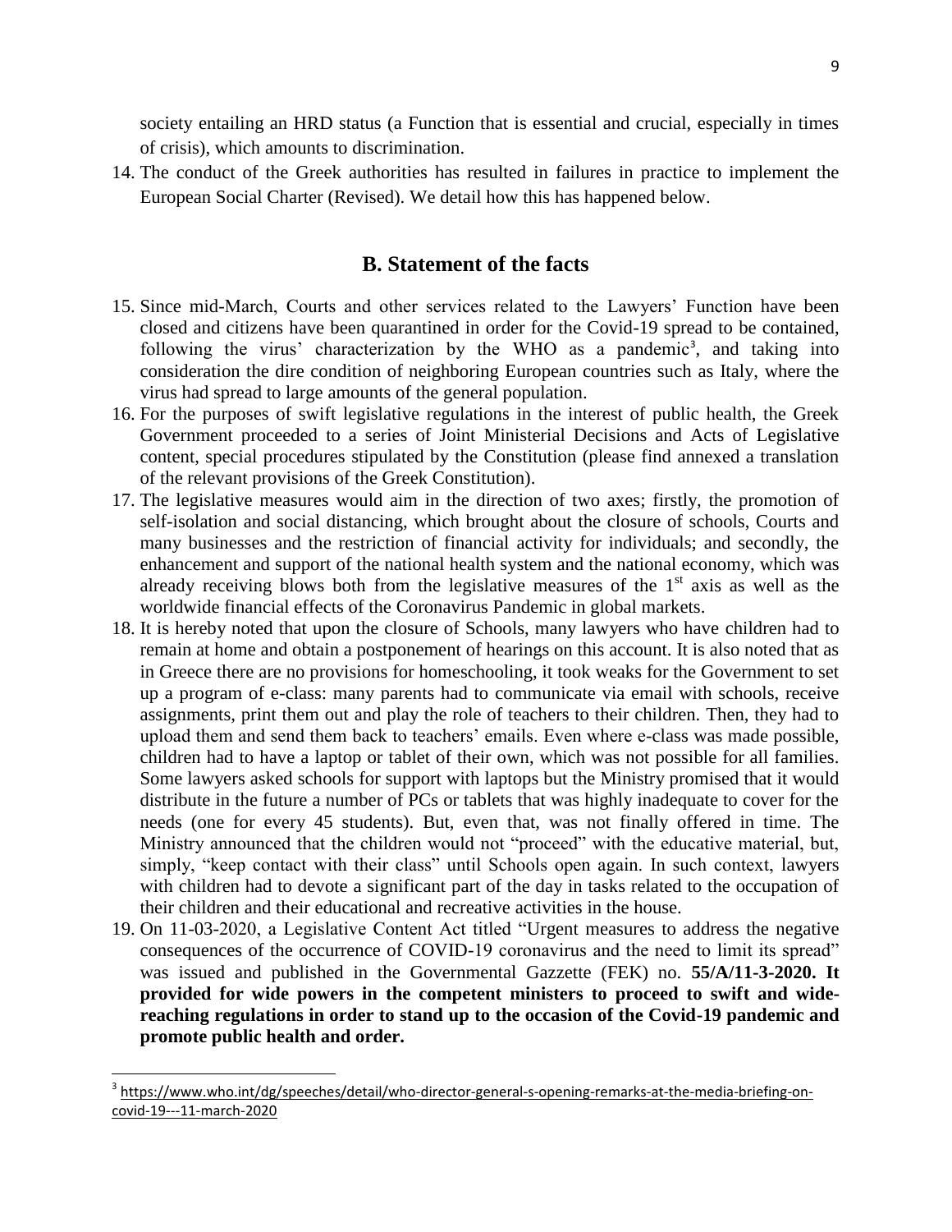society entailing an HRD status (a Function that is essential and crucial, especially in times of crisis), which amounts to discrimination.

14. The conduct of the Greek authorities has resulted in failures in practice to implement the European Social Charter (Revised). We detail how this has happened below.

## B. Statement of the facts

15. Since mid-March, Courts and other services related to the Lawyers' Function have been closed and citizens have been quarantined in order for the Covid-19 spread to be contained, following the virus' characterization by the WHO as a pandemic[3], and taking into consideration the dire condition of neighboring European countries such as Italy, where the virus had spread to large amounts of the general population.
16. For the purposes of swift legislative regulations in the interest of public health, the Greek Government proceeded to a series of Joint Ministerial Decisions and Acts of Legislative content, special procedures stipulated by the Constitution (please find annexed a translation of the relevant provisions of the Greek Constitution).
17. The legislative measures would aim in the direction of two axes; firstly, the promotion of self-isolation and social distancing, which brought about the closure of schools, Courts and many businesses and the restriction of financial activity for individuals; and secondly, the enhancement and support of the national health system and the national economy, which was already receiving blows both from the legislative measures of the 1st axis as well as the worldwide financial effects of the Coronavirus Pandemic in global markets.
18. It is hereby noted that upon the closure of Schools, many lawyers who have children had to remain at home and obtain a postponement of hearings on this account. It is also noted that as in Greece there are no provisions for homeschooling, it took weaks for the Government to set up a program of e-class: many parents had to communicate via email with schools, receive assignments, print them out and play the role of teachers to their children. Then, they had to upload them and send them back to teachers' emails. Even where e-class was made possible, children had to have a laptop or tablet of their own, which was not possible for all families. Some lawyers asked schools for support with laptops but the Ministry promised that it would distribute in the future a number of PCs or tablets that was highly inadequate to cover for the needs (one for every 45 students). But, even that, was not finally offered in time. The Ministry announced that the children would not "proceed" with the educative material, but, simply, "keep contact with their class" until Schools open again. In such context, lawyers with children had to devote a significant part of the day in tasks related to the occupation of their children and their educational and recreative activities in the house.
19. On 11-03-2020, a Legislative Content Act titled "Urgent measures to address the negative consequences of the occurrence of COVID-19 coronavirus and the need to limit its spread" was issued and published in the Governmental Gazzette (FEK) no. **55/A/11-3-2020. It provided for wide powers in the competent ministers to proceed to swift and wide-reaching regulations in order to stand up to the occasion of the Covid-19 pandemic and promote public health and order.**

[3] https://www.who.int/dg/speeches/detail/who-director-general-s-opening-remarks-at-the-media-briefing-on-covid-19---11-march-2020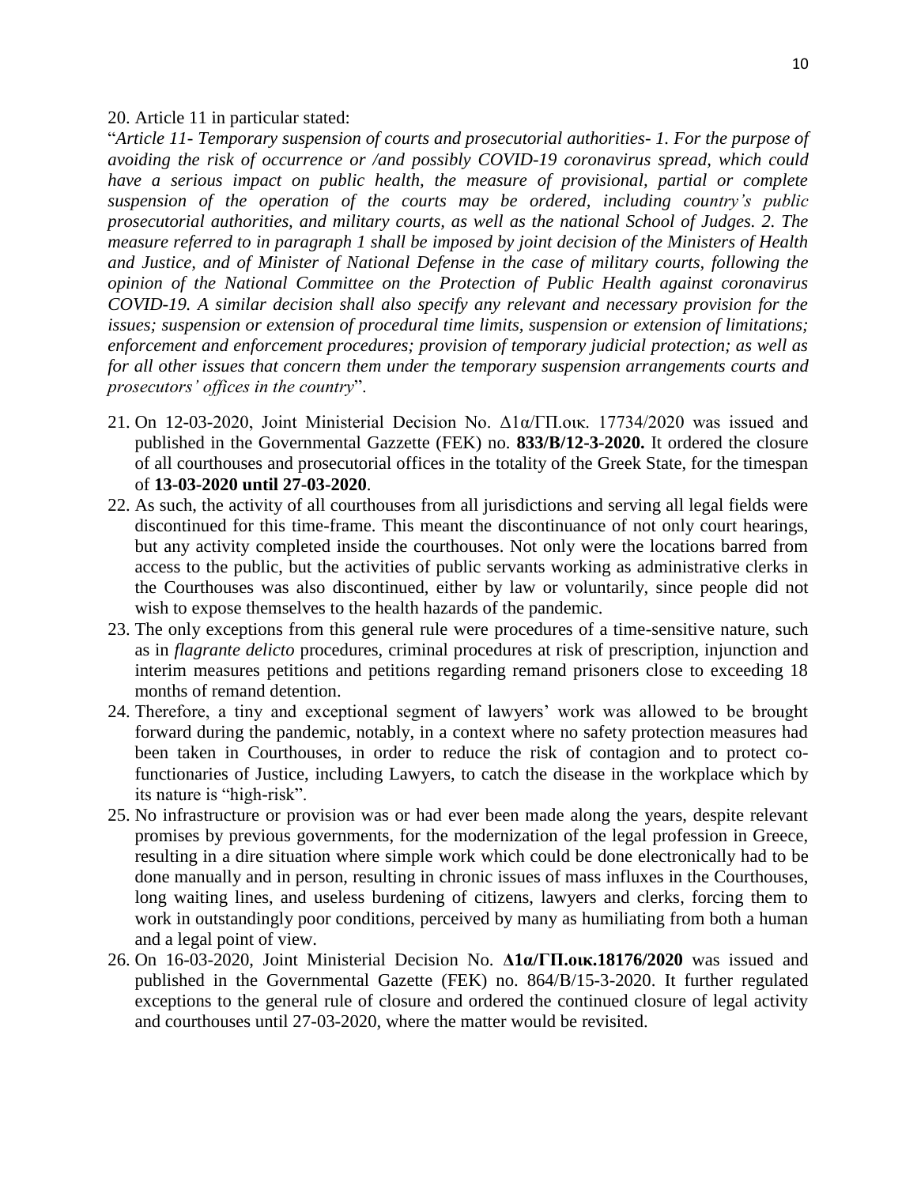20. Article 11 in particular stated:

"*Article 11- Temporary suspension of courts and prosecutorial authorities- 1. For the purpose of avoiding the risk of occurrence or /and possibly COVID-19 coronavirus spread, which could have a serious impact on public health, the measure of provisional, partial or complete suspension of the operation of the courts may be ordered, including country's public prosecutorial authorities, and military courts, as well as the national School of Judges. 2. The measure referred to in paragraph 1 shall be imposed by joint decision of the Ministers of Health and Justice, and of Minister of National Defense in the case of military courts, following the opinion of the National Committee on the Protection of Public Health against coronavirus COVID-19. A similar decision shall also specify any relevant and necessary provision for the issues; suspension or extension of procedural time limits, suspension or extension of limitations; enforcement and enforcement procedures; provision of temporary judicial protection; as well as for all other issues that concern them under the temporary suspension arrangements courts and prosecutors' offices in the country*".

21. On 12-03-2020, Joint Ministerial Decision No. Δ1α/ΓΠ.οικ. 17734/2020 was issued and published in the Governmental Gazzette (FEK) no. **833/B/12-3-2020.** It ordered the closure of all courthouses and prosecutorial offices in the totality of the Greek State, for the timespan of **13-03-2020 until 27-03-2020**.
22. As such, the activity of all courthouses from all jurisdictions and serving all legal fields were discontinued for this time-frame. This meant the discontinuance of not only court hearings, but any activity completed inside the courthouses. Not only were the locations barred from access to the public, but the activities of public servants working as administrative clerks in the Courthouses was also discontinued, either by law or voluntarily, since people did not wish to expose themselves to the health hazards of the pandemic.
23. The only exceptions from this general rule were procedures of a time-sensitive nature, such as in *flagrante delicto* procedures, criminal procedures at risk of prescription, injunction and interim measures petitions and petitions regarding remand prisoners close to exceeding 18 months of remand detention.
24. Therefore, a tiny and exceptional segment of lawyers' work was allowed to be brought forward during the pandemic, notably, in a context where no safety protection measures had been taken in Courthouses, in order to reduce the risk of contagion and to protect co-functionaries of Justice, including Lawyers, to catch the disease in the workplace which by its nature is "high-risk".
25. No infrastructure or provision was or had ever been made along the years, despite relevant promises by previous governments, for the modernization of the legal profession in Greece, resulting in a dire situation where simple work which could be done electronically had to be done manually and in person, resulting in chronic issues of mass influxes in the Courthouses, long waiting lines, and useless burdening of citizens, lawyers and clerks, forcing them to work in outstandingly poor conditions, perceived by many as humiliating from both a human and a legal point of view.
26. On 16-03-2020, Joint Ministerial Decision No. **Δ1α/ΓΠ.οικ.18176/2020** was issued and published in the Governmental Gazette (FEK) no. 864/B/15-3-2020. It further regulated exceptions to the general rule of closure and ordered the continued closure of legal activity and courthouses until 27-03-2020, where the matter would be revisited.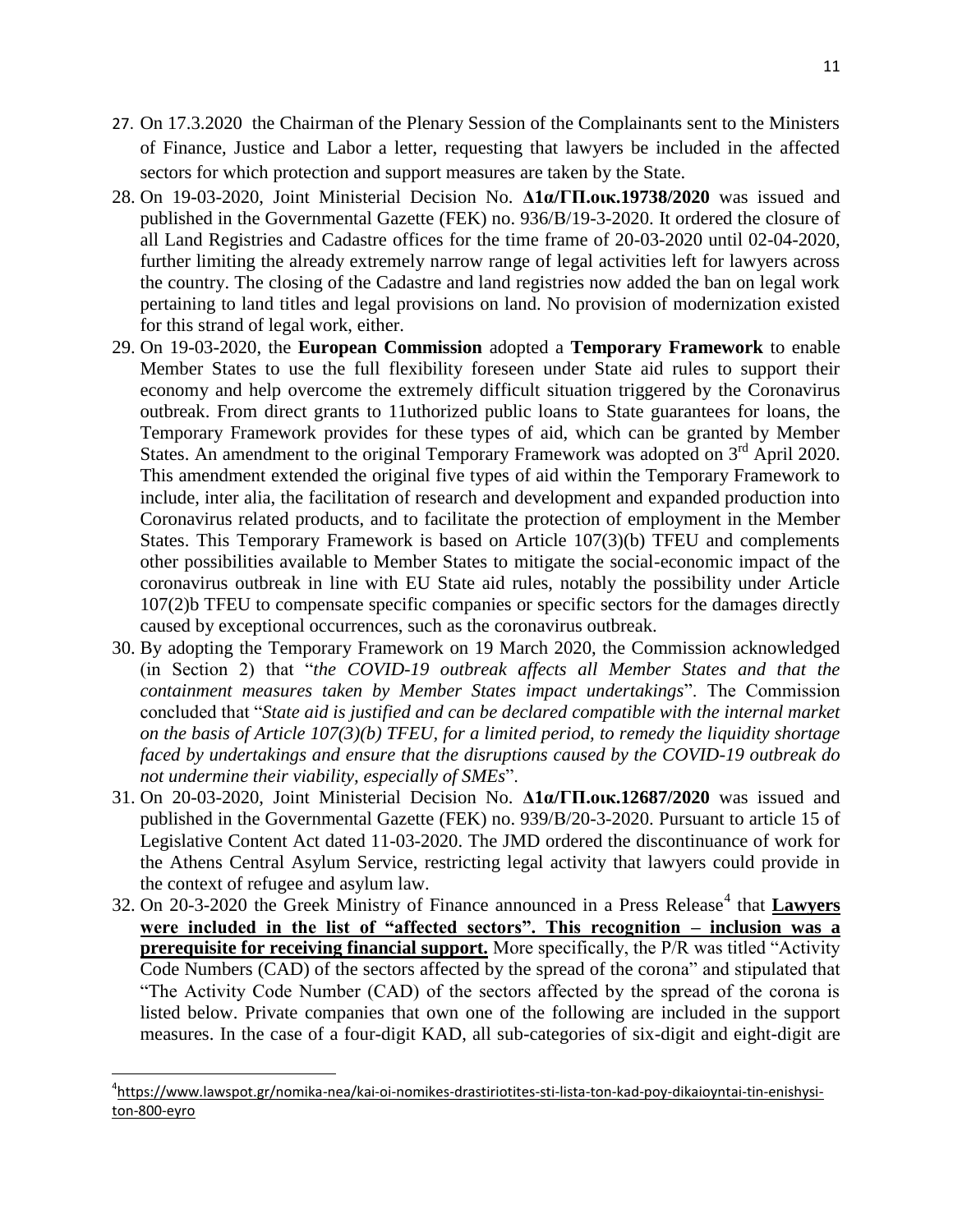27. On 17.3.2020 the Chairman of the Plenary Session of the Complainants sent to the Ministers of Finance, Justice and Labor a letter, requesting that lawyers be included in the affected sectors for which protection and support measures are taken by the State.
28. On 19-03-2020, Joint Ministerial Decision No. **Δ1α/ΓΠ.οικ.19738/2020** was issued and published in the Governmental Gazette (FEK) no. 936/Β/19-3-2020. It ordered the closure of all Land Registries and Cadastre offices for the time frame of 20-03-2020 until 02-04-2020, further limiting the already extremely narrow range of legal activities left for lawyers across the country. The closing of the Cadastre and land registries now added the ban on legal work pertaining to land titles and legal provisions on land. No provision of modernization existed for this strand of legal work, either.
29. On 19-03-2020, the **European Commission** adopted a **Temporary Framework** to enable Member States to use the full flexibility foreseen under State aid rules to support their economy and help overcome the extremely difficult situation triggered by the Coronavirus outbreak. From direct grants to 11uthorized public loans to State guarantees for loans, the Temporary Framework provides for these types of aid, which can be granted by Member States. An amendment to the original Temporary Framework was adopted on 3rd April 2020. This amendment extended the original five types of aid within the Temporary Framework to include, inter alia, the facilitation of research and development and expanded production into Coronavirus related products, and to facilitate the protection of employment in the Member States. This Temporary Framework is based on Article 107(3)(b) TFEU and complements other possibilities available to Member States to mitigate the social-economic impact of the coronavirus outbreak in line with EU State aid rules, notably the possibility under Article 107(2)b TFEU to compensate specific companies or specific sectors for the damages directly caused by exceptional occurrences, such as the coronavirus outbreak.
30. By adopting the Temporary Framework on 19 March 2020, the Commission acknowledged (in Section 2) that "*the COVID-19 outbreak affects all Member States and that the containment measures taken by Member States impact undertakings*". The Commission concluded that "*State aid is justified and can be declared compatible with the internal market on the basis of Article 107(3)(b) TFEU, for a limited period, to remedy the liquidity shortage faced by undertakings and ensure that the disruptions caused by the COVID-19 outbreak do not undermine their viability, especially of SMEs*".
31. On 20-03-2020, Joint Ministerial Decision No. **Δ1α/ΓΠ.οικ.12687/2020** was issued and published in the Governmental Gazette (FEK) no. 939/Β/20-3-2020. Pursuant to article 15 of Legislative Content Act dated 11-03-2020. The JMD ordered the discontinuance of work for the Athens Central Asylum Service, restricting legal activity that lawyers could provide in the context of refugee and asylum law.
32. On 20-3-2020 the Greek Ministry of Finance announced in a Press Release[4] that **Lawyers were included in the list of "affected sectors". This recognition – inclusion was a prerequisite for receiving financial support.** More specifically, the P/R was titled "Activity Code Numbers (CAD) of the sectors affected by the spread of the corona" and stipulated that "The Activity Code Number (CAD) of the sectors affected by the spread of the corona is listed below. Private companies that own one of the following are included in the support measures. In the case of a four-digit KAD, all sub-categories of six-digit and eight-digit are

[4] https://www.lawspot.gr/nomika-nea/kai-oi-nomikes-drastiriotites-sti-lista-ton-kad-poy-dikaioyntai-tin-enishysi-ton-800-eyro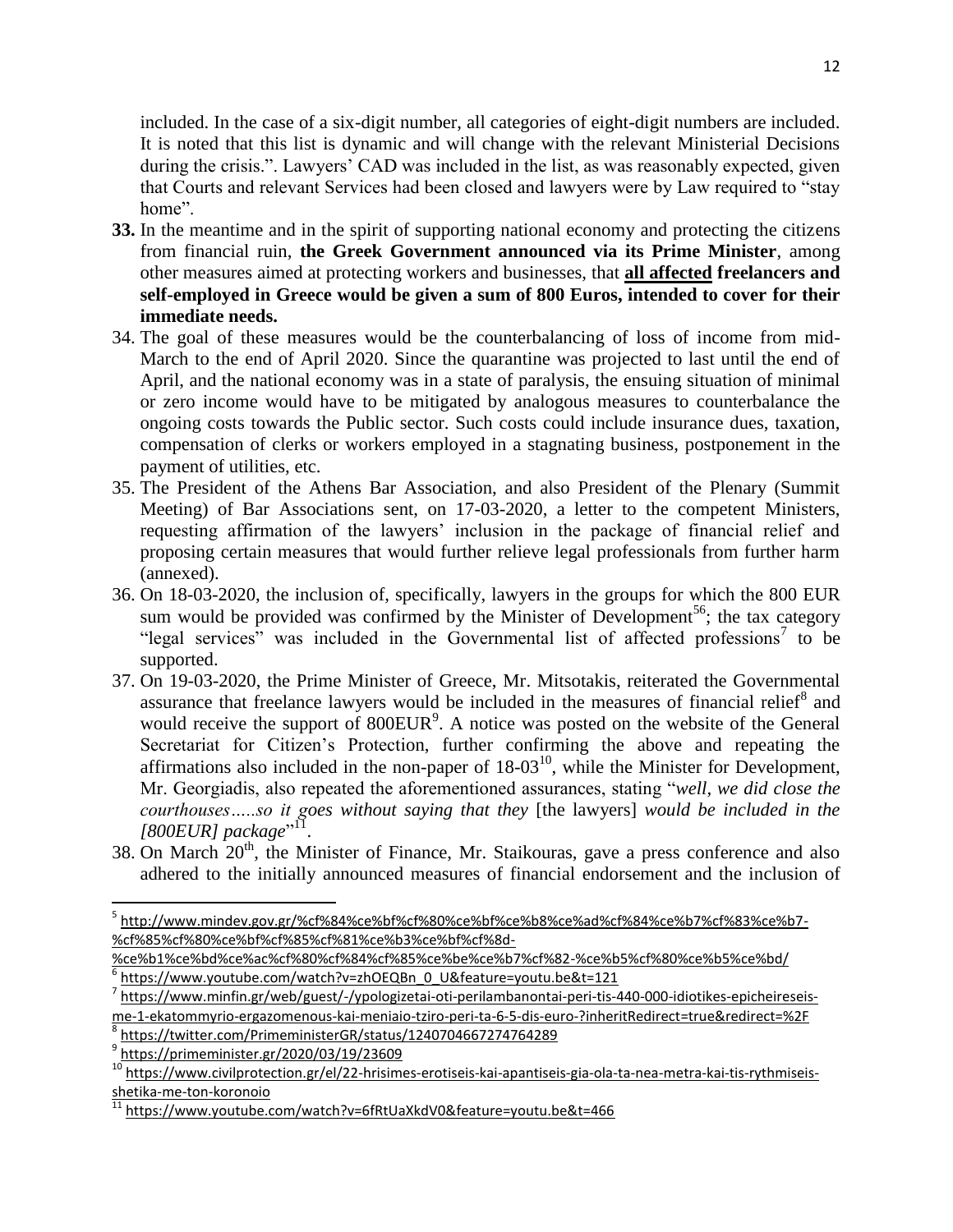included. In the case of a six-digit number, all categories of eight-digit numbers are included. It is noted that this list is dynamic and will change with the relevant Ministerial Decisions during the crisis.". Lawyers' CAD was included in the list, as was reasonably expected, given that Courts and relevant Services had been closed and lawyers were by Law required to "stay home".

**33.** In the meantime and in the spirit of supporting national economy and protecting the citizens from financial ruin, **the Greek Government announced via its Prime Minister**, among other measures aimed at protecting workers and businesses, that **all affected freelancers and self-employed in Greece would be given a sum of 800 Euros, intended to cover for their immediate needs.**

34. The goal of these measures would be the counterbalancing of loss of income from mid-March to the end of April 2020. Since the quarantine was projected to last until the end of April, and the national economy was in a state of paralysis, the ensuing situation of minimal or zero income would have to be mitigated by analogous measures to counterbalance the ongoing costs towards the Public sector. Such costs could include insurance dues, taxation, compensation of clerks or workers employed in a stagnating business, postponement in the payment of utilities, etc.

35. The President of the Athens Bar Association, and also President of the Plenary (Summit Meeting) of Bar Associations sent, on 17-03-2020, a letter to the competent Ministers, requesting affirmation of the lawyers' inclusion in the package of financial relief and proposing certain measures that would further relieve legal professionals from further harm (annexed).

36. On 18-03-2020, the inclusion of, specifically, lawyers in the groups for which the 800 EUR sum would be provided was confirmed by the Minister of Development[5][6]; the tax category "legal services" was included in the Governmental list of affected professions[7] to be supported.

37. On 19-03-2020, the Prime Minister of Greece, Mr. Mitsotakis, reiterated the Governmental assurance that freelance lawyers would be included in the measures of financial relief[8] and would receive the support of 800EUR[9]. A notice was posted on the website of the General Secretariat for Citizen's Protection, further confirming the above and repeating the affirmations also included in the non-paper of 18-03[10], while the Minister for Development, Mr. Georgiadis, also repeated the aforementioned assurances, stating "*well, we did close the courthouses…..so it goes without saying that they* [the lawyers] *would be included in the [800EUR] package*"[11].

38. On March 20th, the Minister of Finance, Mr. Staikouras, gave a press conference and also adhered to the initially announced measures of financial endorsement and the inclusion of

---

[5] http://www.mindev.gov.gr/%cf%84%ce%bf%cf%80%ce%bf%ce%b8%ce%ad%cf%84%ce%b7%cf%83%ce%b7-%cf%85%cf%80%ce%bf%cf%85%cf%81%ce%b3%ce%bf%cf%8d-%ce%b1%ce%bd%ce%ac%cf%80%cf%84%cf%85%ce%be%ce%b7%cf%82-%ce%b5%cf%80%ce%b5%ce%bd/

[6] https://www.youtube.com/watch?v=zhOEQBn_0_U&feature=youtu.be&t=121

[7] https://www.minfin.gr/web/guest/-/ypologizetai-oti-perilambanontai-peri-tis-440-000-idiotikes-epicheireseis-me-1-ekatommyrio-ergazomenous-kai-meniaio-tziro-peri-ta-6-5-dis-euro-?inheritRedirect=true&redirect=%2F

[8] https://twitter.com/PrimeministerGR/status/1240704667274764289

[9] https://primeminister.gr/2020/03/19/23609

[10] https://www.civilprotection.gr/el/22-hrisimes-erotiseis-kai-apantiseis-gia-ola-ta-nea-metra-kai-tis-rythmiseis-shetika-me-ton-koronoio

[11] https://www.youtube.com/watch?v=6fRtUaXkdV0&feature=youtu.be&t=466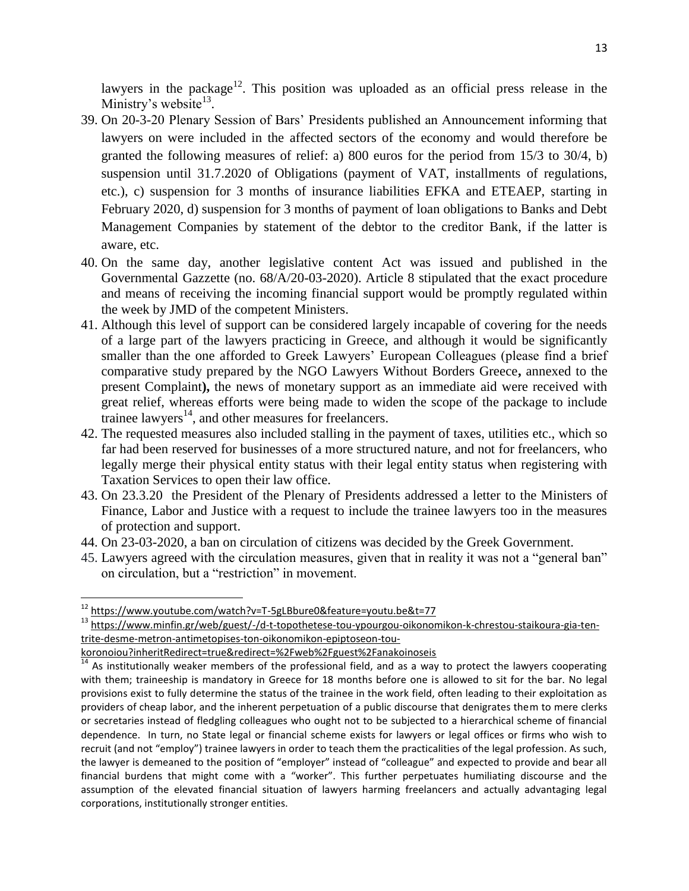lawyers in the package[12]. This position was uploaded as an official press release in the Ministry's website[13].

39. On 20-3-20 Plenary Session of Bars' Presidents published an Announcement informing that lawyers on were included in the affected sectors of the economy and would therefore be granted the following measures of relief: a) 800 euros for the period from 15/3 to 30/4, b) suspension until 31.7.2020 of Obligations (payment of VAT, installments of regulations, etc.), c) suspension for 3 months of insurance liabilities EFKA and ETEAEP, starting in February 2020, d) suspension for 3 months of payment of loan obligations to Banks and Debt Management Companies by statement of the debtor to the creditor Bank, if the latter is aware, etc.
40. On the same day, another legislative content Act was issued and published in the Governmental Gazette (no. 68/A/20-03-2020). Article 8 stipulated that the exact procedure and means of receiving the incoming financial support would be promptly regulated within the week by JMD of the competent Ministers.
41. Although this level of support can be considered largely incapable of covering for the needs of a large part of the lawyers practicing in Greece, and although it would be significantly smaller than the one afforded to Greek Lawyers' European Colleagues (please find a brief comparative study prepared by the NGO Lawyers Without Borders Greece**,** annexed to the present Complaint**),** the news of monetary support as an immediate aid were received with great relief, whereas efforts were being made to widen the scope of the package to include trainee lawyers[14], and other measures for freelancers.
42. The requested measures also included stalling in the payment of taxes, utilities etc., which so far had been reserved for businesses of a more structured nature, and not for freelancers, who legally merge their physical entity status with their legal entity status when registering with Taxation Services to open their law office.
43. On 23.3.20 the President of the Plenary of Presidents addressed a letter to the Ministers of Finance, Labor and Justice with a request to include the trainee lawyers too in the measures of protection and support.
44. On 23-03-2020, a ban on circulation of citizens was decided by the Greek Government.
45. Lawyers agreed with the circulation measures, given that in reality it was not a "general ban" on circulation, but a "restriction" in movement.

---

[12] https://www.youtube.com/watch?v=T-5gLBbure0&feature=youtu.be&t=77

[13] https://www.minfin.gr/web/guest/-/d-t-topothetese-tou-ypourgou-oikonomikon-k-chrestou-staikoura-gia-ten-trite-desme-metron-antimetopises-ton-oikonomikon-epiptoseon-tou-koronoiou?inheritRedirect=true&redirect=%2Fweb%2Fguest%2Fanakoinoseis

[14] As institutionally weaker members of the professional field, and as a way to protect the lawyers cooperating with them; traineeship is mandatory in Greece for 18 months before one is allowed to sit for the bar. No legal provisions exist to fully determine the status of the trainee in the work field, often leading to their exploitation as providers of cheap labor, and the inherent perpetuation of a public discourse that denigrates them to mere clerks or secretaries instead of fledgling colleagues who ought not to be subjected to a hierarchical scheme of financial dependence. In turn, no State legal or financial scheme exists for lawyers or legal offices or firms who wish to recruit (and not "employ") trainee lawyers in order to teach them the practicalities of the legal profession. As such, the lawyer is demeaned to the position of "employer" instead of "colleague" and expected to provide and bear all financial burdens that might come with a "worker". This further perpetuates humiliating discourse and the assumption of the elevated financial situation of lawyers harming freelancers and actually advantaging legal corporations, institutionally stronger entities.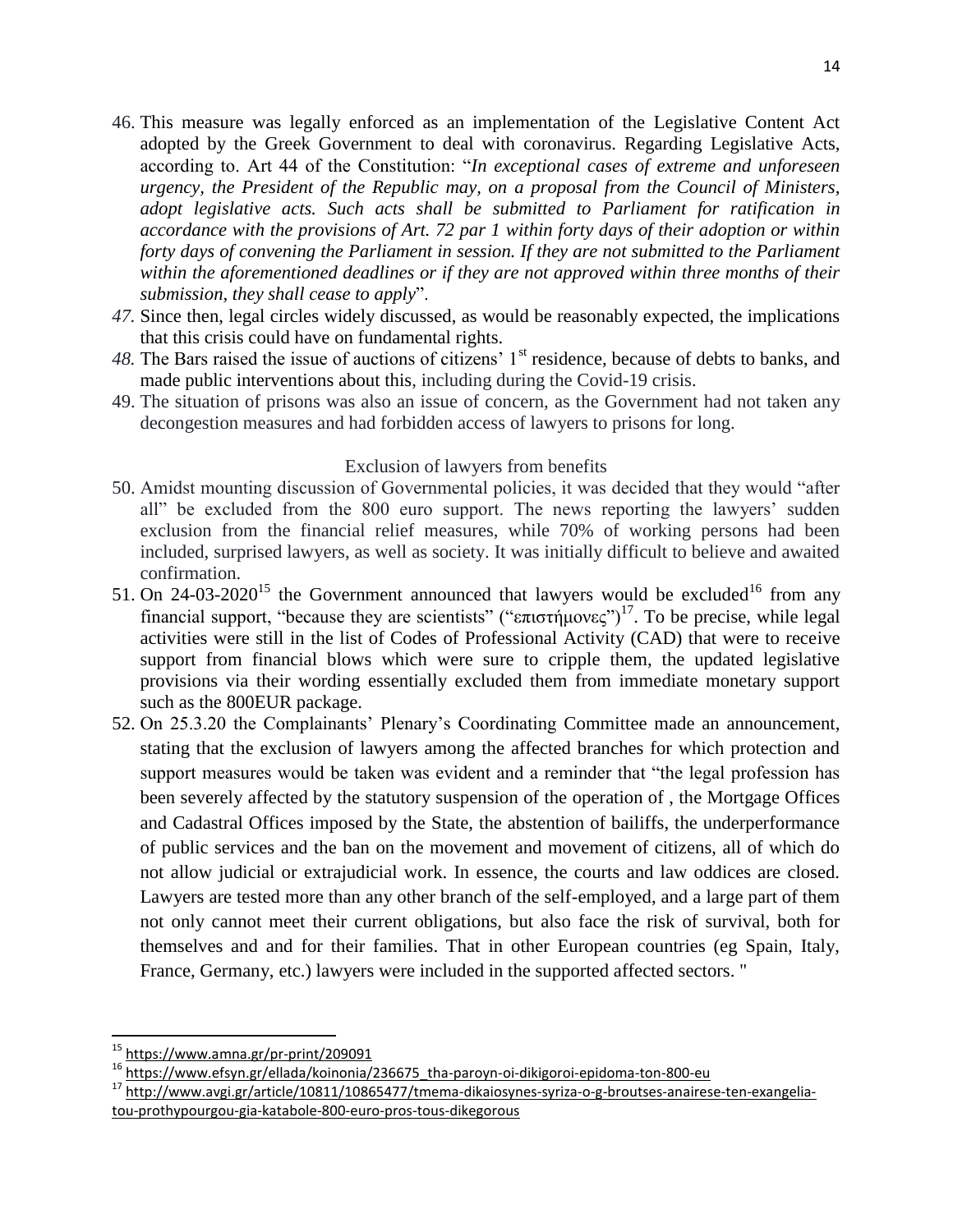46. This measure was legally enforced as an implementation of the Legislative Content Act adopted by the Greek Government to deal with coronavirus. Regarding Legislative Acts, according to. Art 44 of the Constitution: "*In exceptional cases of extreme and unforeseen urgency, the President of the Republic may, on a proposal from the Council of Ministers, adopt legislative acts. Such acts shall be submitted to Parliament for ratification in accordance with the provisions of Art. 72 par 1 within forty days of their adoption or within forty days of convening the Parliament in session. If they are not submitted to the Parliament within the aforementioned deadlines or if they are not approved within three months of their submission, they shall cease to apply*".
47. Since then, legal circles widely discussed, as would be reasonably expected, the implications that this crisis could have on fundamental rights.
48. The Bars raised the issue of auctions of citizens' 1st residence, because of debts to banks, and made public interventions about this, including during the Covid-19 crisis.
49. The situation of prisons was also an issue of concern, as the Government had not taken any decongestion measures and had forbidden access of lawyers to prisons for long.

## Exclusion of lawyers from benefits

50. Amidst mounting discussion of Governmental policies, it was decided that they would "after all" be excluded from the 800 euro support. The news reporting the lawyers' sudden exclusion from the financial relief measures, while 70% of working persons had been included, surprised lawyers, as well as society. It was initially difficult to believe and awaited confirmation.
51. On 24-03-2020[15] the Government announced that lawyers would be excluded[16] from any financial support, "because they are scientists" ("επιστήμονες")[17]. To be precise, while legal activities were still in the list of Codes of Professional Activity (CAD) that were to receive support from financial blows which were sure to cripple them, the updated legislative provisions via their wording essentially excluded them from immediate monetary support such as the 800EUR package.
52. On 25.3.20 the Complainants' Plenary's Coordinating Committee made an announcement, stating that the exclusion of lawyers among the affected branches for which protection and support measures would be taken was evident and a reminder that "the legal profession has been severely affected by the statutory suspension of the operation of , the Mortgage Offices and Cadastral Offices imposed by the State, the abstention of bailiffs, the underperformance of public services and the ban on the movement and movement of citizens, all of which do not allow judicial or extrajudicial work. In essence, the courts and law oddices are closed. Lawyers are tested more than any other branch of the self-employed, and a large part of them not only cannot meet their current obligations, but also face the risk of survival, both for themselves and and for their families. That in other European countries (eg Spain, Italy, France, Germany, etc.) lawyers were included in the supported affected sectors. "

---

[15] https://www.amna.gr/pr-print/209091

[16] https://www.efsyn.gr/ellada/koinonia/236675_tha-paroyn-oi-dikigoroi-epidoma-ton-800-eu

[17] http://www.avgi.gr/article/10811/10865477/tmema-dikaiosynes-syriza-o-g-broutses-anairese-ten-exangelia-tou-prothypourgou-gia-katabole-800-euro-pros-tous-dikegorous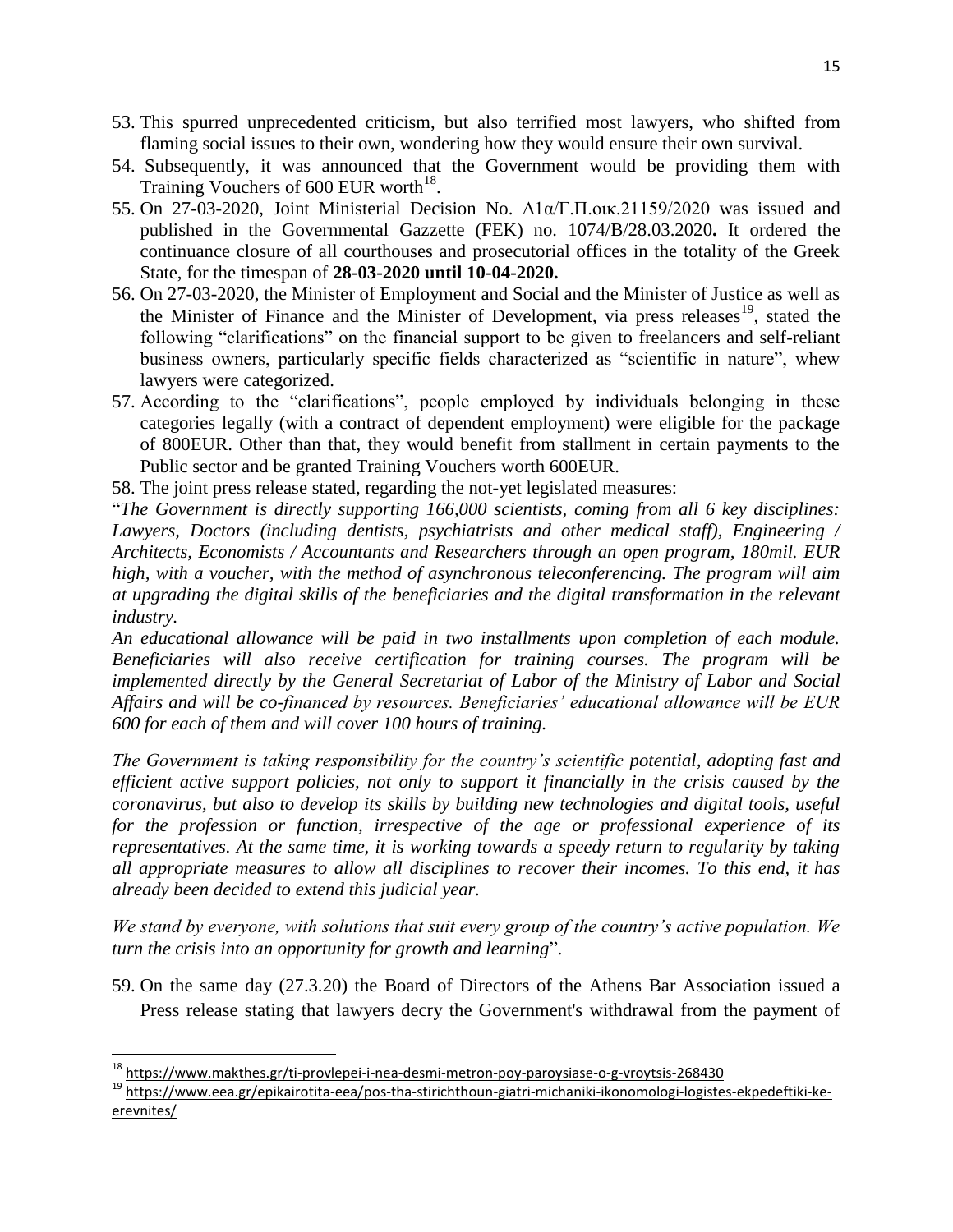53. This spurred unprecedented criticism, but also terrified most lawyers, who shifted from flaming social issues to their own, wondering how they would ensure their own survival.
54. Subsequently, it was announced that the Government would be providing them with Training Vouchers of 600 EUR worth[18].
55. On 27-03-2020, Joint Ministerial Decision No. Δ1α/Γ.Π.οικ.21159/2020 was issued and published in the Governmental Gazzette (FEK) no. 1074/B/28.03.2020**.** It ordered the continuance closure of all courthouses and prosecutorial offices in the totality of the Greek State, for the timespan of **28-03-2020 until 10-04-2020.**
56. On 27-03-2020, the Minister of Employment and Social and the Minister of Justice as well as the Minister of Finance and the Minister of Development, via press releases[19], stated the following "clarifications" on the financial support to be given to freelancers and self-reliant business owners, particularly specific fields characterized as "scientific in nature", whew lawyers were categorized.
57. According to the "clarifications", people employed by individuals belonging in these categories legally (with a contract of dependent employment) were eligible for the package of 800EUR. Other than that, they would benefit from stallment in certain payments to the Public sector and be granted Training Vouchers worth 600EUR.
58. The joint press release stated, regarding the not-yet legislated measures:

"*The Government is directly supporting 166,000 scientists, coming from all 6 key disciplines: Lawyers, Doctors (including dentists, psychiatrists and other medical staff), Engineering / Architects, Economists / Accountants and Researchers through an open program, 180mil. EUR high, with a voucher, with the method of asynchronous teleconferencing. The program will aim at upgrading the digital skills of the beneficiaries and the digital transformation in the relevant industry.*

*An educational allowance will be paid in two installments upon completion of each module. Beneficiaries will also receive certification for training courses. The program will be implemented directly by the General Secretariat of Labor of the Ministry of Labor and Social Affairs and will be co-financed by resources. Beneficiaries' educational allowance will be EUR 600 for each of them and will cover 100 hours of training.*

*The Government is taking responsibility for the country's scientific potential, adopting fast and efficient active support policies, not only to support it financially in the crisis caused by the coronavirus, but also to develop its skills by building new technologies and digital tools, useful for the profession or function, irrespective of the age or professional experience of its representatives. At the same time, it is working towards a speedy return to regularity by taking all appropriate measures to allow all disciplines to recover their incomes. To this end, it has already been decided to extend this judicial year.*

*We stand by everyone, with solutions that suit every group of the country's active population. We turn the crisis into an opportunity for growth and learning*".

59. On the same day (27.3.20) the Board of Directors of the Athens Bar Association issued a Press release stating that lawyers decry the Government's withdrawal from the payment of

[18] https://www.makthes.gr/ti-provlepei-i-nea-desmi-metron-poy-paroysiase-o-g-vroytsis-268430

[19] https://www.eea.gr/epikairotita-eea/pos-tha-stirichthoun-giatri-michaniki-ikonomologi-logistes-ekpedeftiki-ke-erevnites/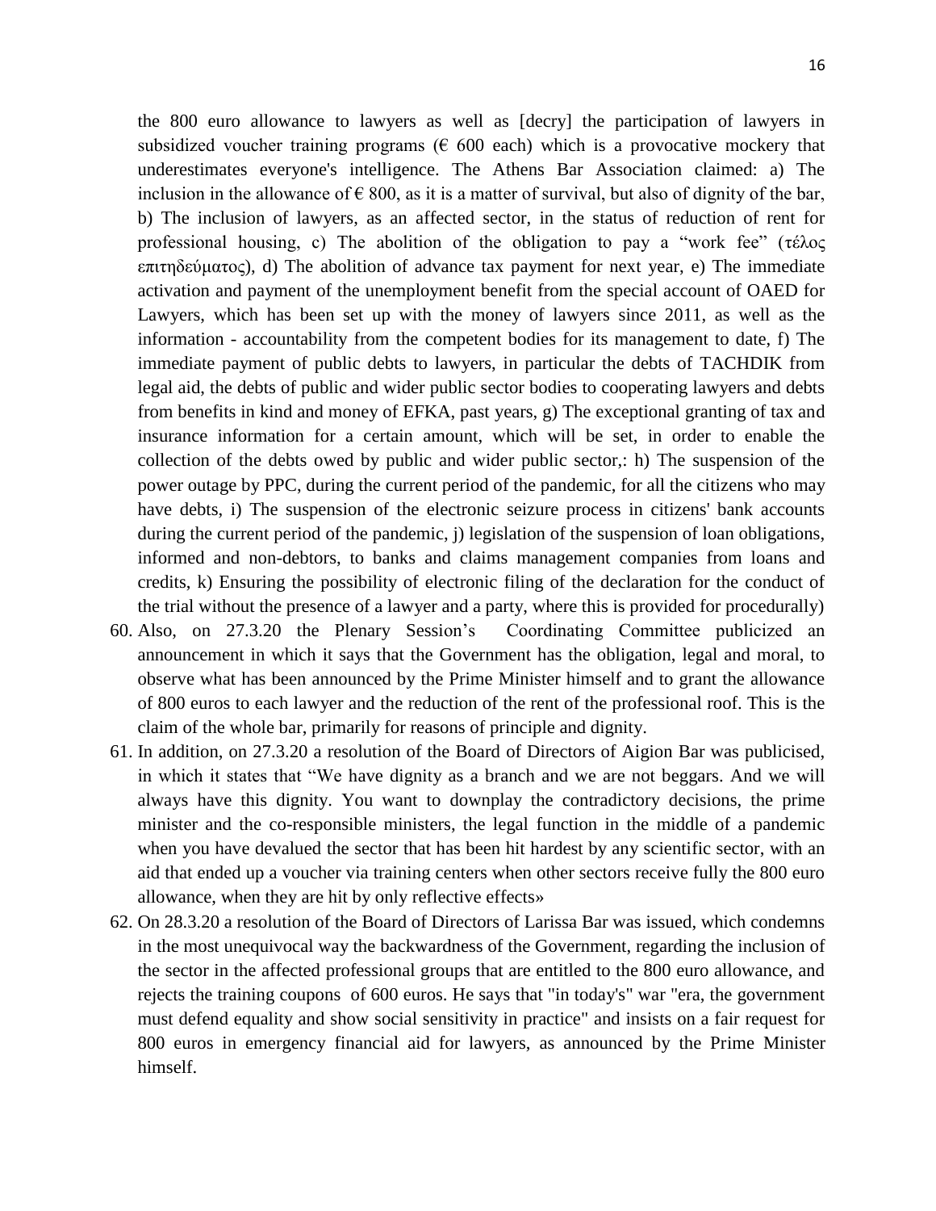the 800 euro allowance to lawyers as well as [decry] the participation of lawyers in subsidized voucher training programs (€ 600 each) which is a provocative mockery that underestimates everyone's intelligence. The Athens Bar Association claimed: a) The inclusion in the allowance of € 800, as it is a matter of survival, but also of dignity of the bar, b) The inclusion of lawyers, as an affected sector, in the status of reduction of rent for professional housing, c) The abolition of the obligation to pay a "work fee" (τέλος επιτηδεύματος), d) The abolition of advance tax payment for next year, e) The immediate activation and payment of the unemployment benefit from the special account of OAED for Lawyers, which has been set up with the money of lawyers since 2011, as well as the information - accountability from the competent bodies for its management to date, f) The immediate payment of public debts to lawyers, in particular the debts of TACHDIK from legal aid, the debts of public and wider public sector bodies to cooperating lawyers and debts from benefits in kind and money of EFKA, past years, g) The exceptional granting of tax and insurance information for a certain amount, which will be set, in order to enable the collection of the debts owed by public and wider public sector,: h) The suspension of the power outage by PPC, during the current period of the pandemic, for all the citizens who may have debts, i) The suspension of the electronic seizure process in citizens' bank accounts during the current period of the pandemic, j) legislation of the suspension of loan obligations, informed and non-debtors, to banks and claims management companies from loans and credits, k) Ensuring the possibility of electronic filing of the declaration for the conduct of the trial without the presence of a lawyer and a party, where this is provided for procedurally)

60. Also, on 27.3.20 the Plenary Session's Coordinating Committee publicized an announcement in which it says that the Government has the obligation, legal and moral, to observe what has been announced by the Prime Minister himself and to grant the allowance of 800 euros to each lawyer and the reduction of the rent of the professional roof. This is the claim of the whole bar, primarily for reasons of principle and dignity.
61. In addition, on 27.3.20 a resolution of the Board of Directors of Aigion Bar was publicised, in which it states that "We have dignity as a branch and we are not beggars. And we will always have this dignity. You want to downplay the contradictory decisions, the prime minister and the co-responsible ministers, the legal function in the middle of a pandemic when you have devalued the sector that has been hit hardest by any scientific sector, with an aid that ended up a voucher via training centers when other sectors receive fully the 800 euro allowance, when they are hit by only reflective effects»
62. On 28.3.20 a resolution of the Board of Directors of Larissa Bar was issued, which condemns in the most unequivocal way the backwardness of the Government, regarding the inclusion of the sector in the affected professional groups that are entitled to the 800 euro allowance, and rejects the training coupons of 600 euros. He says that "in today's" war "era, the government must defend equality and show social sensitivity in practice" and insists on a fair request for 800 euros in emergency financial aid for lawyers, as announced by the Prime Minister himself.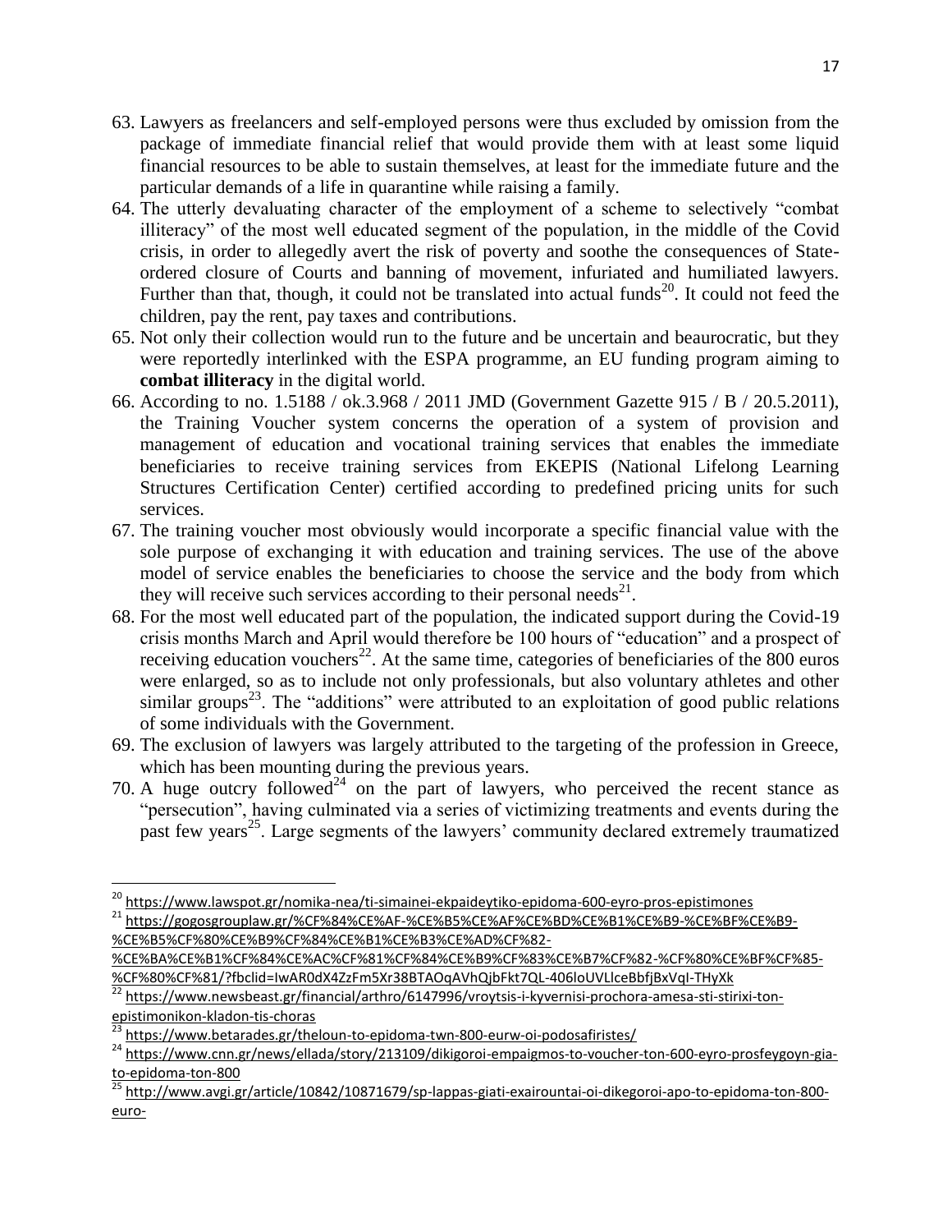63. Lawyers as freelancers and self-employed persons were thus excluded by omission from the package of immediate financial relief that would provide them with at least some liquid financial resources to be able to sustain themselves, at least for the immediate future and the particular demands of a life in quarantine while raising a family.
64. The utterly devaluating character of the employment of a scheme to selectively "combat illiteracy" of the most well educated segment of the population, in the middle of the Covid crisis, in order to allegedly avert the risk of poverty and soothe the consequences of State-ordered closure of Courts and banning of movement, infuriated and humiliated lawyers. Further than that, though, it could not be translated into actual funds[20]. It could not feed the children, pay the rent, pay taxes and contributions.
65. Not only their collection would run to the future and be uncertain and beaurocratic, but they were reportedly interlinked with the ESPA programme, an EU funding program aiming to **combat illiteracy** in the digital world.
66. According to no. 1.5188 / ok.3.968 / 2011 JMD (Government Gazette 915 / B / 20.5.2011), the Training Voucher system concerns the operation of a system of provision and management of education and vocational training services that enables the immediate beneficiaries to receive training services from EKEPIS (National Lifelong Learning Structures Certification Center) certified according to predefined pricing units for such services.
67. The training voucher most obviously would incorporate a specific financial value with the sole purpose of exchanging it with education and training services. The use of the above model of service enables the beneficiaries to choose the service and the body from which they will receive such services according to their personal needs[21].
68. For the most well educated part of the population, the indicated support during the Covid-19 crisis months March and April would therefore be 100 hours of "education" and a prospect of receiving education vouchers[22]. At the same time, categories of beneficiaries of the 800 euros were enlarged, so as to include not only professionals, but also voluntary athletes and other similar groups[23]. The "additions" were attributed to an exploitation of good public relations of some individuals with the Government.
69. The exclusion of lawyers was largely attributed to the targeting of the profession in Greece, which has been mounting during the previous years.
70. A huge outcry followed[24] on the part of lawyers, who perceived the recent stance as "persecution", having culminated via a series of victimizing treatments and events during the past few years[25]. Large segments of the lawyers' community declared extremely traumatized

---

[20] https://www.lawspot.gr/nomika-nea/ti-simainei-ekpaideytiko-epidoma-600-eyro-pros-epistimones

[21] https://gogosgrouplaw.gr/%CF%84%CE%AF-%CE%B5%CE%AF%CE%BD%CE%B1%CE%B9-%CE%BF%CE%B9-%CE%B5%CF%80%CE%B9%CF%84%CE%B1%CE%B3%CE%AD%CF%82-%CE%BA%CE%B1%CF%84%CE%AC%CF%81%CF%84%CE%B9%CF%83%CE%B7%CF%82-%CF%80%CE%BF%CF%85-%CF%80%CF%81/?fbclid=IwAR0dX4ZzFm5Xr38BTAOqAVhQjbFkt7QL-406loUVLlceBbfjBxVqI-THyXk

[22] https://www.newsbeast.gr/financial/arthro/6147996/vroytsis-i-kyvernisi-prochora-amesa-sti-stirixi-ton-epistimonikon-kladon-tis-choras

[23] https://www.betarades.gr/theloun-to-epidoma-twn-800-eurw-oi-podosafiristes/

[24] https://www.cnn.gr/news/ellada/story/213109/dikigoroi-empaigmos-to-voucher-ton-600-eyro-prosfeygoyn-gia-to-epidoma-ton-800

[25] http://www.avgi.gr/article/10842/10871679/sp-lappas-giati-exairountai-oi-dikegoroi-apo-to-epidoma-ton-800-euro-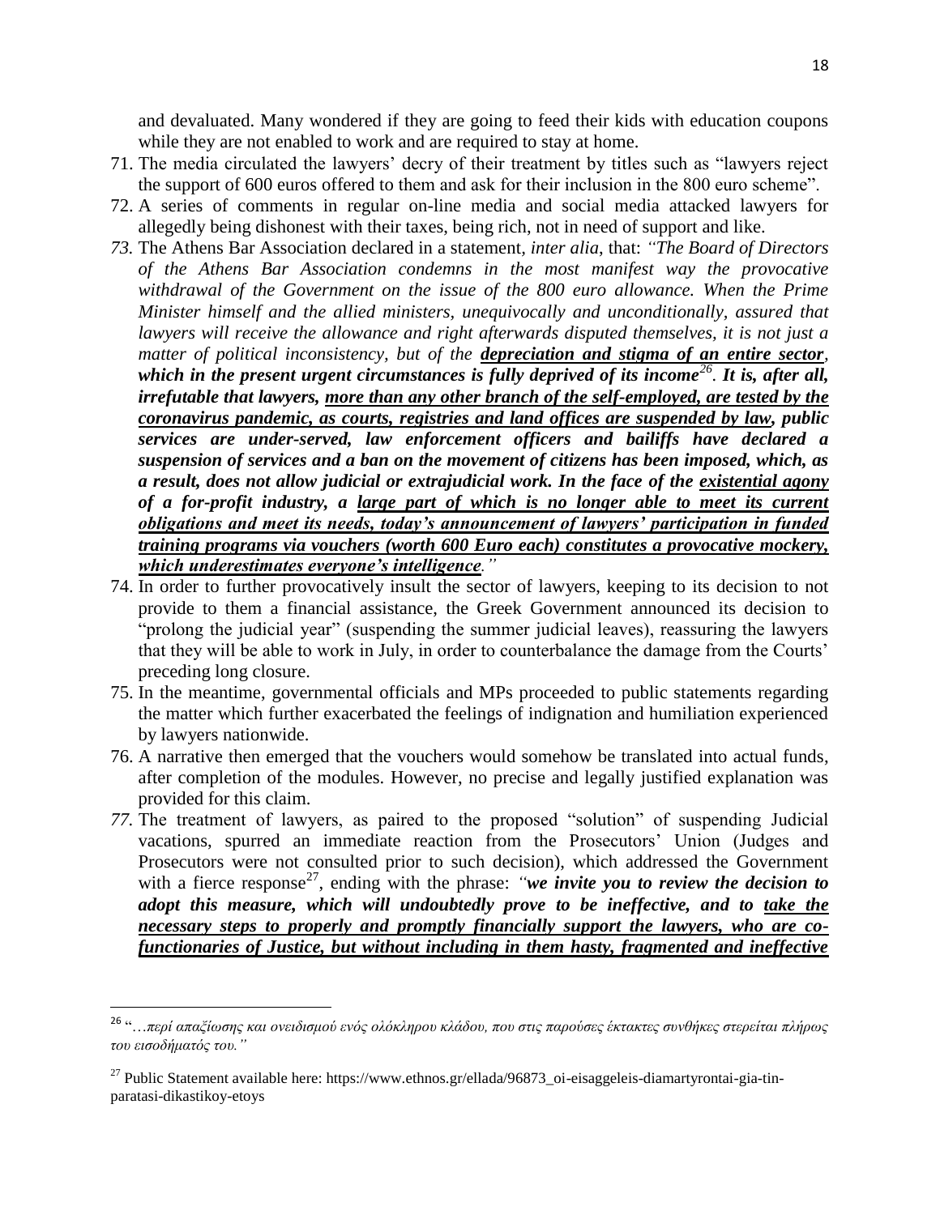and devaluated. Many wondered if they are going to feed their kids with education coupons while they are not enabled to work and are required to stay at home.

71. The media circulated the lawyers' decry of their treatment by titles such as "lawyers reject the support of 600 euros offered to them and ask for their inclusion in the 800 euro scheme".
72. A series of comments in regular on-line media and social media attacked lawyers for allegedly being dishonest with their taxes, being rich, not in need of support and like.
73. The Athens Bar Association declared in a statement, *inter alia*, that: *"The Board of Directors of the Athens Bar Association condemns in the most manifest way the provocative withdrawal of the Government on the issue of the 800 euro allowance. When the Prime Minister himself and the allied ministers, unequivocally and unconditionally, assured that lawyers will receive the allowance and right afterwards disputed themselves, it is not just a matter of political inconsistency, but of the* ***depreciation and stigma of an entire sector****, **which in the present urgent circumstances is fully deprived of its income[26]. It is, after all, irrefutable that lawyers, more than any other branch of the self-employed, are tested by the coronavirus pandemic, as courts, registries and land offices are suspended by law, public services are under-served, law enforcement officers and bailiffs have declared a suspension of services and a ban on the movement of citizens has been imposed, which, as a result, does not allow judicial or extrajudicial work. In the face of the existential agony of a for-profit industry, a large part of which is no longer able to meet its current obligations and meet its needs, today's announcement of lawyers' participation in funded training programs via vouchers (worth 600 Euro each) constitutes a provocative mockery, which underestimates everyone's intelligence**."*
74. In order to further provocatively insult the sector of lawyers, keeping to its decision to not provide to them a financial assistance, the Greek Government announced its decision to "prolong the judicial year" (suspending the summer judicial leaves), reassuring the lawyers that they will be able to work in July, in order to counterbalance the damage from the Courts' preceding long closure.
75. In the meantime, governmental officials and MPs proceeded to public statements regarding the matter which further exacerbated the feelings of indignation and humiliation experienced by lawyers nationwide.
76. A narrative then emerged that the vouchers would somehow be translated into actual funds, after completion of the modules. However, no precise and legally justified explanation was provided for this claim.
77. The treatment of lawyers, as paired to the proposed "solution" of suspending Judicial vacations, spurred an immediate reaction from the Prosecutors' Union (Judges and Prosecutors were not consulted prior to such decision), which addressed the Government with a fierce response[27], ending with the phrase: *"**we invite you to review the decision to adopt this measure, which will undoubtedly prove to be ineffective, and to take the necessary steps to properly and promptly financially support the lawyers, who are co-functionaries of Justice, but without including in them hasty, fragmented and ineffective***

---

[26] "*…περί απαξίωσης και ονειδισμού ενός ολόκληρου κλάδου, που στις παρούσες έκτακτες συνθήκες στερείται πλήρως του εισοδήματός του.*"

[27] Public Statement available here: https://www.ethnos.gr/ellada/96873_oi-eisaggeleis-diamartyrontai-gia-tin-paratasi-dikastikoy-etoys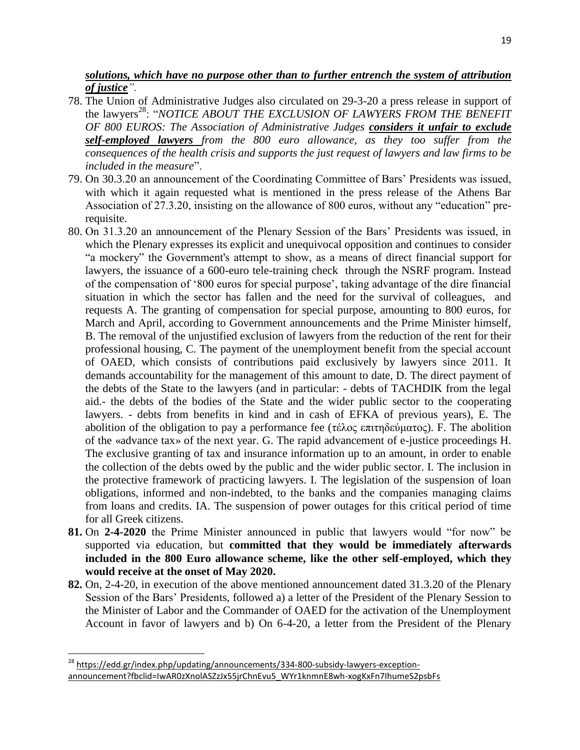***solutions, which have no purpose other than to further entrench the system of attribution of justice****".*

78. The Union of Administrative Judges also circulated on 29-3-20 a press release in support of the lawyers[28]: "*NOTICE ABOUT THE EXCLUSION OF LAWYERS FROM THE BENEFIT OF 800 EUROS: The Association of Administrative Judges* ***considers it unfair to exclude self-employed lawyers*** *from the 800 euro allowance, as they too suffer from the consequences of the health crisis and supports the just request of lawyers and law firms to be included in the measure*".
79. On 30.3.20 an announcement of the Coordinating Committee of Bars' Presidents was issued, with which it again requested what is mentioned in the press release of the Athens Bar Association of 27.3.20, insisting on the allowance of 800 euros, without any "education" pre-requisite.
80. On 31.3.20 an announcement of the Plenary Session of the Bars' Presidents was issued, in which the Plenary expresses its explicit and unequivocal opposition and continues to consider "a mockery" the Government's attempt to show, as a means of direct financial support for lawyers, the issuance of a 600-euro tele-training check through the NSRF program. Instead of the compensation of '800 euros for special purpose', taking advantage of the dire financial situation in which the sector has fallen and the need for the survival of colleagues, and requests A. The granting of compensation for special purpose, amounting to 800 euros, for March and April, according to Government announcements and the Prime Minister himself, B. The removal of the unjustified exclusion of lawyers from the reduction of the rent for their professional housing, C. The payment of the unemployment benefit from the special account of OAED, which consists of contributions paid exclusively by lawyers since 2011. It demands accountability for the management of this amount to date, D. The direct payment of the debts of the State to the lawyers (and in particular: - debts of TACHDIK from the legal aid.- the debts of the bodies of the State and the wider public sector to the cooperating lawyers. - debts from benefits in kind and in cash of EFKA of previous years), E. The abolition of the obligation to pay a performance fee (τέλος επιτηδεύματος). F. The abolition of the «advance tax» of the next year. G. The rapid advancement of e-justice proceedings H. The exclusive granting of tax and insurance information up to an amount, in order to enable the collection of the debts owed by the public and the wider public sector. I. The inclusion in the protective framework of practicing lawyers. I. The legislation of the suspension of loan obligations, informed and non-indebted, to the banks and the companies managing claims from loans and credits. IA. The suspension of power outages for this critical period of time for all Greek citizens.
81. On **2-4-2020** the Prime Minister announced in public that lawyers would "for now" be supported via education, but **committed that they would be immediately afterwards included in the 800 Euro allowance scheme, like the other self-employed, which they would receive at the onset of May 2020.**
82. On, 2-4-20, in execution of the above mentioned announcement dated 31.3.20 of the Plenary Session of the Bars' Presidents, followed a) a letter of the President of the Plenary Session to the Minister of Labor and the Commander of OAED for the activation of the Unemployment Account in favor of lawyers and b) On 6-4-20, a letter from the President of the Plenary

---

[28] https://edd.gr/index.php/updating/announcements/334-800-subsidy-lawyers-exception-announcement?fbclid=IwAR0zXnolASZzJx55jrChnEvu5_WYr1knmnE8wh-xogKxFn7IhumeS2psbFs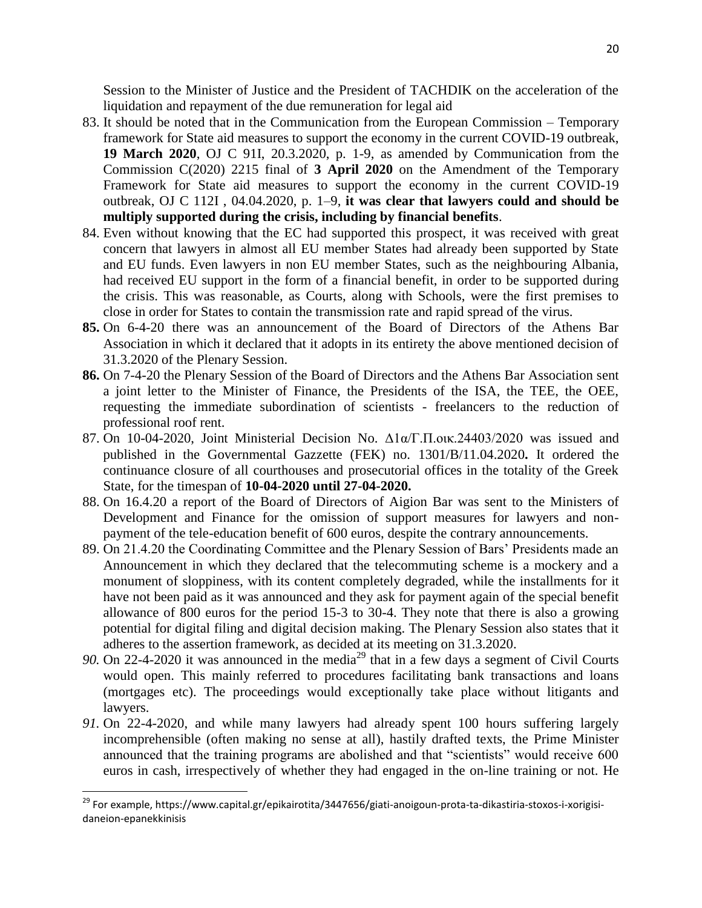Session to the Minister of Justice and the President of TACHDIK on the acceleration of the liquidation and repayment of the due remuneration for legal aid

83. It should be noted that in the Communication from the European Commission – Temporary framework for State aid measures to support the economy in the current COVID-19 outbreak, **19 March 2020**, OJ C 91I, 20.3.2020, p. 1-9, as amended by Communication from the Commission C(2020) 2215 final of **3 April 2020** on the Amendment of the Temporary Framework for State aid measures to support the economy in the current COVID-19 outbreak, OJ C 112I , 04.04.2020, p. 1–9, **it was clear that lawyers could and should be multiply supported during the crisis, including by financial benefits**.
84. Even without knowing that the EC had supported this prospect, it was received with great concern that lawyers in almost all EU member States had already been supported by State and EU funds. Even lawyers in non EU member States, such as the neighbouring Albania, had received EU support in the form of a financial benefit, in order to be supported during the crisis. This was reasonable, as Courts, along with Schools, were the first premises to close in order for States to contain the transmission rate and rapid spread of the virus.
85. On 6-4-20 there was an announcement of the Board of Directors of the Athens Bar Association in which it declared that it adopts in its entirety the above mentioned decision of 31.3.2020 of the Plenary Session.
86. On 7-4-20 the Plenary Session of the Board of Directors and the Athens Bar Association sent a joint letter to the Minister of Finance, the Presidents of the ISA, the TEE, the OEE, requesting the immediate subordination of scientists - freelancers to the reduction of professional roof rent.
87. On 10-04-2020, Joint Ministerial Decision No. Δ1α/Γ.Π.οικ.24403/2020 was issued and published in the Governmental Gazzette (FEK) no. 1301/B/11.04.2020**.** It ordered the continuance closure of all courthouses and prosecutorial offices in the totality of the Greek State, for the timespan of **10-04-2020 until 27-04-2020.**
88. On 16.4.20 a report of the Board of Directors of Aigion Bar was sent to the Ministers of Development and Finance for the omission of support measures for lawyers and non-payment of the tele-education benefit of 600 euros, despite the contrary announcements.
89. On 21.4.20 the Coordinating Committee and the Plenary Session of Bars' Presidents made an Announcement in which they declared that the telecommuting scheme is a mockery and a monument of sloppiness, with its content completely degraded, while the installments for it have not been paid as it was announced and they ask for payment again of the special benefit allowance of 800 euros for the period 15-3 to 30-4. They note that there is also a growing potential for digital filing and digital decision making. The Plenary Session also states that it adheres to the assertion framework, as decided at its meeting on 31.3.2020.
90. On 22-4-2020 it was announced in the media[29] that in a few days a segment of Civil Courts would open. This mainly referred to procedures facilitating bank transactions and loans (mortgages etc). The proceedings would exceptionally take place without litigants and lawyers.
91. On 22-4-2020, and while many lawyers had already spent 100 hours suffering largely incomprehensible (often making no sense at all), hastily drafted texts, the Prime Minister announced that the training programs are abolished and that "scientists" would receive 600 euros in cash, irrespectively of whether they had engaged in the on-line training or not. He

[29] For example, https://www.capital.gr/epikairotita/3447656/giati-anoigoun-prota-ta-dikastiria-stoxos-i-xorigisi-daneion-epanekkinisis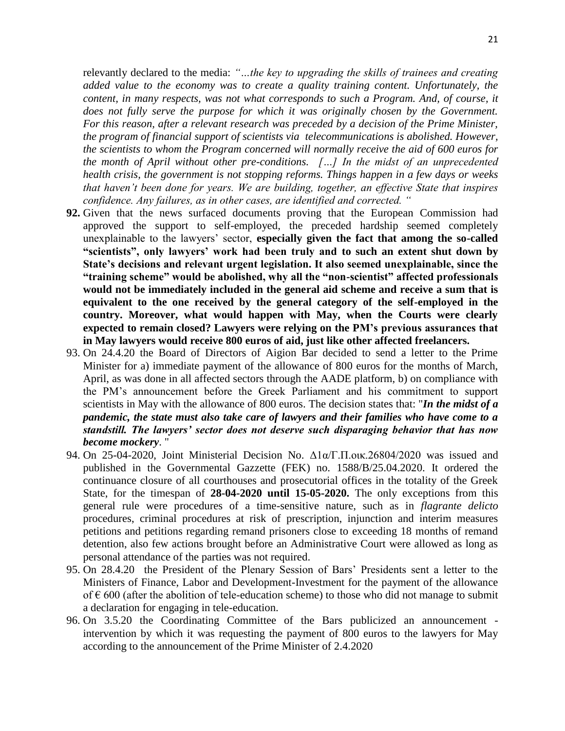relevantly declared to the media: *"…the key to upgrading the skills of trainees and creating added value to the economy was to create a quality training content. Unfortunately, the content, in many respects, was not what corresponds to such a Program. And, of course, it does not fully serve the purpose for which it was originally chosen by the Government. For this reason, after a relevant research was preceded by a decision of the Prime Minister, the program of financial support of scientists via telecommunications is abolished. However, the scientists to whom the Program concerned will normally receive the aid of 600 euros for the month of April without other pre-conditions. […] In the midst of an unprecedented health crisis, the government is not stopping reforms. Things happen in a few days or weeks that haven't been done for years. We are building, together, an effective State that inspires confidence. Any failures, as in other cases, are identified and corrected. "*

**92.** Given that the news surfaced documents proving that the European Commission had approved the support to self-employed, the preceded hardship seemed completely unexplainable to the lawyers' sector, **especially given the fact that among the so-called "scientists", only lawyers' work had been truly and to such an extent shut down by State's decisions and relevant urgent legislation. It also seemed unexplainable, since the "training scheme" would be abolished, why all the "non-scientist" affected professionals would not be immediately included in the general aid scheme and receive a sum that is equivalent to the one received by the general category of the self-employed in the country. Moreover, what would happen with May, when the Courts were clearly expected to remain closed? Lawyers were relying on the PM's previous assurances that in May lawyers would receive 800 euros of aid, just like other affected freelancers.**

93. On 24.4.20 the Board of Directors of Aigion Bar decided to send a letter to the Prime Minister for a) immediate payment of the allowance of 800 euros for the months of March, April, as was done in all affected sectors through the AADE platform, b) on compliance with the PM's announcement before the Greek Parliament and his commitment to support scientists in May with the allowance of 800 euros. The decision states that: "***In the midst of a pandemic, the state must also take care of lawyers and their families who have come to a standstill. The lawyers' sector does not deserve such disparaging behavior that has now become mockery***. "

94. On 25-04-2020, Joint Ministerial Decision No. Δ1α/Γ.Π.οικ.26804/2020 was issued and published in the Governmental Gazzette (FEK) no. 1588/B/25.04.2020. It ordered the continuance closure of all courthouses and prosecutorial offices in the totality of the Greek State, for the timespan of **28-04-2020 until 15-05-2020.** The only exceptions from this general rule were procedures of a time-sensitive nature, such as in *flagrante delicto* procedures, criminal procedures at risk of prescription, injunction and interim measures petitions and petitions regarding remand prisoners close to exceeding 18 months of remand detention, also few actions brought before an Administrative Court were allowed as long as personal attendance of the parties was not required.

95. On 28.4.20 the President of the Plenary Session of Bars' Presidents sent a letter to the Ministers of Finance, Labor and Development-Investment for the payment of the allowance of € 600 (after the abolition of tele-education scheme) to those who did not manage to submit a declaration for engaging in tele-education.

96. On 3.5.20 the Coordinating Committee of the Bars publicized an announcement - intervention by which it was requesting the payment of 800 euros to the lawyers for May according to the announcement of the Prime Minister of 2.4.2020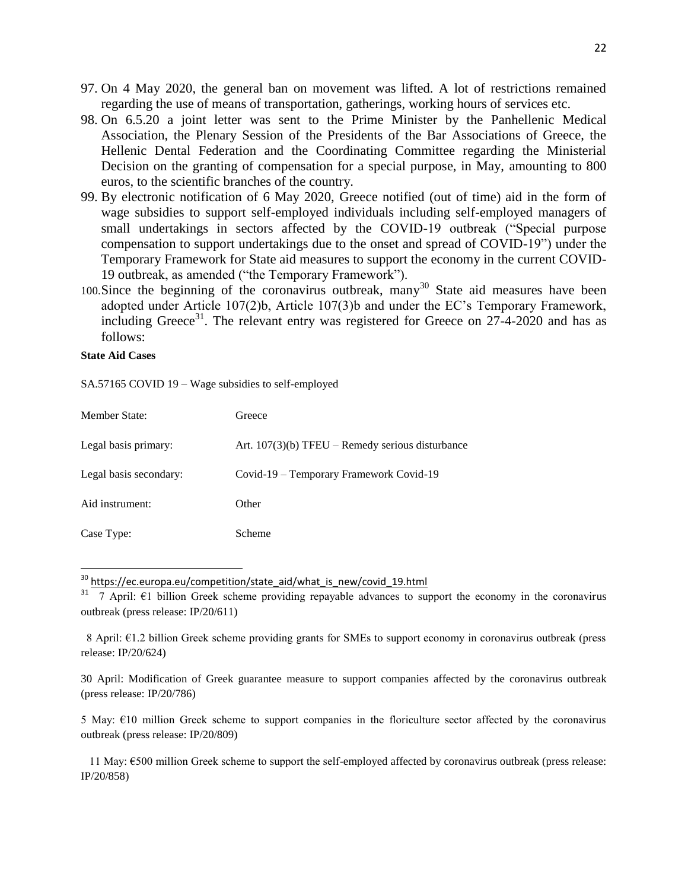97. On 4 May 2020, the general ban on movement was lifted. A lot of restrictions remained regarding the use of means of transportation, gatherings, working hours of services etc.
98. On 6.5.20 a joint letter was sent to the Prime Minister by the Panhellenic Medical Association, the Plenary Session of the Presidents of the Bar Associations of Greece, the Hellenic Dental Federation and the Coordinating Committee regarding the Ministerial Decision on the granting of compensation for a special purpose, in May, amounting to 800 euros, to the scientific branches of the country.
99. By electronic notification of 6 May 2020, Greece notified (out of time) aid in the form of wage subsidies to support self-employed individuals including self-employed managers of small undertakings in sectors affected by the COVID-19 outbreak ("Special purpose compensation to support undertakings due to the onset and spread of COVID-19") under the Temporary Framework for State aid measures to support the economy in the current COVID-19 outbreak, as amended ("the Temporary Framework").
100. Since the beginning of the coronavirus outbreak, many[30] State aid measures have been adopted under Article 107(2)b, Article 107(3)b and under the EC's Temporary Framework, including Greece[31]. The relevant entry was registered for Greece on 27-4-2020 and has as follows:

**State Aid Cases**

SA.57165 COVID 19 – Wage subsidies to self-employed

| | |
|---|---|
| Member State: | Greece |
| Legal basis primary: | Art. 107(3)(b) TFEU – Remedy serious disturbance |
| Legal basis secondary: | Covid-19 – Temporary Framework Covid-19 |
| Aid instrument: | Other |
| Case Type: | Scheme |

[30] https://ec.europa.eu/competition/state_aid/what_is_new/covid_19.html

[31] 7 April: €1 billion Greek scheme providing repayable advances to support the economy in the coronavirus outbreak (press release: IP/20/611)

8 April: €1.2 billion Greek scheme providing grants for SMEs to support economy in coronavirus outbreak (press release: IP/20/624)

30 April: Modification of Greek guarantee measure to support companies affected by the coronavirus outbreak (press release: IP/20/786)

5 May: €10 million Greek scheme to support companies in the floriculture sector affected by the coronavirus outbreak (press release: IP/20/809)

11 May: €500 million Greek scheme to support the self-employed affected by coronavirus outbreak (press release: IP/20/858)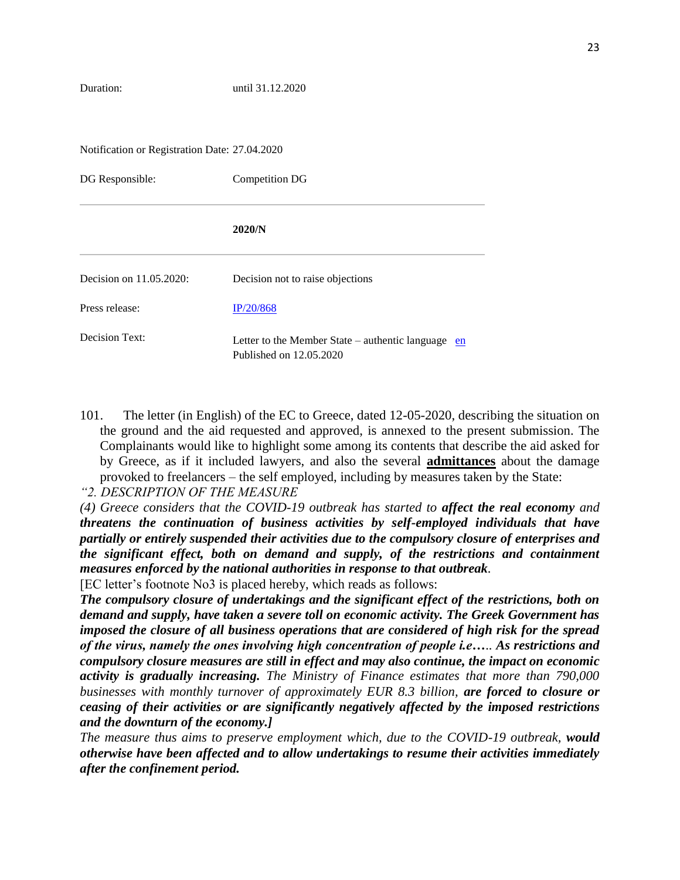| | |
|---|---|
| Duration: | until 31.12.2020 |
| Notification or Registration Date: | 27.04.2020 |
| DG Responsible: | Competition DG |
| | **2020/N** |
| Decision on 11.05.2020: | Decision not to raise objections |
| Press release: | IP/20/868 |
| Decision Text: | Letter to the Member State – authentic language en<br>Published on 12.05.2020 |

101. The letter (in English) of the EC to Greece, dated 12-05-2020, describing the situation on the ground and the aid requested and approved, is annexed to the present submission. The Complainants would like to highlight some among its contents that describe the aid asked for by Greece, as if it included lawyers, and also the several **admittances** about the damage provoked to freelancers – the self employed, including by measures taken by the State:

*"2. DESCRIPTION OF THE MEASURE*

*(4) Greece considers that the COVID-19 outbreak has started to* ***affect the real economy*** *and* ***threatens the continuation of business activities by self-employed individuals that have partially or entirely suspended their activities due to the compulsory closure of enterprises and the significant effect, both on demand and supply, of the restrictions and containment measures enforced by the national authorities in response to that outbreak****.*

[EC letter's footnote No3 is placed hereby, which reads as follows:

***The compulsory closure of undertakings and the significant effect of the restrictions, both on demand and supply, have taken a severe toll on economic activity. The Greek Government has imposed the closure of all business operations that are considered of high risk for the spread of the virus, namely the ones involving high concentration of people i.e****….* ***As restrictions and compulsory closure measures are still in effect and may also continue, the impact on economic activity is gradually increasing.*** *The Ministry of Finance estimates that more than 790,000 businesses with monthly turnover of approximately EUR 8.3 billion,* ***are forced to closure or ceasing of their activities or are significantly negatively affected by the imposed restrictions and the downturn of the economy.]***

*The measure thus aims to preserve employment which, due to the COVID-19 outbreak,* ***would otherwise have been affected and to allow undertakings to resume their activities immediately after the confinement period.***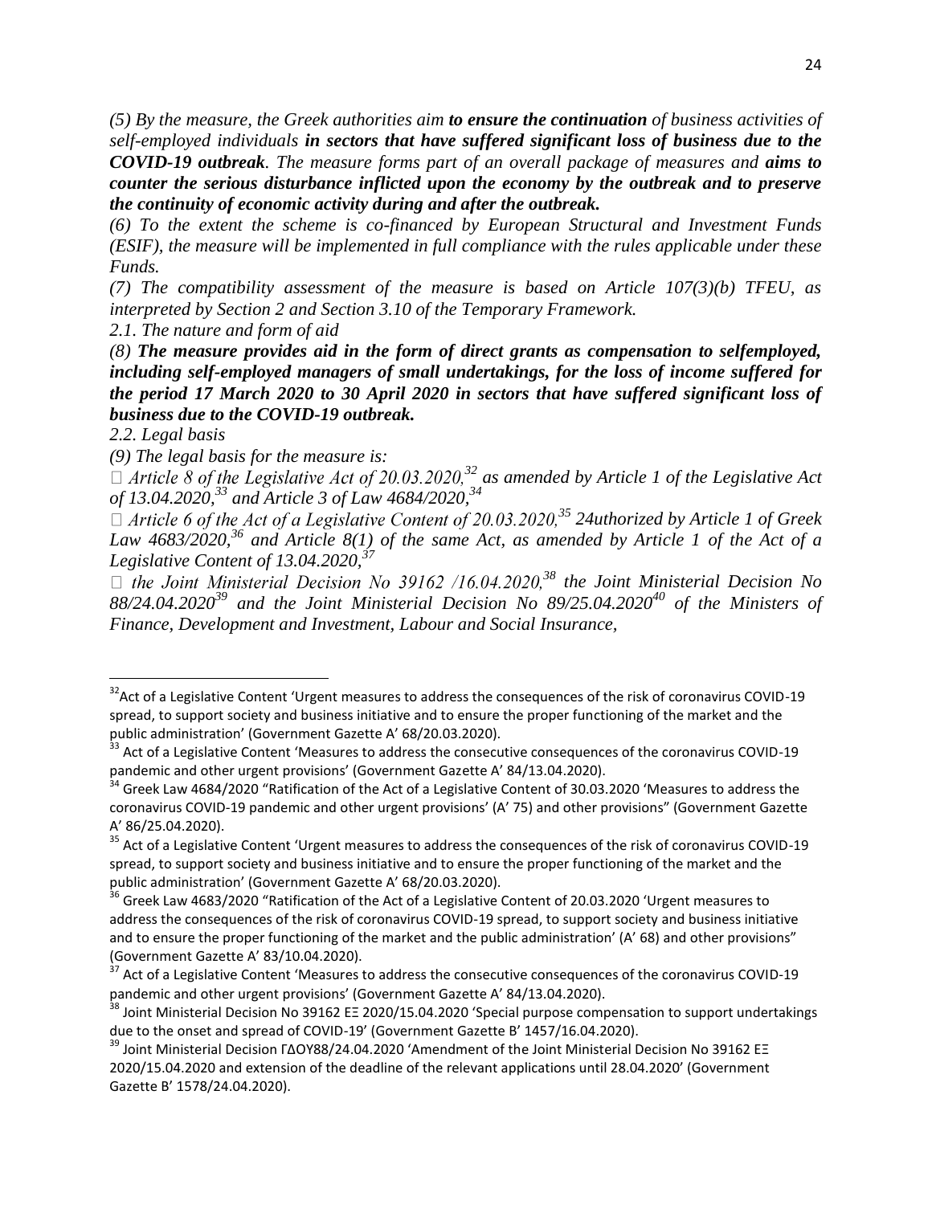*(5) By the measure, the Greek authorities aim **to ensure the continuation** of business activities of self-employed individuals **in sectors that have suffered significant loss of business due to the COVID-19 outbreak**. The measure forms part of an overall package of measures and **aims to counter the serious disturbance inflicted upon the economy by the outbreak and to preserve the continuity of economic activity during and after the outbreak.***

*(6) To the extent the scheme is co-financed by European Structural and Investment Funds (ESIF), the measure will be implemented in full compliance with the rules applicable under these Funds.*

*(7) The compatibility assessment of the measure is based on Article 107(3)(b) TFEU, as interpreted by Section 2 and Section 3.10 of the Temporary Framework.*

*2.1. The nature and form of aid*

*(8) **The measure provides aid in the form of direct grants as compensation to selfemployed, including self-employed managers of small undertakings, for the loss of income suffered for the period 17 March 2020 to 30 April 2020 in sectors that have suffered significant loss of business due to the COVID-19 outbreak.***

*2.2. Legal basis*

*(9) The legal basis for the measure is:*

- *Article 8 of the Legislative Act of 20.03.2020,[32] as amended by Article 1 of the Legislative Act of 13.04.2020,[33] and Article 3 of Law 4684/2020,[34]*
- *Article 6 of the Act of a Legislative Content of 20.03.2020,[35] 24uthorized by Article 1 of Greek Law 4683/2020,[36] and Article 8(1) of the same Act, as amended by Article 1 of the Act of a Legislative Content of 13.04.2020,[37]*
- *the Joint Ministerial Decision No 39162 /16.04.2020,[38] the Joint Ministerial Decision No 88/24.04.2020[39] and the Joint Ministerial Decision No 89/25.04.2020[40] of the Ministers of Finance, Development and Investment, Labour and Social Insurance,*

---

[32] Act of a Legislative Content 'Urgent measures to address the consequences of the risk of coronavirus COVID-19 spread, to support society and business initiative and to ensure the proper functioning of the market and the public administration' (Government Gazette A' 68/20.03.2020).

[33] Act of a Legislative Content 'Measures to address the consecutive consequences of the coronavirus COVID-19 pandemic and other urgent provisions' (Government Gazette A' 84/13.04.2020).

[34] Greek Law 4684/2020 "Ratification of the Act of a Legislative Content of 30.03.2020 'Measures to address the coronavirus COVID-19 pandemic and other urgent provisions' (A' 75) and other provisions" (Government Gazette A' 86/25.04.2020).

[35] Act of a Legislative Content 'Urgent measures to address the consequences of the risk of coronavirus COVID-19 spread, to support society and business initiative and to ensure the proper functioning of the market and the public administration' (Government Gazette A' 68/20.03.2020).

[36] Greek Law 4683/2020 "Ratification of the Act of a Legislative Content of 20.03.2020 'Urgent measures to address the consequences of the risk of coronavirus COVID-19 spread, to support society and business initiative and to ensure the proper functioning of the market and the public administration' (A' 68) and other provisions" (Government Gazette A' 83/10.04.2020).

[37] Act of a Legislative Content 'Measures to address the consecutive consequences of the coronavirus COVID-19 pandemic and other urgent provisions' (Government Gazette A' 84/13.04.2020).

[38] Joint Ministerial Decision No 39162 ΕΞ 2020/15.04.2020 'Special purpose compensation to support undertakings due to the onset and spread of COVID-19' (Government Gazette B' 1457/16.04.2020).

[39] Joint Ministerial Decision ΓΔΟΥ88/24.04.2020 'Amendment of the Joint Ministerial Decision No 39162 ΕΞ 2020/15.04.2020 and extension of the deadline of the relevant applications until 28.04.2020' (Government Gazette B' 1578/24.04.2020).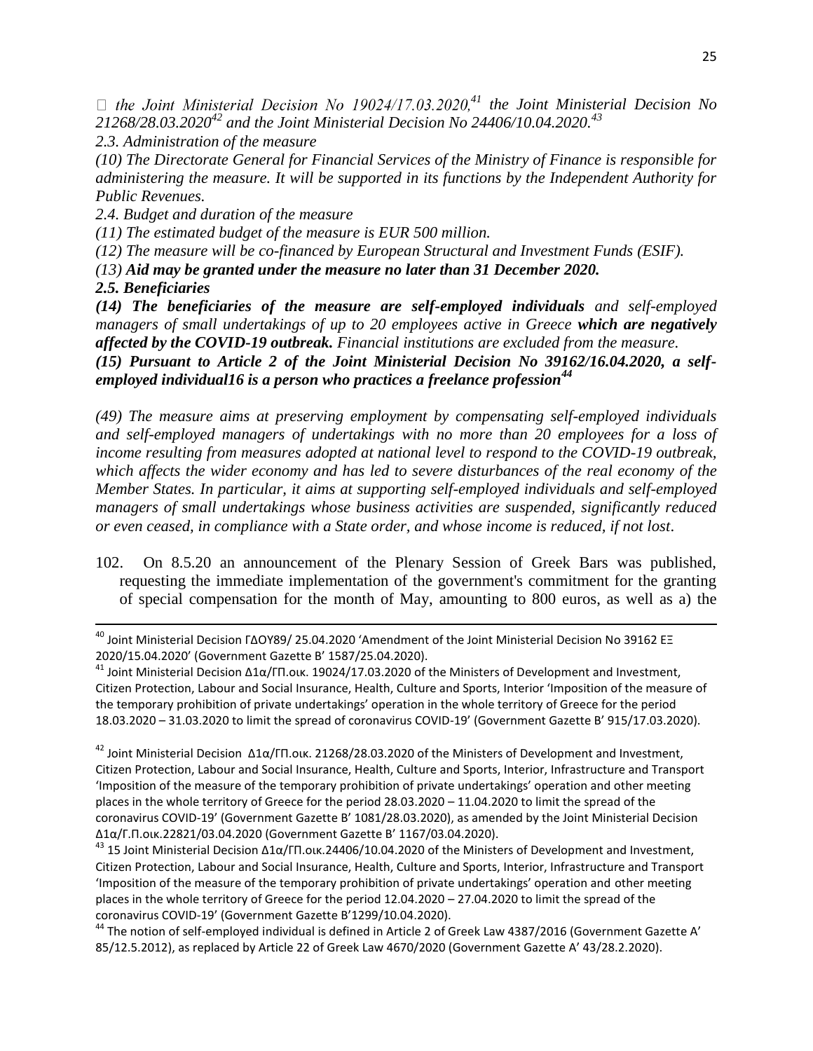*the Joint Ministerial Decision No 19024/17.03.2020,*[41] *the Joint Ministerial Decision No 21268/28.03.2020*[42] *and the Joint Ministerial Decision No 24406/10.04.2020.*[43]

*2.3. Administration of the measure*

*(10) The Directorate General for Financial Services of the Ministry of Finance is responsible for administering the measure. It will be supported in its functions by the Independent Authority for Public Revenues.*

*2.4. Budget and duration of the measure*

*(11) The estimated budget of the measure is EUR 500 million.*

*(12) The measure will be co-financed by European Structural and Investment Funds (ESIF).*

*(13)* ***Aid may be granted under the measure no later than 31 December 2020.***

***2.5. Beneficiaries***

***(14) The beneficiaries of the measure are self-employed individuals*** *and self-employed managers of small undertakings of up to 20 employees active in Greece* ***which are negatively affected by the COVID-19 outbreak.*** *Financial institutions are excluded from the measure.*

***(15) Pursuant to Article 2 of the Joint Ministerial Decision No 39162/16.04.2020, a self-employed individual16 is a person who practices a freelance profession***[44]

*(49) The measure aims at preserving employment by compensating self-employed individuals and self-employed managers of undertakings with no more than 20 employees for a loss of income resulting from measures adopted at national level to respond to the COVID-19 outbreak, which affects the wider economy and has led to severe disturbances of the real economy of the Member States. In particular, it aims at supporting self-employed individuals and self-employed managers of small undertakings whose business activities are suspended, significantly reduced or even ceased, in compliance with a State order, and whose income is reduced, if not lost.*

102. On 8.5.20 an announcement of the Plenary Session of Greek Bars was published, requesting the immediate implementation of the government's commitment for the granting of special compensation for the month of May, amounting to 800 euros, as well as a) the

---

[40] Joint Ministerial Decision ΓΔΟΥ89/ 25.04.2020 'Amendment of the Joint Ministerial Decision No 39162 ΕΞ 2020/15.04.2020' (Government Gazette B' 1587/25.04.2020).

[41] Joint Ministerial Decision Δ1α/ΓΠ.οικ. 19024/17.03.2020 of the Ministers of Development and Investment, Citizen Protection, Labour and Social Insurance, Health, Culture and Sports, Interior 'Imposition of the measure of the temporary prohibition of private undertakings' operation in the whole territory of Greece for the period 18.03.2020 – 31.03.2020 to limit the spread of coronavirus COVID-19' (Government Gazette B' 915/17.03.2020).

[42] Joint Ministerial Decision Δ1α/ΓΠ.οικ. 21268/28.03.2020 of the Ministers of Development and Investment, Citizen Protection, Labour and Social Insurance, Health, Culture and Sports, Interior, Infrastructure and Transport 'Imposition of the measure of the temporary prohibition of private undertakings' operation and other meeting places in the whole territory of Greece for the period 28.03.2020 – 11.04.2020 to limit the spread of the coronavirus COVID-19' (Government Gazette B' 1081/28.03.2020), as amended by the Joint Ministerial Decision Δ1α/Γ.Π.οικ.22821/03.04.2020 (Government Gazette B' 1167/03.04.2020).

[43] 15 Joint Ministerial Decision Δ1α/ΓΠ.οικ.24406/10.04.2020 of the Ministers of Development and Investment, Citizen Protection, Labour and Social Insurance, Health, Culture and Sports, Interior, Infrastructure and Transport 'Imposition of the measure of the temporary prohibition of private undertakings' operation and other meeting places in the whole territory of Greece for the period 12.04.2020 – 27.04.2020 to limit the spread of the coronavirus COVID-19' (Government Gazette B'1299/10.04.2020).

[44] The notion of self-employed individual is defined in Article 2 of Greek Law 4387/2016 (Government Gazette A' 85/12.5.2012), as replaced by Article 22 of Greek Law 4670/2020 (Government Gazette A' 43/28.2.2020).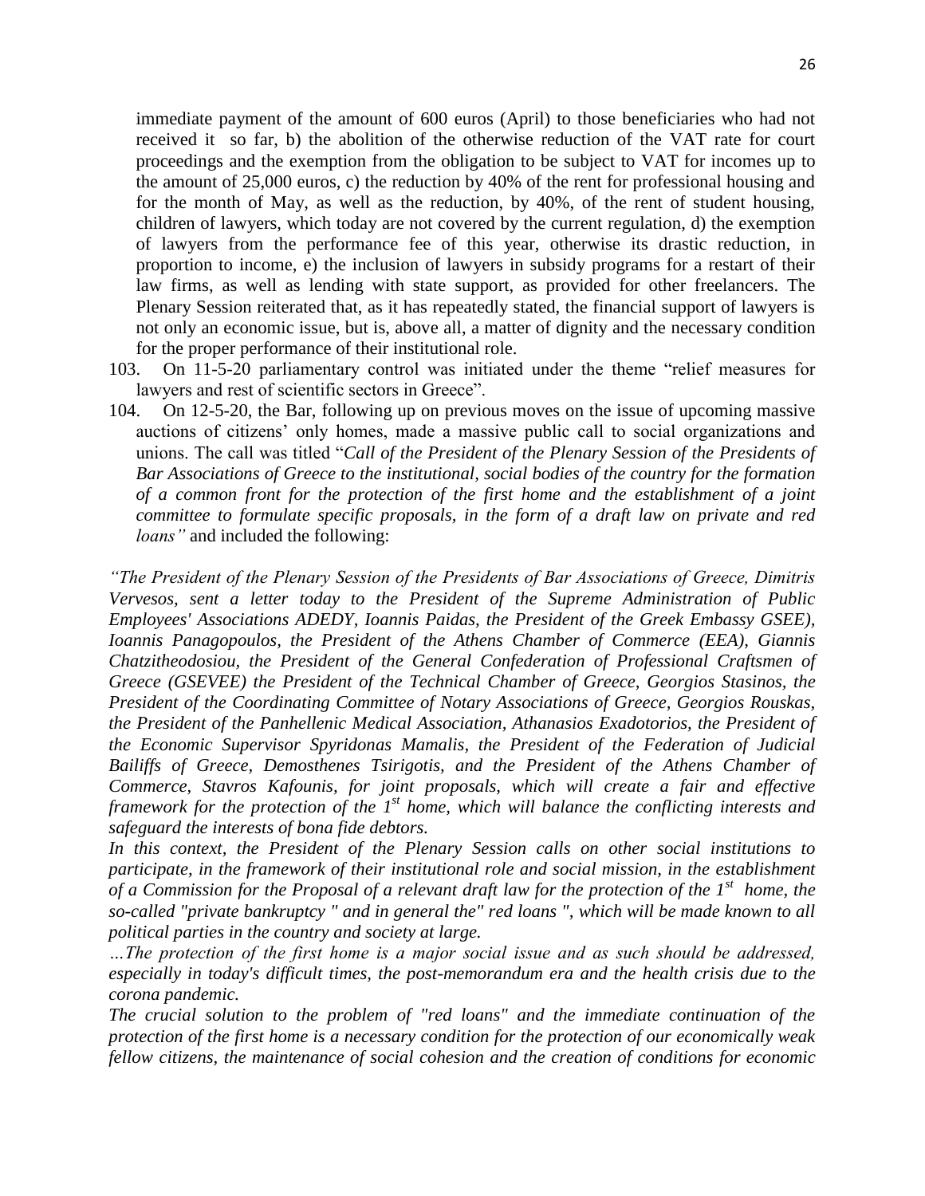immediate payment of the amount of 600 euros (April) to those beneficiaries who had not received it so far, b) the abolition of the otherwise reduction of the VAT rate for court proceedings and the exemption from the obligation to be subject to VAT for incomes up to the amount of 25,000 euros, c) the reduction by 40% of the rent for professional housing and for the month of May, as well as the reduction, by 40%, of the rent of student housing, children of lawyers, which today are not covered by the current regulation, d) the exemption of lawyers from the performance fee of this year, otherwise its drastic reduction, in proportion to income, e) the inclusion of lawyers in subsidy programs for a restart of their law firms, as well as lending with state support, as provided for other freelancers. The Plenary Session reiterated that, as it has repeatedly stated, the financial support of lawyers is not only an economic issue, but is, above all, a matter of dignity and the necessary condition for the proper performance of their institutional role.

103. On 11-5-20 parliamentary control was initiated under the theme "relief measures for lawyers and rest of scientific sectors in Greece".
104. On 12-5-20, the Bar, following up on previous moves on the issue of upcoming massive auctions of citizens' only homes, made a massive public call to social organizations and unions. The call was titled "*Call of the President of the Plenary Session of the Presidents of Bar Associations of Greece to the institutional, social bodies of the country for the formation of a common front for the protection of the first home and the establishment of a joint committee to formulate specific proposals, in the form of a draft law on private and red loans"* and included the following:

*"The President of the Plenary Session of the Presidents of Bar Associations of Greece, Dimitris Vervesos, sent a letter today to the President of the Supreme Administration of Public Employees' Associations ADEDY, Ioannis Paidas, the President of the Greek Embassy GSEE), Ioannis Panagopoulos, the President of the Athens Chamber of Commerce (EEA), Giannis Chatzitheodosiou, the President of the General Confederation of Professional Craftsmen of Greece (GSEVEE) the President of the Technical Chamber of Greece, Georgios Stasinos, the President of the Coordinating Committee of Notary Associations of Greece, Georgios Rouskas, the President of the Panhellenic Medical Association, Athanasios Exadotorios, the President of the Economic Supervisor Spyridonas Mamalis, the President of the Federation of Judicial Bailiffs of Greece, Demosthenes Tsirigotis, and the President of the Athens Chamber of Commerce, Stavros Kafounis, for joint proposals, which will create a fair and effective framework for the protection of the 1st home, which will balance the conflicting interests and safeguard the interests of bona fide debtors.*

*In this context, the President of the Plenary Session calls on other social institutions to participate, in the framework of their institutional role and social mission, in the establishment of a Commission for the Proposal of a relevant draft law for the protection of the 1st home, the so-called "private bankruptcy " and in general the" red loans ", which will be made known to all political parties in the country and society at large.*

*…The protection of the first home is a major social issue and as such should be addressed, especially in today's difficult times, the post-memorandum era and the health crisis due to the corona pandemic.*

*The crucial solution to the problem of "red loans" and the immediate continuation of the protection of the first home is a necessary condition for the protection of our economically weak fellow citizens, the maintenance of social cohesion and the creation of conditions for economic*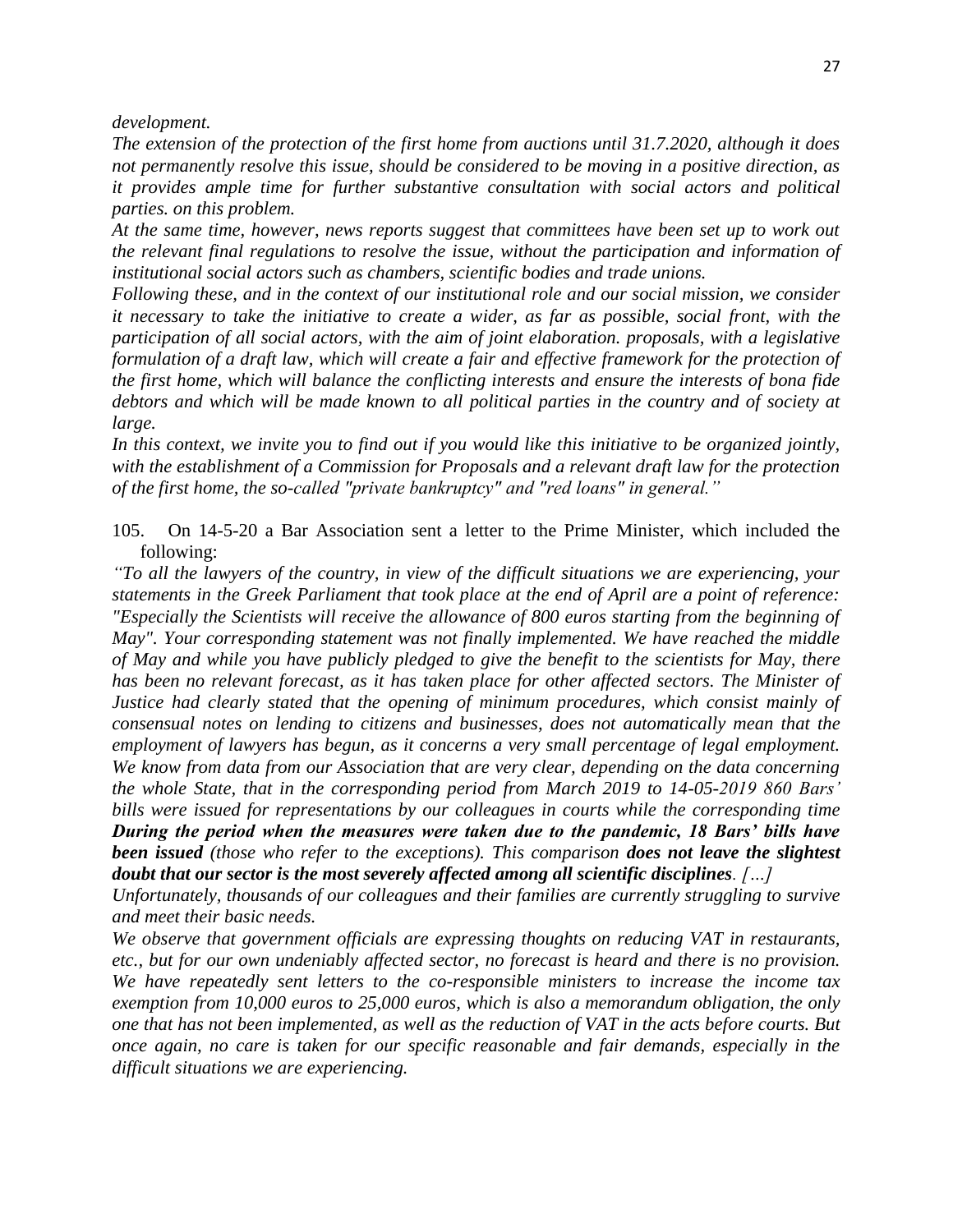*development.*

*The extension of the protection of the first home from auctions until 31.7.2020, although it does not permanently resolve this issue, should be considered to be moving in a positive direction, as it provides ample time for further substantive consultation with social actors and political parties. on this problem.*

*At the same time, however, news reports suggest that committees have been set up to work out the relevant final regulations to resolve the issue, without the participation and information of institutional social actors such as chambers, scientific bodies and trade unions.*

*Following these, and in the context of our institutional role and our social mission, we consider it necessary to take the initiative to create a wider, as far as possible, social front, with the participation of all social actors, with the aim of joint elaboration. proposals, with a legislative formulation of a draft law, which will create a fair and effective framework for the protection of the first home, which will balance the conflicting interests and ensure the interests of bona fide debtors and which will be made known to all political parties in the country and of society at large.*

*In this context, we invite you to find out if you would like this initiative to be organized jointly, with the establishment of a Commission for Proposals and a relevant draft law for the protection of the first home, the so-called "private bankruptcy" and "red loans" in general."*

105. On 14-5-20 a Bar Association sent a letter to the Prime Minister, which included the following:

*"To all the lawyers of the country, in view of the difficult situations we are experiencing, your statements in the Greek Parliament that took place at the end of April are a point of reference: "Especially the Scientists will receive the allowance of 800 euros starting from the beginning of May". Your corresponding statement was not finally implemented. We have reached the middle of May and while you have publicly pledged to give the benefit to the scientists for May, there has been no relevant forecast, as it has taken place for other affected sectors. The Minister of Justice had clearly stated that the opening of minimum procedures, which consist mainly of consensual notes on lending to citizens and businesses, does not automatically mean that the employment of lawyers has begun, as it concerns a very small percentage of legal employment. We know from data from our Association that are very clear, depending on the data concerning the whole State, that in the corresponding period from March 2019 to 14-05-2019 860 Bars' bills were issued for representations by our colleagues in courts while the corresponding time **During the period when the measures were taken due to the pandemic, 18 Bars' bills have been issued** (those who refer to the exceptions). This comparison **does not leave the slightest doubt that our sector is the most severely affected among all scientific disciplines**. […]*

*Unfortunately, thousands of our colleagues and their families are currently struggling to survive and meet their basic needs.*

*We observe that government officials are expressing thoughts on reducing VAT in restaurants, etc., but for our own undeniably affected sector, no forecast is heard and there is no provision. We have repeatedly sent letters to the co-responsible ministers to increase the income tax exemption from 10,000 euros to 25,000 euros, which is also a memorandum obligation, the only one that has not been implemented, as well as the reduction of VAT in the acts before courts. But once again, no care is taken for our specific reasonable and fair demands, especially in the difficult situations we are experiencing.*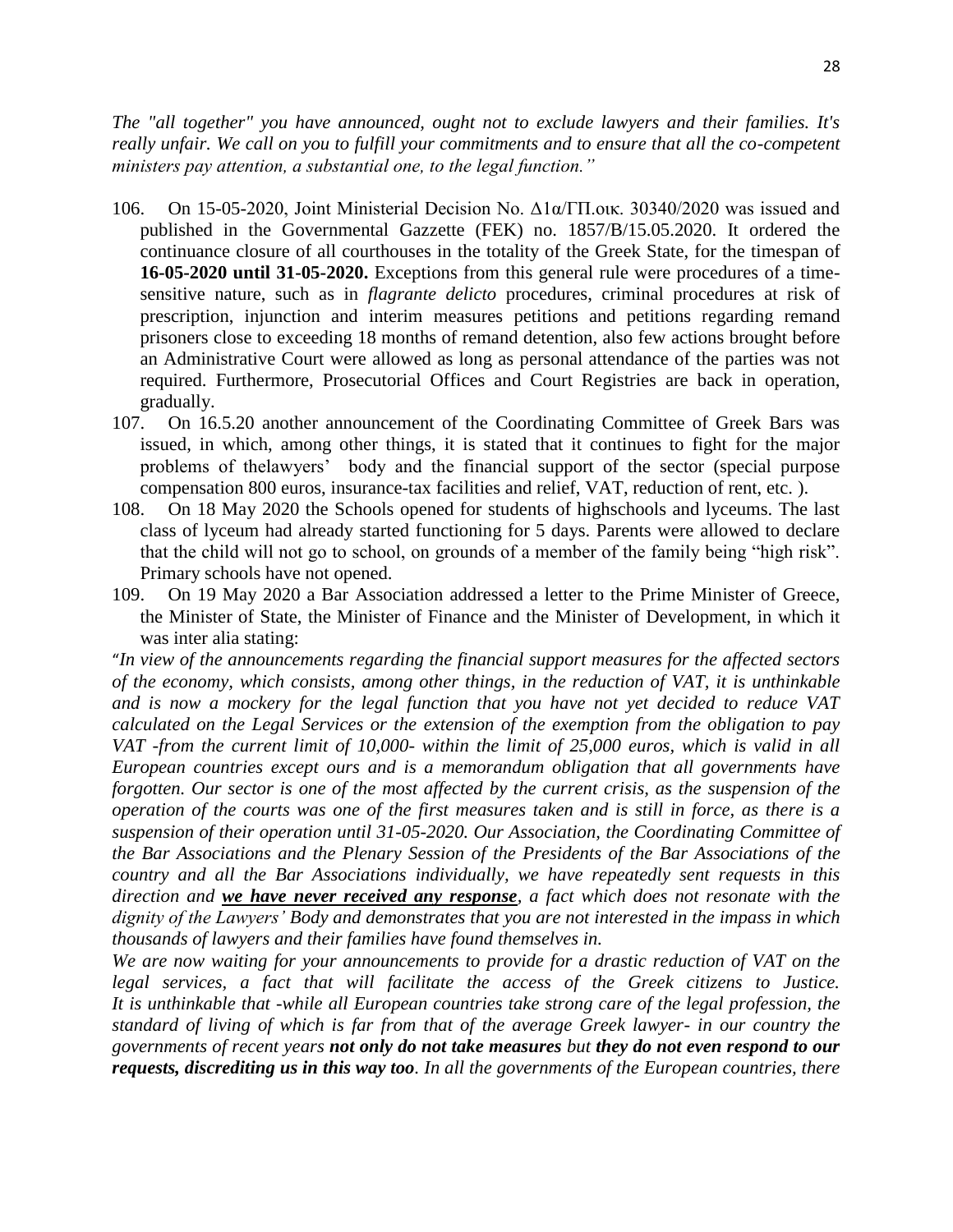*The "all together" you have announced, ought not to exclude lawyers and their families. It's really unfair. We call on you to fulfill your commitments and to ensure that all the co-competent ministers pay attention, a substantial one, to the legal function."*

106. On 15-05-2020, Joint Ministerial Decision No. Δ1α/ΓΠ.οικ. 30340/2020 was issued and published in the Governmental Gazzette (FEK) no. 1857/B/15.05.2020. It ordered the continuance closure of all courthouses in the totality of the Greek State, for the timespan of **16-05-2020 until 31-05-2020.** Exceptions from this general rule were procedures of a time-sensitive nature, such as in *flagrante delicto* procedures, criminal procedures at risk of prescription, injunction and interim measures petitions and petitions regarding remand prisoners close to exceeding 18 months of remand detention, also few actions brought before an Administrative Court were allowed as long as personal attendance of the parties was not required. Furthermore, Prosecutorial Offices and Court Registries are back in operation, gradually.

107. On 16.5.20 another announcement of the Coordinating Committee of Greek Bars was issued, in which, among other things, it is stated that it continues to fight for the major problems of thelawyers' body and the financial support of the sector (special purpose compensation 800 euros, insurance-tax facilities and relief, VAT, reduction of rent, etc. ).

108. On 18 May 2020 the Schools opened for students of highschools and lyceums. The last class of lyceum had already started functioning for 5 days. Parents were allowed to declare that the child will not go to school, on grounds of a member of the family being "high risk". Primary schools have not opened.

109. On 19 May 2020 a Bar Association addressed a letter to the Prime Minister of Greece, the Minister of State, the Minister of Finance and the Minister of Development, in which it was inter alia stating:

"*In view of the announcements regarding the financial support measures for the affected sectors of the economy, which consists, among other things, in the reduction of VAT, it is unthinkable and is now a mockery for the legal function that you have not yet decided to reduce VAT calculated on the Legal Services or the extension of the exemption from the obligation to pay VAT -from the current limit of 10,000- within the limit of 25,000 euros, which is valid in all European countries except ours and is a memorandum obligation that all governments have forgotten. Our sector is one of the most affected by the current crisis, as the suspension of the operation of the courts was one of the first measures taken and is still in force, as there is a suspension of their operation until 31-05-2020. Our Association, the Coordinating Committee of the Bar Associations and the Plenary Session of the Presidents of the Bar Associations of the country and all the Bar Associations individually, we have repeatedly sent requests in this direction and **<u>we have never received any response</u>**, a fact which does not resonate with the dignity of the Lawyers' Body and demonstrates that you are not interested in the impass in which thousands of lawyers and their families have found themselves in.*

*We are now waiting for your announcements to provide for a drastic reduction of VAT on the legal services, a fact that will facilitate the access of the Greek citizens to Justice. It is unthinkable that -while all European countries take strong care of the legal profession, the standard of living of which is far from that of the average Greek lawyer- in our country the governments of recent years **not only do not take measures** but **they do not even respond to our requests, discrediting us in this way too**. In all the governments of the European countries, there*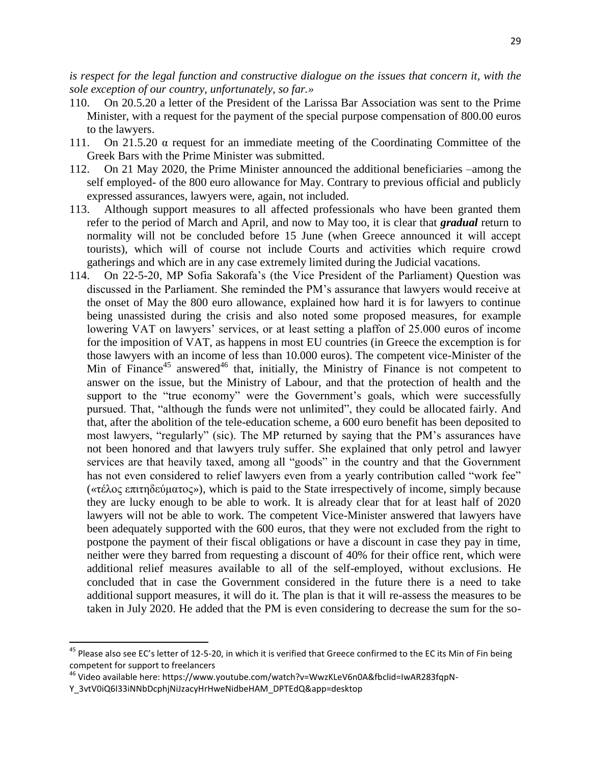*is respect for the legal function and constructive dialogue on the issues that concern it, with the sole exception of our country, unfortunately, so far.»*

110. On 20.5.20 a letter of the President of the Larissa Bar Association was sent to the Prime Minister, with a request for the payment of the special purpose compensation of 800.00 euros to the lawyers.
111. On 21.5.20 α request for an immediate meeting of the Coordinating Committee of the Greek Bars with the Prime Minister was submitted.
112. On 21 May 2020, the Prime Minister announced the additional beneficiaries –among the self employed- of the 800 euro allowance for May. Contrary to previous official and publicly expressed assurances, lawyers were, again, not included.
113. Although support measures to all affected professionals who have been granted them refer to the period of March and April, and now to May too, it is clear that ***gradual*** return to normality will not be concluded before 15 June (when Greece announced it will accept tourists), which will of course not include Courts and activities which require crowd gatherings and which are in any case extremely limited during the Judicial vacations.
114. On 22-5-20, MP Sofia Sakorafa's (the Vice President of the Parliament) Question was discussed in the Parliament. She reminded the PM's assurance that lawyers would receive at the onset of May the 800 euro allowance, explained how hard it is for lawyers to continue being unassisted during the crisis and also noted some proposed measures, for example lowering VAT on lawyers' services, or at least setting a plaffon of 25.000 euros of income for the imposition of VAT, as happens in most EU countries (in Greece the excemption is for those lawyers with an income of less than 10.000 euros). The competent vice-Minister of the Min of Finance[45] answered[46] that, initially, the Ministry of Finance is not competent to answer on the issue, but the Ministry of Labour, and that the protection of health and the support to the "true economy" were the Government's goals, which were successfully pursued. That, "although the funds were not unlimited", they could be allocated fairly. And that, after the abolition of the tele-education scheme, a 600 euro benefit has been deposited to most lawyers, "regularly" (sic). The MP returned by saying that the PM's assurances have not been honored and that lawyers truly suffer. She explained that only petrol and lawyer services are that heavily taxed, among all "goods" in the country and that the Government has not even considered to relief lawyers even from a yearly contribution called "work fee" («τέλος επιτηδεύματος»), which is paid to the State irrespectively of income, simply because they are lucky enough to be able to work. It is already clear that for at least half of 2020 lawyers will not be able to work. The competent Vice-Minister answered that lawyers have been adequately supported with the 600 euros, that they were not excluded from the right to postpone the payment of their fiscal obligations or have a discount in case they pay in time, neither were they barred from requesting a discount of 40% for their office rent, which were additional relief measures available to all of the self-employed, without exclusions. He concluded that in case the Government considered in the future there is a need to take additional support measures, it will do it. The plan is that it will re-assess the measures to be taken in July 2020. He added that the PM is even considering to decrease the sum for the so-

---

[45] Please also see EC's letter of 12-5-20, in which it is verified that Greece confirmed to the EC its Min of Fin being competent for support to freelancers

[46] Video available here: https://www.youtube.com/watch?v=WwzKLeV6n0A&fbclid=IwAR283fqpN-Y_3vtV0iQ6I33iNNbDcphjNiJzacyHrHweNidbeHAM_DPTEdQ&app=desktop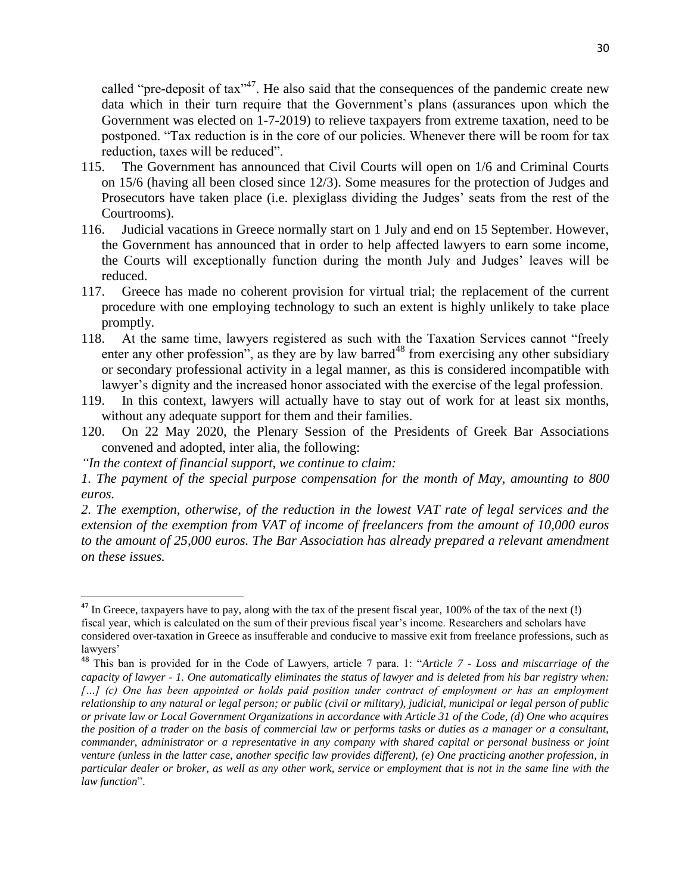called "pre-deposit of tax"[47]. He also said that the consequences of the pandemic create new data which in their turn require that the Government's plans (assurances upon which the Government was elected on 1-7-2019) to relieve taxpayers from extreme taxation, need to be postponed. "Tax reduction is in the core of our policies. Whenever there will be room for tax reduction, taxes will be reduced".

115. The Government has announced that Civil Courts will open on 1/6 and Criminal Courts on 15/6 (having all been closed since 12/3). Some measures for the protection of Judges and Prosecutors have taken place (i.e. plexiglass dividing the Judges' seats from the rest of the Courtrooms).

116. Judicial vacations in Greece normally start on 1 July and end on 15 September. However, the Government has announced that in order to help affected lawyers to earn some income, the Courts will exceptionally function during the month July and Judges' leaves will be reduced.

117. Greece has made no coherent provision for virtual trial; the replacement of the current procedure with one employing technology to such an extent is highly unlikely to take place promptly.

118. At the same time, lawyers registered as such with the Taxation Services cannot "freely enter any other profession", as they are by law barred[48] from exercising any other subsidiary or secondary professional activity in a legal manner, as this is considered incompatible with lawyer's dignity and the increased honor associated with the exercise of the legal profession.

119. In this context, lawyers will actually have to stay out of work for at least six months, without any adequate support for them and their families.

120. On 22 May 2020, the Plenary Session of the Presidents of Greek Bar Associations convened and adopted, inter alia, the following:

*"In the context of financial support, we continue to claim:*

*1. The payment of the special purpose compensation for the month of May, amounting to 800 euros.*

*2. The exemption, otherwise, of the reduction in the lowest VAT rate of legal services and the extension of the exemption from VAT of income of freelancers from the amount of 10,000 euros to the amount of 25,000 euros. The Bar Association has already prepared a relevant amendment on these issues.*

---

[47] In Greece, taxpayers have to pay, along with the tax of the present fiscal year, 100% of the tax of the next (!) fiscal year, which is calculated on the sum of their previous fiscal year's income. Researchers and scholars have considered over-taxation in Greece as insufferable and conducive to massive exit from freelance professions, such as lawyers'

[48] This ban is provided for in the Code of Lawyers, article 7 para. 1: "*Article 7 - Loss and miscarriage of the capacity of lawyer - 1. One automatically eliminates the status of lawyer and is deleted from his bar registry when: […] (c) One has been appointed or holds paid position under contract of employment or has an employment relationship to any natural or legal person; or public (civil or military), judicial, municipal or legal person of public or private law or Local Government Organizations in accordance with Article 31 of the Code, (d) One who acquires the position of a trader on the basis of commercial law or performs tasks or duties as a manager or a consultant, commander, administrator or a representative in any company with shared capital or personal business or joint venture (unless in the latter case, another specific law provides different), (e) One practicing another profession, in particular dealer or broker, as well as any other work, service or employment that is not in the same line with the law function*".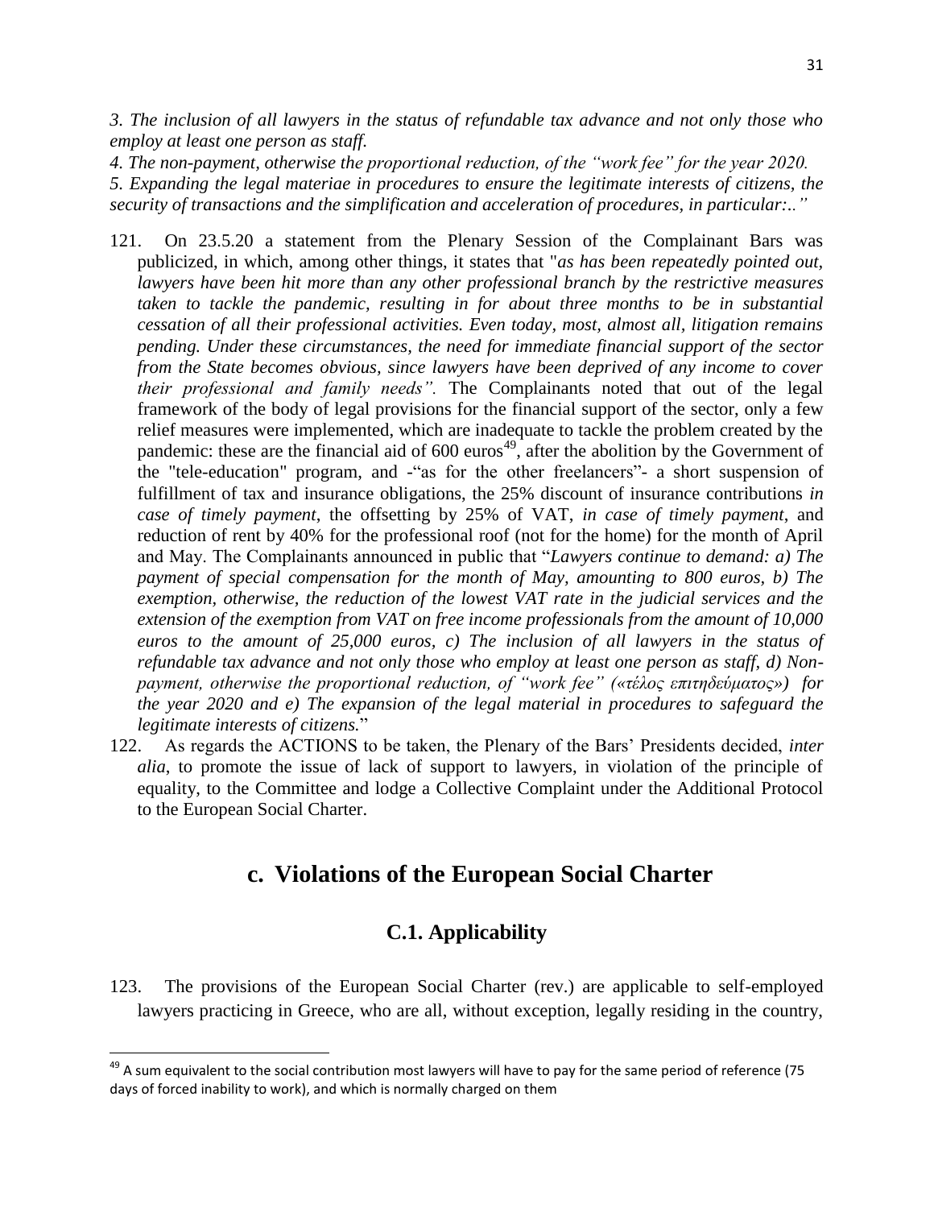*3. The inclusion of all lawyers in the status of refundable tax advance and not only those who employ at least one person as staff.*

*4. The non-payment, otherwise the proportional reduction, of the "work fee" for the year 2020.*

*5. Expanding the legal materiae in procedures to ensure the legitimate interests of citizens, the security of transactions and the simplification and acceleration of procedures, in particular:.."*

121. On 23.5.20 a statement from the Plenary Session of the Complainant Bars was publicized, in which, among other things, it states that "*as has been repeatedly pointed out, lawyers have been hit more than any other professional branch by the restrictive measures taken to tackle the pandemic, resulting in for about three months to be in substantial cessation of all their professional activities. Even today, most, almost all, litigation remains pending. Under these circumstances, the need for immediate financial support of the sector from the State becomes obvious, since lawyers have been deprived of any income to cover their professional and family needs".* The Complainants noted that out of the legal framework of the body of legal provisions for the financial support of the sector, only a few relief measures were implemented, which are inadequate to tackle the problem created by the pandemic: these are the financial aid of 600 euros[49], after the abolition by the Government of the "tele-education" program, and -"as for the other freelancers"- a short suspension of fulfillment of tax and insurance obligations, the 25% discount of insurance contributions *in case of timely payment*, the offsetting by 25% of VAT, *in case of timely payment*, and reduction of rent by 40% for the professional roof (not for the home) for the month of April and May. The Complainants announced in public that "*Lawyers continue to demand: a) The payment of special compensation for the month of May, amounting to 800 euros, b) The exemption, otherwise, the reduction of the lowest VAT rate in the judicial services and the extension of the exemption from VAT on free income professionals from the amount of 10,000 euros to the amount of 25,000 euros, c) The inclusion of all lawyers in the status of refundable tax advance and not only those who employ at least one person as staff, d) Non-payment, otherwise the proportional reduction, of "work fee" («τέλος επιτηδεύματος») for the year 2020 and e) The expansion of the legal material in procedures to safeguard the legitimate interests of citizens.*"

122. As regards the ACTIONS to be taken, the Plenary of the Bars' Presidents decided, *inter alia*, to promote the issue of lack of support to lawyers, in violation of the principle of equality, to the Committee and lodge a Collective Complaint under the Additional Protocol to the European Social Charter.

## c. Violations of the European Social Charter

### C.1. Applicability

123. The provisions of the European Social Charter (rev.) are applicable to self-employed lawyers practicing in Greece, who are all, without exception, legally residing in the country,

---

[49] A sum equivalent to the social contribution most lawyers will have to pay for the same period of reference (75 days of forced inability to work), and which is normally charged on them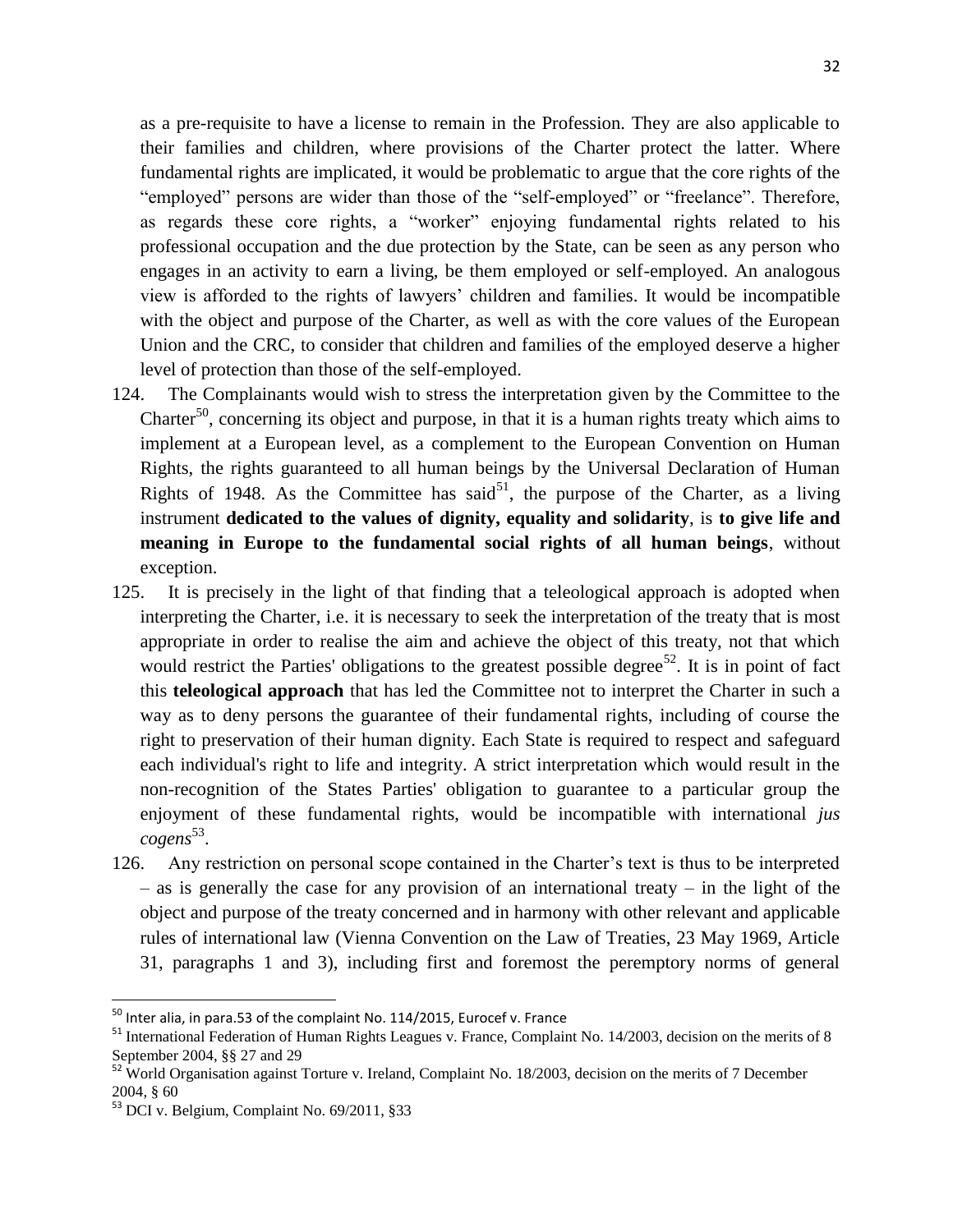as a pre-requisite to have a license to remain in the Profession. They are also applicable to their families and children, where provisions of the Charter protect the latter. Where fundamental rights are implicated, it would be problematic to argue that the core rights of the "employed" persons are wider than those of the "self-employed" or "freelance". Therefore, as regards these core rights, a "worker" enjoying fundamental rights related to his professional occupation and the due protection by the State, can be seen as any person who engages in an activity to earn a living, be them employed or self-employed. An analogous view is afforded to the rights of lawyers' children and families. It would be incompatible with the object and purpose of the Charter, as well as with the core values of the European Union and the CRC, to consider that children and families of the employed deserve a higher level of protection than those of the self-employed.

124. The Complainants would wish to stress the interpretation given by the Committee to the Charter[50], concerning its object and purpose, in that it is a human rights treaty which aims to implement at a European level, as a complement to the European Convention on Human Rights, the rights guaranteed to all human beings by the Universal Declaration of Human Rights of 1948. As the Committee has said[51], the purpose of the Charter, as a living instrument **dedicated to the values of dignity, equality and solidarity**, is **to give life and meaning in Europe to the fundamental social rights of all human beings**, without exception.

125. It is precisely in the light of that finding that a teleological approach is adopted when interpreting the Charter, i.e. it is necessary to seek the interpretation of the treaty that is most appropriate in order to realise the aim and achieve the object of this treaty, not that which would restrict the Parties' obligations to the greatest possible degree[52]. It is in point of fact this **teleological approach** that has led the Committee not to interpret the Charter in such a way as to deny persons the guarantee of their fundamental rights, including of course the right to preservation of their human dignity. Each State is required to respect and safeguard each individual's right to life and integrity. A strict interpretation which would result in the non-recognition of the States Parties' obligation to guarantee to a particular group the enjoyment of these fundamental rights, would be incompatible with international *jus cogens*[53].

126. Any restriction on personal scope contained in the Charter's text is thus to be interpreted – as is generally the case for any provision of an international treaty – in the light of the object and purpose of the treaty concerned and in harmony with other relevant and applicable rules of international law (Vienna Convention on the Law of Treaties, 23 May 1969, Article 31, paragraphs 1 and 3), including first and foremost the peremptory norms of general

---

[50] Inter alia, in para.53 of the complaint No. 114/2015, Eurocef v. France

[51] International Federation of Human Rights Leagues v. France, Complaint No. 14/2003, decision on the merits of 8 September 2004, §§ 27 and 29

[52] World Organisation against Torture v. Ireland, Complaint No. 18/2003, decision on the merits of 7 December 2004, § 60

[53] DCI v. Belgium, Complaint No. 69/2011, §33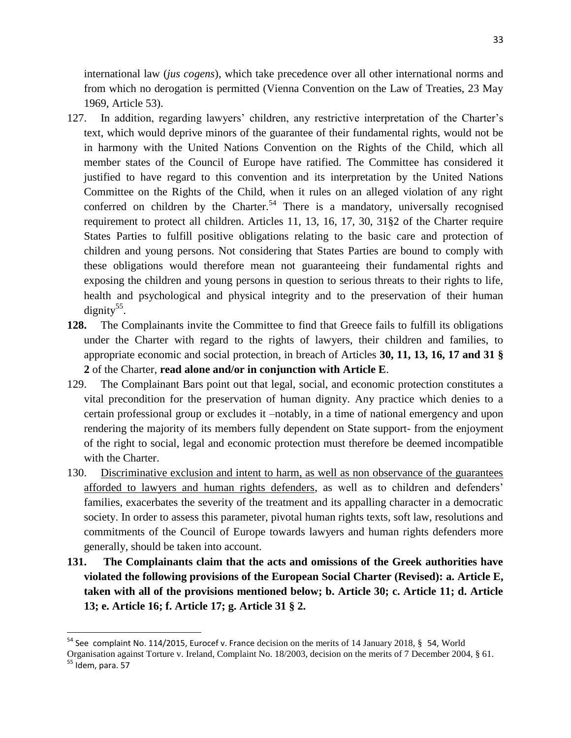international law (*jus cogens*), which take precedence over all other international norms and from which no derogation is permitted (Vienna Convention on the Law of Treaties, 23 May 1969, Article 53).

127. In addition, regarding lawyers' children, any restrictive interpretation of the Charter's text, which would deprive minors of the guarantee of their fundamental rights, would not be in harmony with the United Nations Convention on the Rights of the Child, which all member states of the Council of Europe have ratified. The Committee has considered it justified to have regard to this convention and its interpretation by the United Nations Committee on the Rights of the Child, when it rules on an alleged violation of any right conferred on children by the Charter.[54] There is a mandatory, universally recognised requirement to protect all children. Articles 11, 13, 16, 17, 30, 31§2 of the Charter require States Parties to fulfill positive obligations relating to the basic care and protection of children and young persons. Not considering that States Parties are bound to comply with these obligations would therefore mean not guaranteeing their fundamental rights and exposing the children and young persons in question to serious threats to their rights to life, health and psychological and physical integrity and to the preservation of their human dignity[55].

**128.** The Complainants invite the Committee to find that Greece fails to fulfill its obligations under the Charter with regard to the rights of lawyers, their children and families, to appropriate economic and social protection, in breach of Articles **30, 11, 13, 16, 17 and 31 § 2** of the Charter, **read alone and/or in conjunction with Article E**.

129. The Complainant Bars point out that legal, social, and economic protection constitutes a vital precondition for the preservation of human dignity. Any practice which denies to a certain professional group or excludes it –notably, in a time of national emergency and upon rendering the majority of its members fully dependent on State support- from the enjoyment of the right to social, legal and economic protection must therefore be deemed incompatible with the Charter.

130. <u>Discriminative exclusion and intent to harm, as well as non observance of the guarantees afforded to lawyers and human rights defenders</u>, as well as to children and defenders' families, exacerbates the severity of the treatment and its appalling character in a democratic society. In order to assess this parameter, pivotal human rights texts, soft law, resolutions and commitments of the Council of Europe towards lawyers and human rights defenders more generally, should be taken into account.

**131. The Complainants claim that the acts and omissions of the Greek authorities have violated the following provisions of the European Social Charter (Revised): a. Article E, taken with all of the provisions mentioned below; b. Article 30; c. Article 11; d. Article 13; e. Article 16; f. Article 17; g. Article 31 § 2.**

---

[54] See complaint No. 114/2015, Eurocef v. France decision on the merits of 14 January 2018, § 54, World Organisation against Torture v. Ireland, Complaint No. 18/2003, decision on the merits of 7 December 2004, § 61.

[55] Idem, para. 57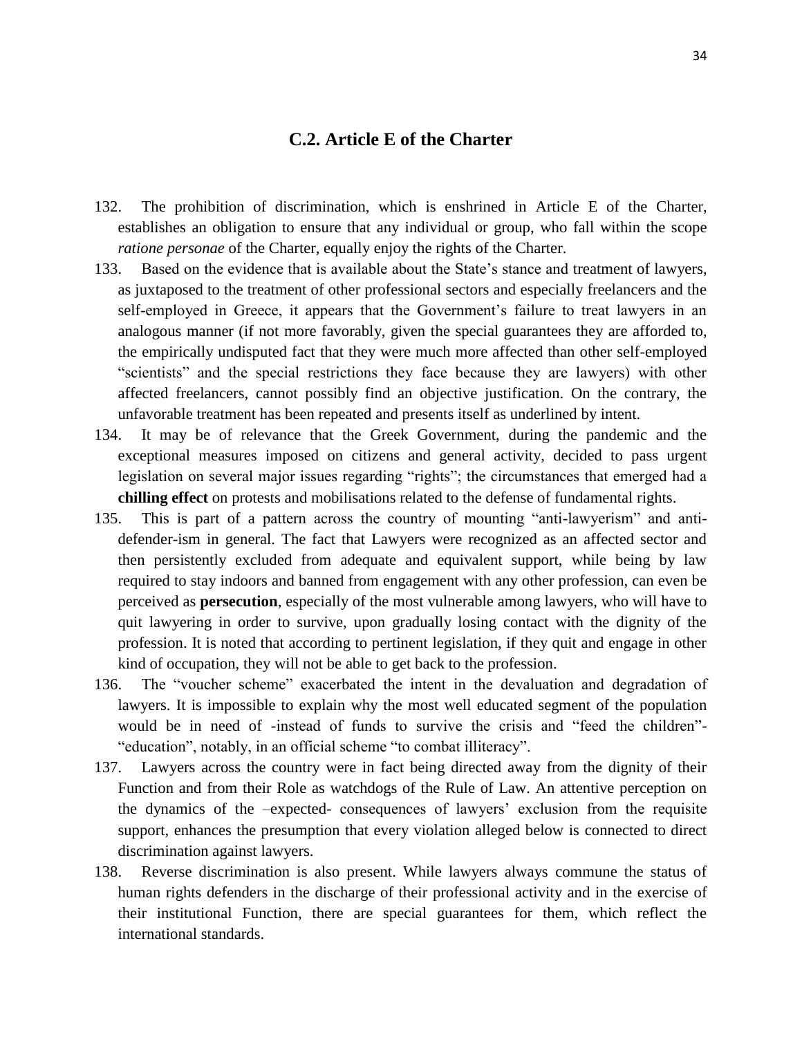## C.2. Article E of the Charter

132. The prohibition of discrimination, which is enshrined in Article E of the Charter, establishes an obligation to ensure that any individual or group, who fall within the scope *ratione personae* of the Charter, equally enjoy the rights of the Charter.

133. Based on the evidence that is available about the State's stance and treatment of lawyers, as juxtaposed to the treatment of other professional sectors and especially freelancers and the self-employed in Greece, it appears that the Government's failure to treat lawyers in an analogous manner (if not more favorably, given the special guarantees they are afforded to, the empirically undisputed fact that they were much more affected than other self-employed "scientists" and the special restrictions they face because they are lawyers) with other affected freelancers, cannot possibly find an objective justification. On the contrary, the unfavorable treatment has been repeated and presents itself as underlined by intent.

134. It may be of relevance that the Greek Government, during the pandemic and the exceptional measures imposed on citizens and general activity, decided to pass urgent legislation on several major issues regarding "rights"; the circumstances that emerged had a **chilling effect** on protests and mobilisations related to the defense of fundamental rights.

135. This is part of a pattern across the country of mounting "anti-lawyerism" and anti-defender-ism in general. The fact that Lawyers were recognized as an affected sector and then persistently excluded from adequate and equivalent support, while being by law required to stay indoors and banned from engagement with any other profession, can even be perceived as **persecution**, especially of the most vulnerable among lawyers, who will have to quit lawyering in order to survive, upon gradually losing contact with the dignity of the profession. It is noted that according to pertinent legislation, if they quit and engage in other kind of occupation, they will not be able to get back to the profession.

136. The "voucher scheme" exacerbated the intent in the devaluation and degradation of lawyers. It is impossible to explain why the most well educated segment of the population would be in need of -instead of funds to survive the crisis and "feed the children"- "education", notably, in an official scheme "to combat illiteracy".

137. Lawyers across the country were in fact being directed away from the dignity of their Function and from their Role as watchdogs of the Rule of Law. An attentive perception on the dynamics of the –expected- consequences of lawyers' exclusion from the requisite support, enhances the presumption that every violation alleged below is connected to direct discrimination against lawyers.

138. Reverse discrimination is also present. While lawyers always commune the status of human rights defenders in the discharge of their professional activity and in the exercise of their institutional Function, there are special guarantees for them, which reflect the international standards.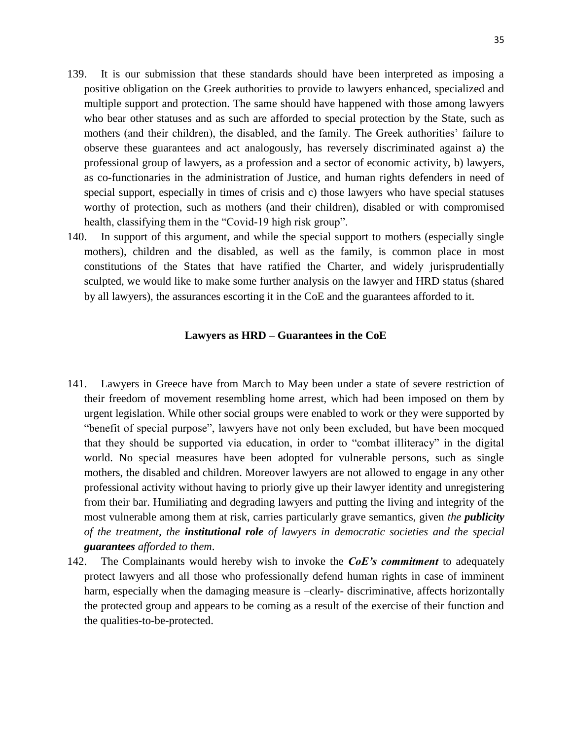139. It is our submission that these standards should have been interpreted as imposing a positive obligation on the Greek authorities to provide to lawyers enhanced, specialized and multiple support and protection. The same should have happened with those among lawyers who bear other statuses and as such are afforded to special protection by the State, such as mothers (and their children), the disabled, and the family. The Greek authorities' failure to observe these guarantees and act analogously, has reversely discriminated against a) the professional group of lawyers, as a profession and a sector of economic activity, b) lawyers, as co-functionaries in the administration of Justice, and human rights defenders in need of special support, especially in times of crisis and c) those lawyers who have special statuses worthy of protection, such as mothers (and their children), disabled or with compromised health, classifying them in the "Covid-19 high risk group".

140. In support of this argument, and while the special support to mothers (especially single mothers), children and the disabled, as well as the family, is common place in most constitutions of the States that have ratified the Charter, and widely jurisprudentially sculpted, we would like to make some further analysis on the lawyer and HRD status (shared by all lawyers), the assurances escorting it in the CoE and the guarantees afforded to it.

**Lawyers as HRD – Guarantees in the CoE**

141. Lawyers in Greece have from March to May been under a state of severe restriction of their freedom of movement resembling home arrest, which had been imposed on them by urgent legislation. While other social groups were enabled to work or they were supported by "benefit of special purpose", lawyers have not only been excluded, but have been mocqued that they should be supported via education, in order to "combat illiteracy" in the digital world. No special measures have been adopted for vulnerable persons, such as single mothers, the disabled and children. Moreover lawyers are not allowed to engage in any other professional activity without having to priorly give up their lawyer identity and unregistering from their bar. Humiliating and degrading lawyers and putting the living and integrity of the most vulnerable among them at risk, carries particularly grave semantics, given *the **publicity** of the treatment, the **institutional role** of lawyers in democratic societies and the special **guarantees** afforded to them*.

142. The Complainants would hereby wish to invoke the ***CoE's commitment*** to adequately protect lawyers and all those who professionally defend human rights in case of imminent harm, especially when the damaging measure is –clearly- discriminative, affects horizontally the protected group and appears to be coming as a result of the exercise of their function and the qualities-to-be-protected.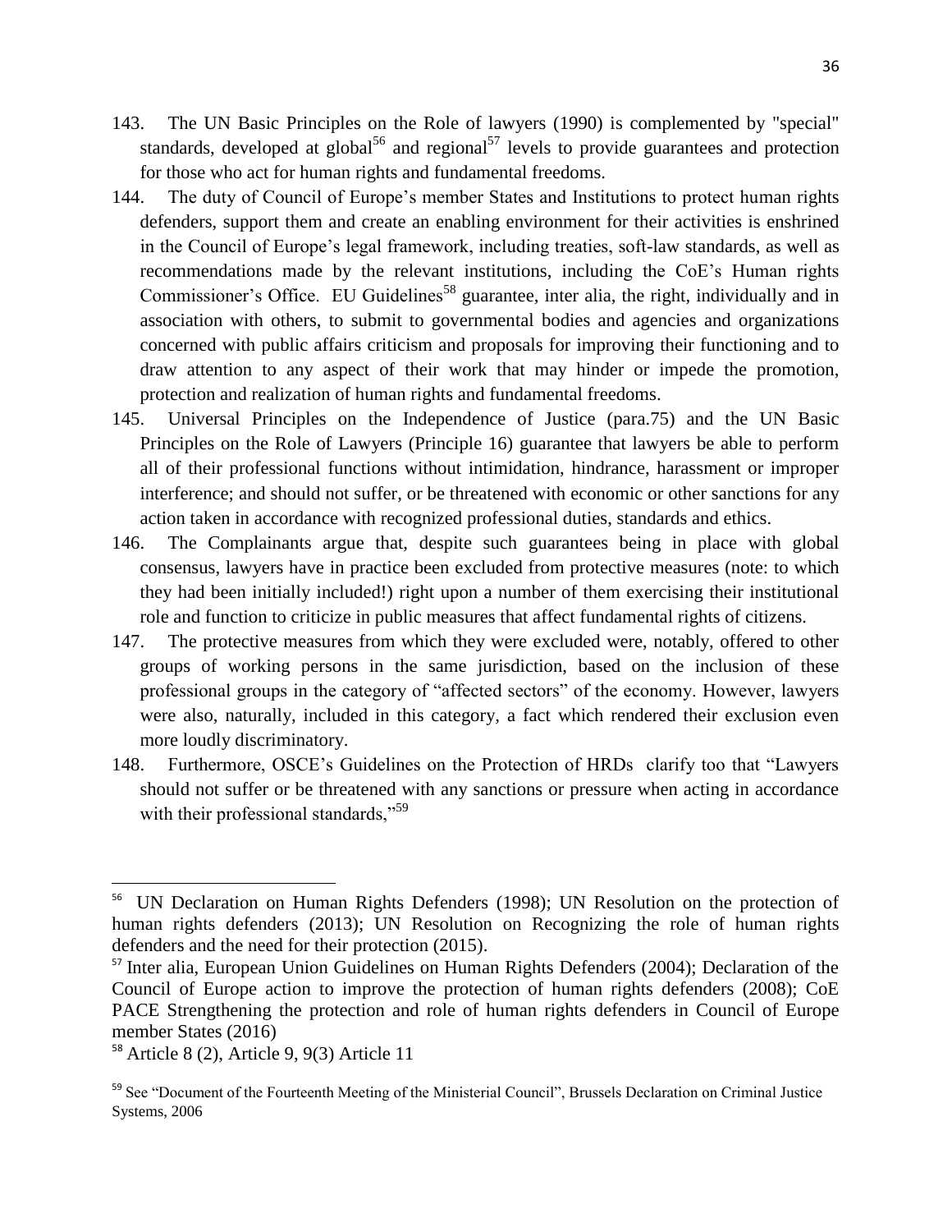143. The UN Basic Principles on the Role of lawyers (1990) is complemented by "special" standards, developed at global[56] and regional[57] levels to provide guarantees and protection for those who act for human rights and fundamental freedoms.

144. The duty of Council of Europe's member States and Institutions to protect human rights defenders, support them and create an enabling environment for their activities is enshrined in the Council of Europe's legal framework, including treaties, soft-law standards, as well as recommendations made by the relevant institutions, including the CoE's Human rights Commissioner's Office. EU Guidelines[58] guarantee, inter alia, the right, individually and in association with others, to submit to governmental bodies and agencies and organizations concerned with public affairs criticism and proposals for improving their functioning and to draw attention to any aspect of their work that may hinder or impede the promotion, protection and realization of human rights and fundamental freedoms.

145. Universal Principles on the Independence of Justice (para.75) and the UN Basic Principles on the Role of Lawyers (Principle 16) guarantee that lawyers be able to perform all of their professional functions without intimidation, hindrance, harassment or improper interference; and should not suffer, or be threatened with economic or other sanctions for any action taken in accordance with recognized professional duties, standards and ethics.

146. The Complainants argue that, despite such guarantees being in place with global consensus, lawyers have in practice been excluded from protective measures (note: to which they had been initially included!) right upon a number of them exercising their institutional role and function to criticize in public measures that affect fundamental rights of citizens.

147. The protective measures from which they were excluded were, notably, offered to other groups of working persons in the same jurisdiction, based on the inclusion of these professional groups in the category of "affected sectors" of the economy. However, lawyers were also, naturally, included in this category, a fact which rendered their exclusion even more loudly discriminatory.

148. Furthermore, OSCE's Guidelines on the Protection of HRDs clarify too that "Lawyers should not suffer or be threatened with any sanctions or pressure when acting in accordance with their professional standards,"[59]

---

[56] UN Declaration on Human Rights Defenders (1998); UN Resolution on the protection of human rights defenders (2013); UN Resolution on Recognizing the role of human rights defenders and the need for their protection (2015).

[57] Inter alia, European Union Guidelines on Human Rights Defenders (2004); Declaration of the Council of Europe action to improve the protection of human rights defenders (2008); CoE PACE Strengthening the protection and role of human rights defenders in Council of Europe member States (2016)

[58] Article 8 (2), Article 9, 9(3) Article 11

[59] See "Document of the Fourteenth Meeting of the Ministerial Council", Brussels Declaration on Criminal Justice Systems, 2006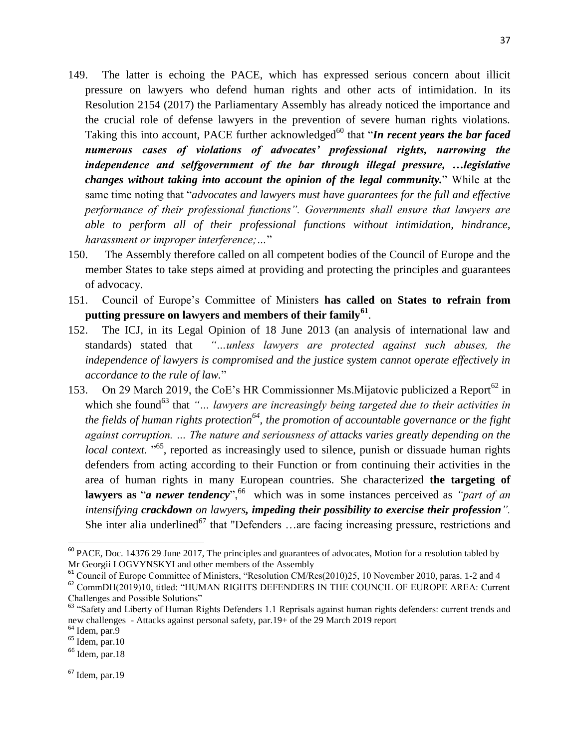149. The latter is echoing the PACE, which has expressed serious concern about illicit pressure on lawyers who defend human rights and other acts of intimidation. In its Resolution 2154 (2017) the Parliamentary Assembly has already noticed the importance and the crucial role of defense lawyers in the prevention of severe human rights violations. Taking this into account, PACE further acknowledged[60] that "***In recent years the bar faced numerous cases of violations of advocates' professional rights, narrowing the independence and selfgovernment of the bar through illegal pressure, …legislative changes without taking into account the opinion of the legal community.***" While at the same time noting that "*advocates and lawyers must have guarantees for the full and effective performance of their professional functions". Governments shall ensure that lawyers are able to perform all of their professional functions without intimidation, hindrance, harassment or improper interference;…*"

150. The Assembly therefore called on all competent bodies of the Council of Europe and the member States to take steps aimed at providing and protecting the principles and guarantees of advocacy.

151. Council of Europe's Committee of Ministers **has called on States to refrain from putting pressure on lawyers and members of their family[61]**.

152. The ICJ, in its Legal Opinion of 18 June 2013 (an analysis of international law and standards) stated that *"…unless lawyers are protected against such abuses, the independence of lawyers is compromised and the justice system cannot operate effectively in accordance to the rule of law.*"

153. On 29 March 2019, the CoE's HR Commissionner Ms.Mijatovic publicized a Report[62] in which she found[63] that *"… lawyers are increasingly being targeted due to their activities in the fields of human rights protection[64], the promotion of accountable governance or the fight against corruption. … The nature and seriousness of attacks varies greatly depending on the local context.* "[65], reported as increasingly used to silence, punish or dissuade human rights defenders from acting according to their Function or from continuing their activities in the area of human rights in many European countries. She characterized **the targeting of lawyers as** "***a newer tendency***",[66] which was in some instances perceived as *"part of an intensifying **crackdown** on lawyers**, impeding their possibility to exercise their profession**".* She inter alia underlined[67] that "Defenders …are facing increasing pressure, restrictions and

---

[60] PACE, Doc. 14376 29 June 2017, The principles and guarantees of advocates, Motion for a resolution tabled by Mr Georgii LOGVYNSKYI and other members of the Assembly

[61] Council of Europe Committee of Ministers, "Resolution CM/Res(2010)25, 10 November 2010, paras. 1-2 and 4

[62] CommDH(2019)10, titled: "HUMAN RIGHTS DEFENDERS IN THE COUNCIL OF EUROPE AREA: Current Challenges and Possible Solutions"

[63] "Safety and Liberty of Human Rights Defenders 1.1 Reprisals against human rights defenders: current trends and new challenges - Attacks against personal safety, par.19+ of the 29 March 2019 report

[64] Idem, par.9

[65] Idem, par.10

[66] Idem, par.18

[67] Idem, par.19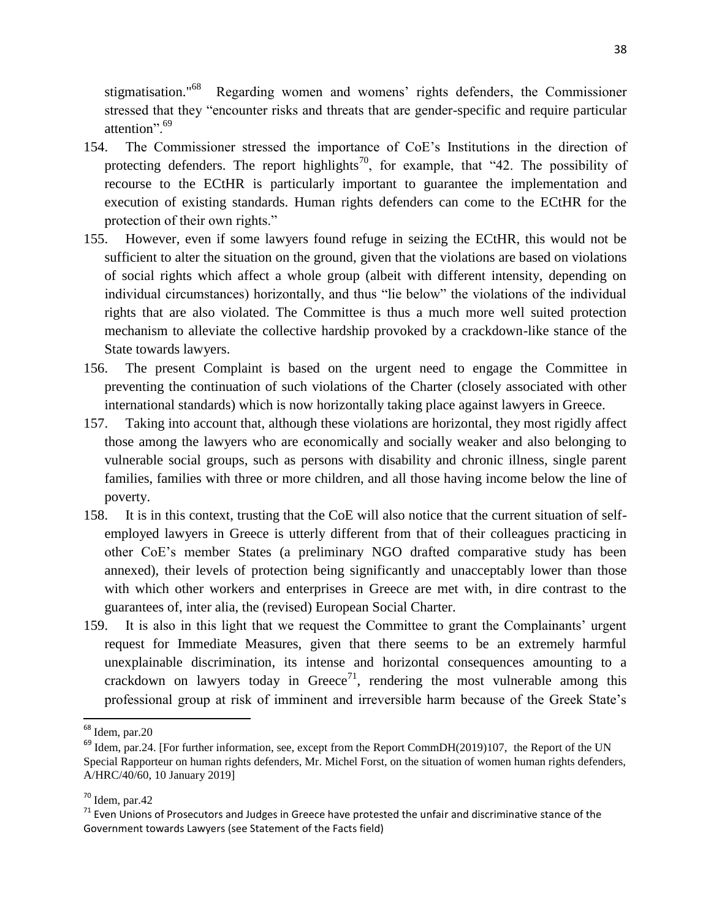stigmatisation."[68] Regarding women and womens' rights defenders, the Commissioner stressed that they "encounter risks and threats that are gender-specific and require particular attention".[69]

154. The Commissioner stressed the importance of CoE's Institutions in the direction of protecting defenders. The report highlights[70], for example, that "42. The possibility of recourse to the ECtHR is particularly important to guarantee the implementation and execution of existing standards. Human rights defenders can come to the ECtHR for the protection of their own rights."

155. However, even if some lawyers found refuge in seizing the ECtHR, this would not be sufficient to alter the situation on the ground, given that the violations are based on violations of social rights which affect a whole group (albeit with different intensity, depending on individual circumstances) horizontally, and thus "lie below" the violations of the individual rights that are also violated. The Committee is thus a much more well suited protection mechanism to alleviate the collective hardship provoked by a crackdown-like stance of the State towards lawyers.

156. The present Complaint is based on the urgent need to engage the Committee in preventing the continuation of such violations of the Charter (closely associated with other international standards) which is now horizontally taking place against lawyers in Greece.

157. Taking into account that, although these violations are horizontal, they most rigidly affect those among the lawyers who are economically and socially weaker and also belonging to vulnerable social groups, such as persons with disability and chronic illness, single parent families, families with three or more children, and all those having income below the line of poverty.

158. It is in this context, trusting that the CoE will also notice that the current situation of self-employed lawyers in Greece is utterly different from that of their colleagues practicing in other CoE's member States (a preliminary NGO drafted comparative study has been annexed), their levels of protection being significantly and unacceptably lower than those with which other workers and enterprises in Greece are met with, in dire contrast to the guarantees of, inter alia, the (revised) European Social Charter.

159. It is also in this light that we request the Committee to grant the Complainants' urgent request for Immediate Measures, given that there seems to be an extremely harmful unexplainable discrimination, its intense and horizontal consequences amounting to a crackdown on lawyers today in Greece[71], rendering the most vulnerable among this professional group at risk of imminent and irreversible harm because of the Greek State's

---

[68] Idem, par.20

[69] Idem, par.24. [For further information, see, except from the Report CommDH(2019)107, the Report of the UN Special Rapporteur on human rights defenders, Mr. Michel Forst, on the situation of women human rights defenders, A/HRC/40/60, 10 January 2019]

[70] Idem, par.42

[71] Even Unions of Prosecutors and Judges in Greece have protested the unfair and discriminative stance of the Government towards Lawyers (see Statement of the Facts field)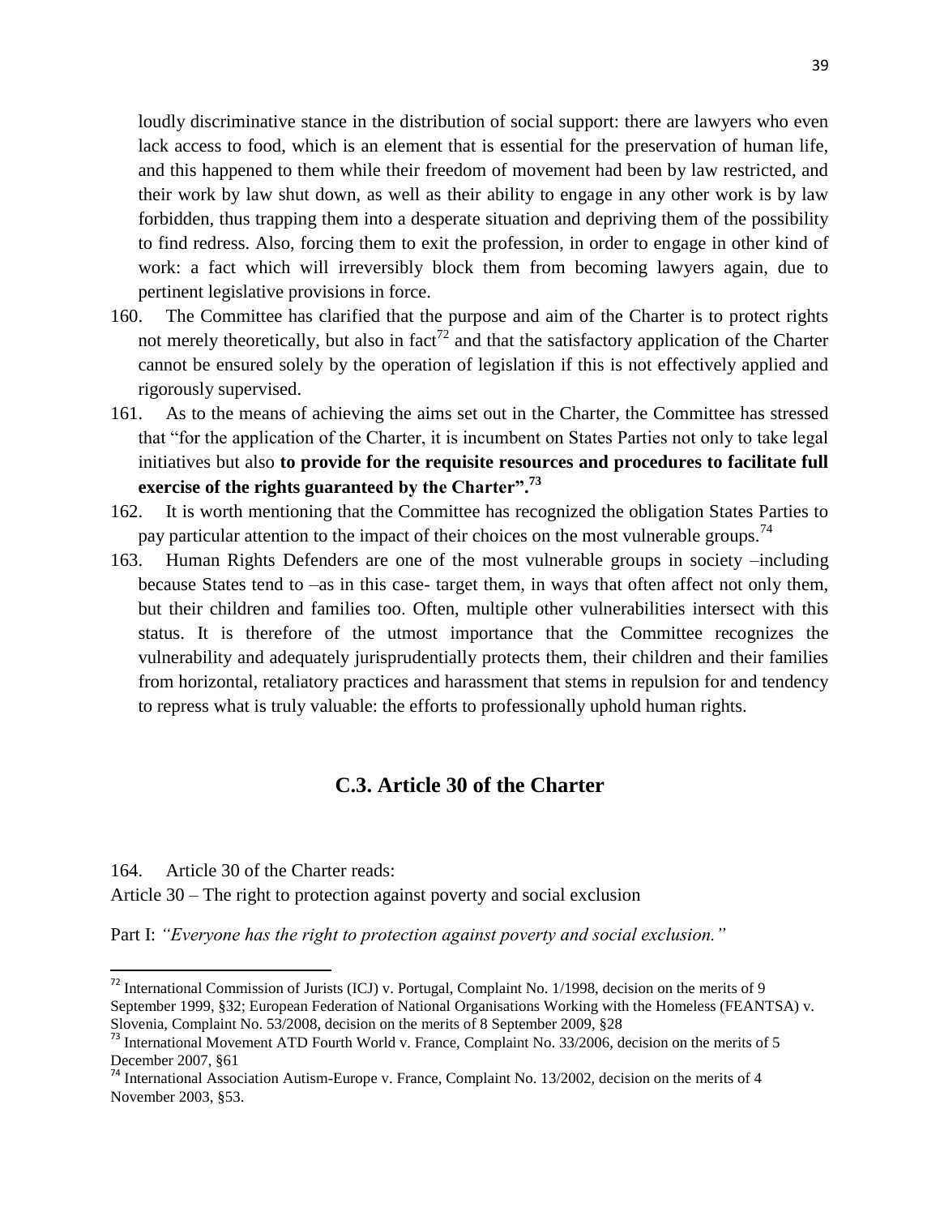loudly discriminative stance in the distribution of social support: there are lawyers who even lack access to food, which is an element that is essential for the preservation of human life, and this happened to them while their freedom of movement had been by law restricted, and their work by law shut down, as well as their ability to engage in any other work is by law forbidden, thus trapping them into a desperate situation and depriving them of the possibility to find redress. Also, forcing them to exit the profession, in order to engage in other kind of work: a fact which will irreversibly block them from becoming lawyers again, due to pertinent legislative provisions in force.

160. The Committee has clarified that the purpose and aim of the Charter is to protect rights not merely theoretically, but also in fact[72] and that the satisfactory application of the Charter cannot be ensured solely by the operation of legislation if this is not effectively applied and rigorously supervised.

161. As to the means of achieving the aims set out in the Charter, the Committee has stressed that "for the application of the Charter, it is incumbent on States Parties not only to take legal initiatives but also **to provide for the requisite resources and procedures to facilitate full exercise of the rights guaranteed by the Charter".[73]**

162. It is worth mentioning that the Committee has recognized the obligation States Parties to pay particular attention to the impact of their choices on the most vulnerable groups.[74]

163. Human Rights Defenders are one of the most vulnerable groups in society –including because States tend to –as in this case- target them, in ways that often affect not only them, but their children and families too. Often, multiple other vulnerabilities intersect with this status. It is therefore of the utmost importance that the Committee recognizes the vulnerability and adequately jurisprudentially protects them, their children and their families from horizontal, retaliatory practices and harassment that stems in repulsion for and tendency to repress what is truly valuable: the efforts to professionally uphold human rights.

## C.3. Article 30 of the Charter

164. Article 30 of the Charter reads:

Article 30 – The right to protection against poverty and social exclusion

Part I: *"Everyone has the right to protection against poverty and social exclusion."*

---

[72] International Commission of Jurists (ICJ) v. Portugal, Complaint No. 1/1998, decision on the merits of 9 September 1999, §32; European Federation of National Organisations Working with the Homeless (FEANTSA) v. Slovenia, Complaint No. 53/2008, decision on the merits of 8 September 2009, §28

[73] International Movement ATD Fourth World v. France, Complaint No. 33/2006, decision on the merits of 5 December 2007, §61

[74] International Association Autism-Europe v. France, Complaint No. 13/2002, decision on the merits of 4 November 2003, §53.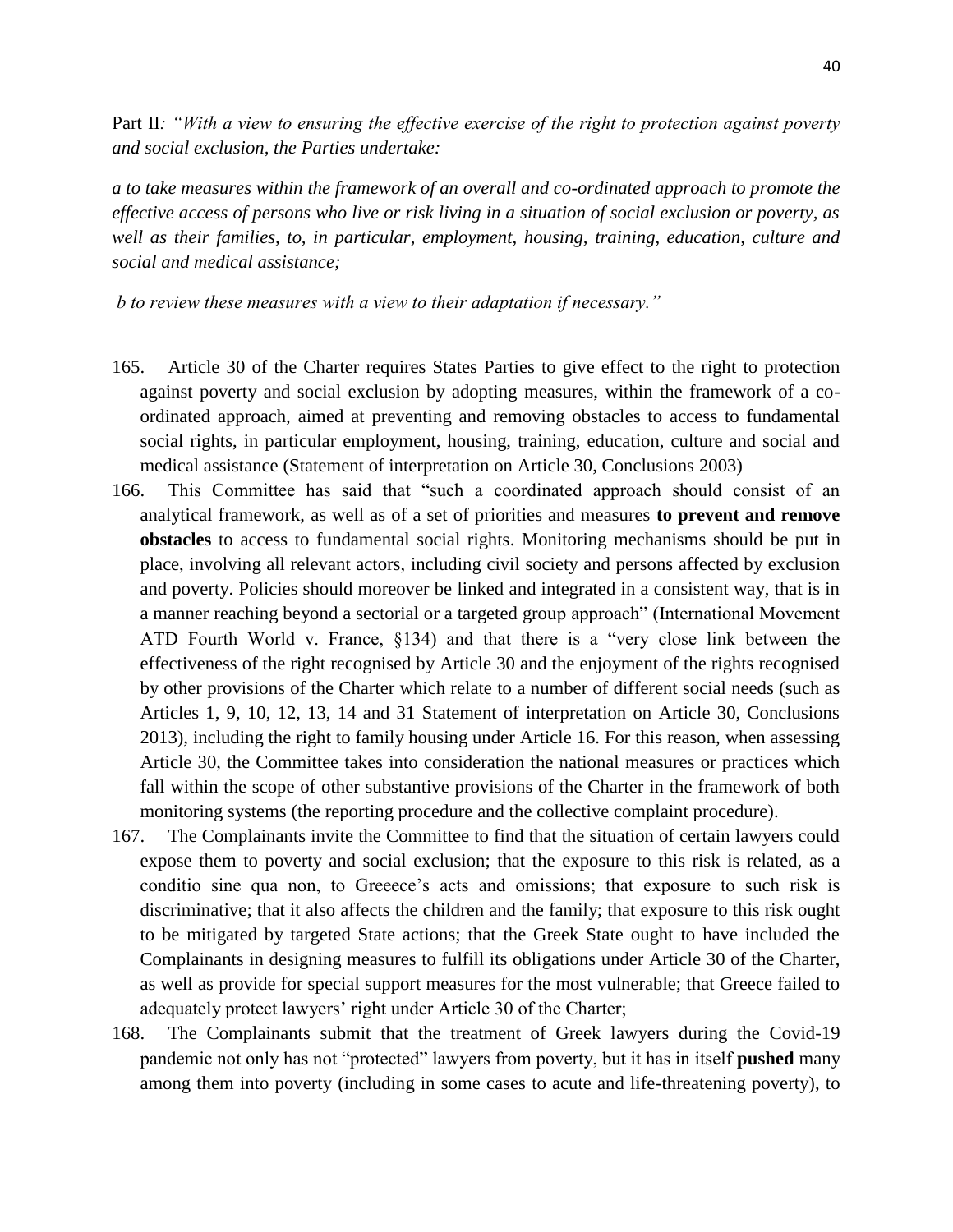Part II*: "With a view to ensuring the effective exercise of the right to protection against poverty and social exclusion, the Parties undertake:*

***a to take measures within the framework of an overall and co-ordinated approach to promote the effective access of persons who live or risk living in a situation of social exclusion or poverty, as well as their families, to, in particular, employment, housing, training, education, culture and social and medical assistance;***

***b to review these measures with a view to their adaptation if necessary."***

165. Article 30 of the Charter requires States Parties to give effect to the right to protection against poverty and social exclusion by adopting measures, within the framework of a co-ordinated approach, aimed at preventing and removing obstacles to access to fundamental social rights, in particular employment, housing, training, education, culture and social and medical assistance (Statement of interpretation on Article 30, Conclusions 2003)

166. This Committee has said that "such a coordinated approach should consist of an analytical framework, as well as of a set of priorities and measures **to prevent and remove obstacles** to access to fundamental social rights. Monitoring mechanisms should be put in place, involving all relevant actors, including civil society and persons affected by exclusion and poverty. Policies should moreover be linked and integrated in a consistent way, that is in a manner reaching beyond a sectorial or a targeted group approach" (International Movement ATD Fourth World v. France, §134) and that there is a "very close link between the effectiveness of the right recognised by Article 30 and the enjoyment of the rights recognised by other provisions of the Charter which relate to a number of different social needs (such as Articles 1, 9, 10, 12, 13, 14 and 31 Statement of interpretation on Article 30, Conclusions 2013), including the right to family housing under Article 16. For this reason, when assessing Article 30, the Committee takes into consideration the national measures or practices which fall within the scope of other substantive provisions of the Charter in the framework of both monitoring systems (the reporting procedure and the collective complaint procedure).

167. The Complainants invite the Committee to find that the situation of certain lawyers could expose them to poverty and social exclusion; that the exposure to this risk is related, as a conditio sine qua non, to Greeece's acts and omissions; that exposure to such risk is discriminative; that it also affects the children and the family; that exposure to this risk ought to be mitigated by targeted State actions; that the Greek State ought to have included the Complainants in designing measures to fulfill its obligations under Article 30 of the Charter, as well as provide for special support measures for the most vulnerable; that Greece failed to adequately protect lawyers' right under Article 30 of the Charter;

168. The Complainants submit that the treatment of Greek lawyers during the Covid-19 pandemic not only has not "protected" lawyers from poverty, but it has in itself **pushed** many among them into poverty (including in some cases to acute and life-threatening poverty), to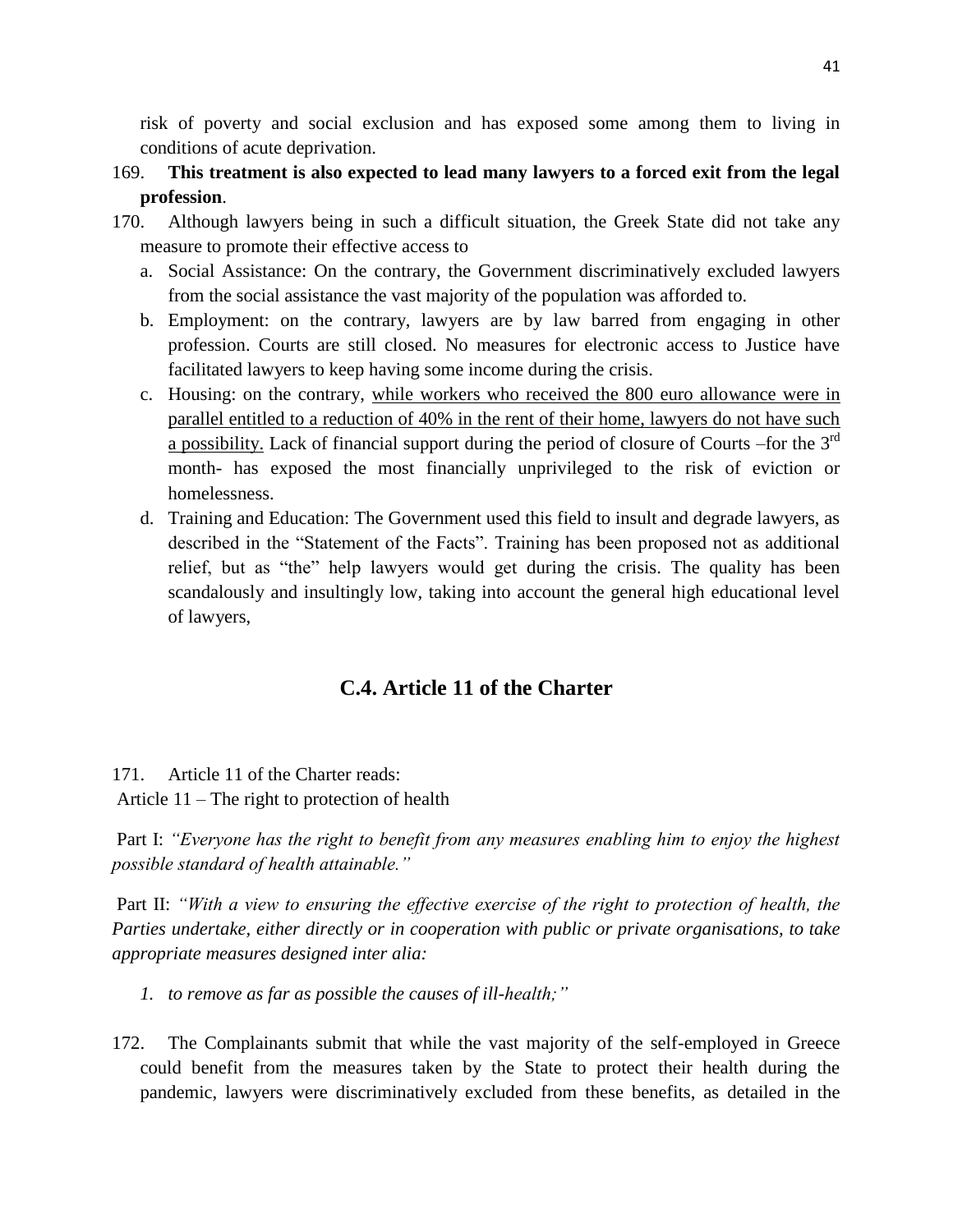risk of poverty and social exclusion and has exposed some among them to living in conditions of acute deprivation.

169. **This treatment is also expected to lead many lawyers to a forced exit from the legal profession**.

170. Although lawyers being in such a difficult situation, the Greek State did not take any measure to promote their effective access to

   a. Social Assistance: On the contrary, the Government discriminatively excluded lawyers from the social assistance the vast majority of the population was afforded to.

   b. Employment: on the contrary, lawyers are by law barred from engaging in other profession. Courts are still closed. No measures for electronic access to Justice have facilitated lawyers to keep having some income during the crisis.

   c. Housing: on the contrary, while workers who received the 800 euro allowance were in parallel entitled to a reduction of 40% in the rent of their home, lawyers do not have such a possibility. Lack of financial support during the period of closure of Courts –for the 3rd month- has exposed the most financially unprivileged to the risk of eviction or homelessness.

   d. Training and Education: The Government used this field to insult and degrade lawyers, as described in the "Statement of the Facts". Training has been proposed not as additional relief, but as "the" help lawyers would get during the crisis. The quality has been scandalously and insultingly low, taking into account the general high educational level of lawyers,

## C.4. Article 11 of the Charter

171. Article 11 of the Charter reads:

Article 11 – The right to protection of health

Part I: *"Everyone has the right to benefit from any measures enabling him to enjoy the highest possible standard of health attainable."*

Part II: *"With a view to ensuring the effective exercise of the right to protection of health, the Parties undertake, either directly or in cooperation with public or private organisations, to take appropriate measures designed inter alia:*

   1. *to remove as far as possible the causes of ill-health;"*

172. The Complainants submit that while the vast majority of the self-employed in Greece could benefit from the measures taken by the State to protect their health during the pandemic, lawyers were discriminatively excluded from these benefits, as detailed in the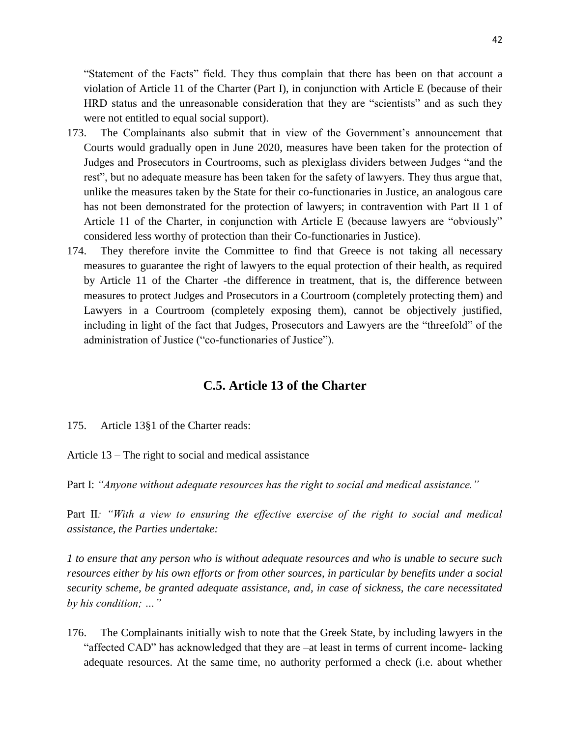"Statement of the Facts" field. They thus complain that there has been on that account a violation of Article 11 of the Charter (Part I), in conjunction with Article E (because of their HRD status and the unreasonable consideration that they are "scientists" and as such they were not entitled to equal social support).

173. The Complainants also submit that in view of the Government's announcement that Courts would gradually open in June 2020, measures have been taken for the protection of Judges and Prosecutors in Courtrooms, such as plexiglass dividers between Judges "and the rest", but no adequate measure has been taken for the safety of lawyers. They thus argue that, unlike the measures taken by the State for their co-functionaries in Justice, an analogous care has not been demonstrated for the protection of lawyers; in contravention with Part II 1 of Article 11 of the Charter, in conjunction with Article E (because lawyers are "obviously" considered less worthy of protection than their Co-functionaries in Justice).

174. They therefore invite the Committee to find that Greece is not taking all necessary measures to guarantee the right of lawyers to the equal protection of their health, as required by Article 11 of the Charter -the difference in treatment, that is, the difference between measures to protect Judges and Prosecutors in a Courtroom (completely protecting them) and Lawyers in a Courtroom (completely exposing them), cannot be objectively justified, including in light of the fact that Judges, Prosecutors and Lawyers are the "threefold" of the administration of Justice ("co-functionaries of Justice").

## C.5. Article 13 of the Charter

175. Article 13§1 of the Charter reads:

Article 13 – The right to social and medical assistance

Part I: *"Anyone without adequate resources has the right to social and medical assistance."*

Part II*: "With a view to ensuring the effective exercise of the right to social and medical assistance, the Parties undertake:*

*1 to ensure that any person who is without adequate resources and who is unable to secure such resources either by his own efforts or from other sources, in particular by benefits under a social security scheme, be granted adequate assistance, and, in case of sickness, the care necessitated by his condition; …"*

176. The Complainants initially wish to note that the Greek State, by including lawyers in the "affected CAD" has acknowledged that they are –at least in terms of current income- lacking adequate resources. At the same time, no authority performed a check (i.e. about whether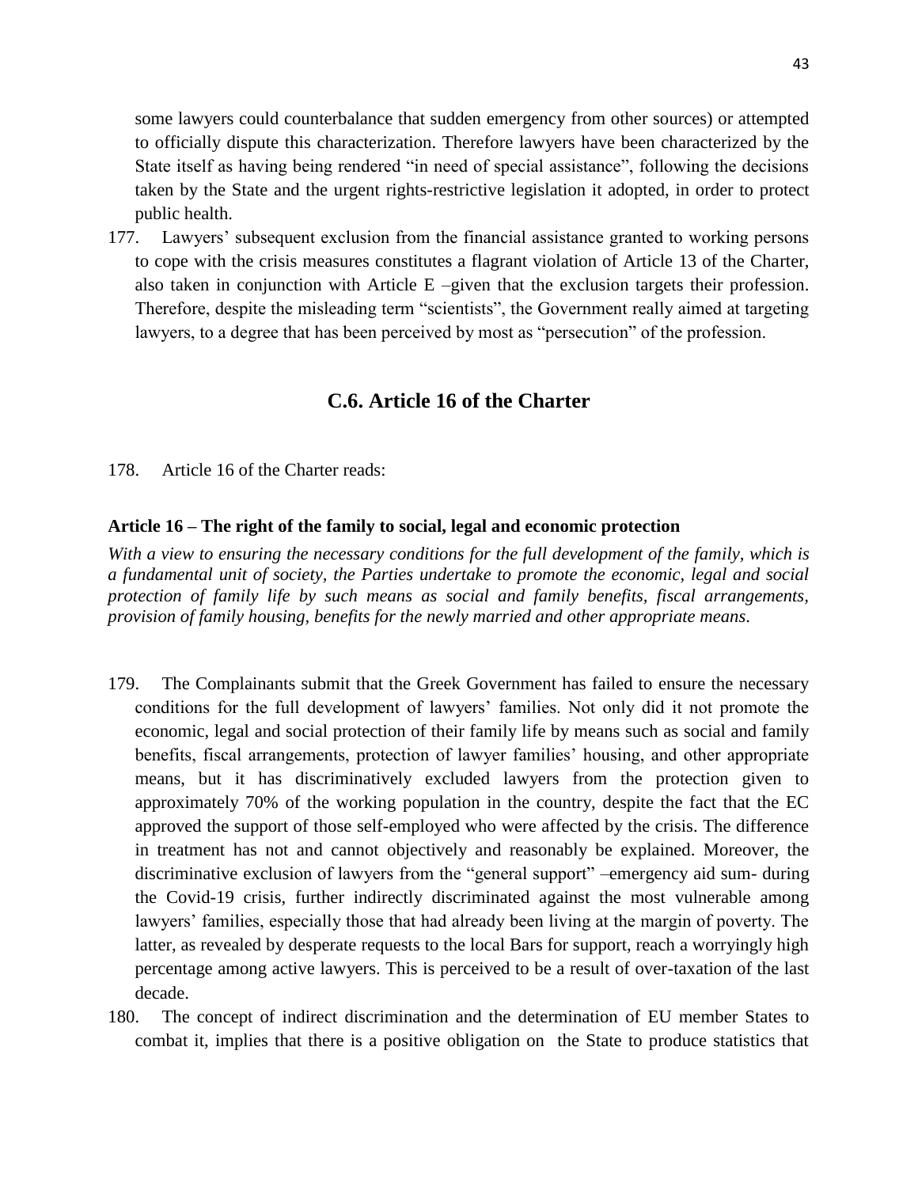some lawyers could counterbalance that sudden emergency from other sources) or attempted to officially dispute this characterization. Therefore lawyers have been characterized by the State itself as having being rendered "in need of special assistance", following the decisions taken by the State and the urgent rights-restrictive legislation it adopted, in order to protect public health.

177. Lawyers' subsequent exclusion from the financial assistance granted to working persons to cope with the crisis measures constitutes a flagrant violation of Article 13 of the Charter, also taken in conjunction with Article E –given that the exclusion targets their profession. Therefore, despite the misleading term "scientists", the Government really aimed at targeting lawyers, to a degree that has been perceived by most as "persecution" of the profession.

## C.6. Article 16 of the Charter

178. Article 16 of the Charter reads:

**Article 16 – The right of the family to social, legal and economic protection**

*With a view to ensuring the necessary conditions for the full development of the family, which is a fundamental unit of society, the Parties undertake to promote the economic, legal and social protection of family life by such means as social and family benefits, fiscal arrangements, provision of family housing, benefits for the newly married and other appropriate means.*

179. The Complainants submit that the Greek Government has failed to ensure the necessary conditions for the full development of lawyers' families. Not only did it not promote the economic, legal and social protection of their family life by means such as social and family benefits, fiscal arrangements, protection of lawyer families' housing, and other appropriate means, but it has discriminatively excluded lawyers from the protection given to approximately 70% of the working population in the country, despite the fact that the EC approved the support of those self-employed who were affected by the crisis. The difference in treatment has not and cannot objectively and reasonably be explained. Moreover, the discriminative exclusion of lawyers from the "general support" –emergency aid sum- during the Covid-19 crisis, further indirectly discriminated against the most vulnerable among lawyers' families, especially those that had already been living at the margin of poverty. The latter, as revealed by desperate requests to the local Bars for support, reach a worryingly high percentage among active lawyers. This is perceived to be a result of over-taxation of the last decade.

180. The concept of indirect discrimination and the determination of EU member States to combat it, implies that there is a positive obligation on the State to produce statistics that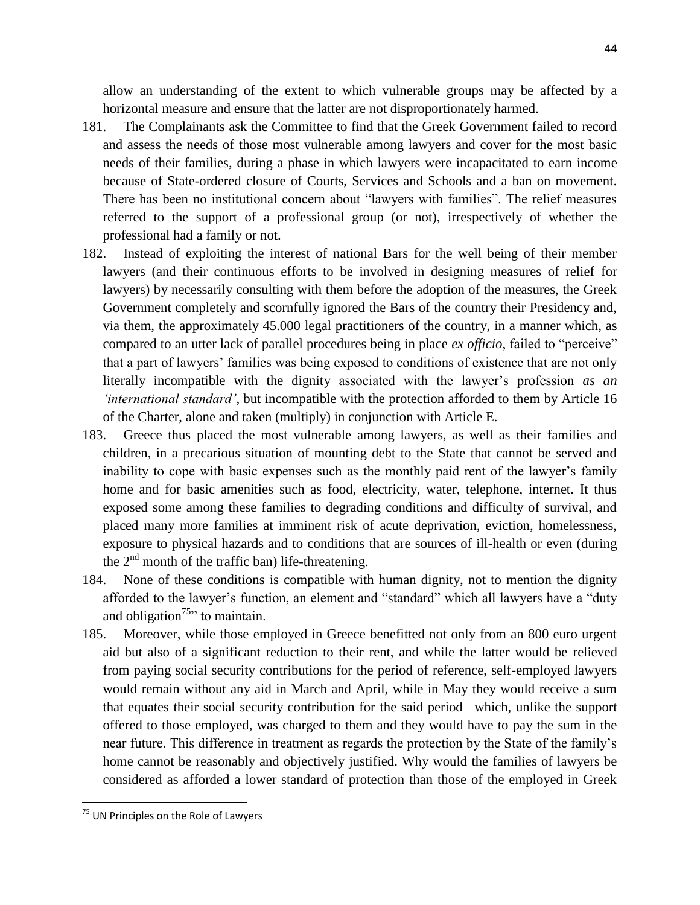allow an understanding of the extent to which vulnerable groups may be affected by a horizontal measure and ensure that the latter are not disproportionately harmed.

181. The Complainants ask the Committee to find that the Greek Government failed to record and assess the needs of those most vulnerable among lawyers and cover for the most basic needs of their families, during a phase in which lawyers were incapacitated to earn income because of State-ordered closure of Courts, Services and Schools and a ban on movement. There has been no institutional concern about "lawyers with families". The relief measures referred to the support of a professional group (or not), irrespectively of whether the professional had a family or not.

182. Instead of exploiting the interest of national Bars for the well being of their member lawyers (and their continuous efforts to be involved in designing measures of relief for lawyers) by necessarily consulting with them before the adoption of the measures, the Greek Government completely and scornfully ignored the Bars of the country their Presidency and, via them, the approximately 45.000 legal practitioners of the country, in a manner which, as compared to an utter lack of parallel procedures being in place *ex officio*, failed to "perceive" that a part of lawyers' families was being exposed to conditions of existence that are not only literally incompatible with the dignity associated with the lawyer's profession *as an 'international standard'*, but incompatible with the protection afforded to them by Article 16 of the Charter, alone and taken (multiply) in conjunction with Article E.

183. Greece thus placed the most vulnerable among lawyers, as well as their families and children, in a precarious situation of mounting debt to the State that cannot be served and inability to cope with basic expenses such as the monthly paid rent of the lawyer's family home and for basic amenities such as food, electricity, water, telephone, internet. It thus exposed some among these families to degrading conditions and difficulty of survival, and placed many more families at imminent risk of acute deprivation, eviction, homelessness, exposure to physical hazards and to conditions that are sources of ill-health or even (during the 2nd month of the traffic ban) life-threatening.

184. None of these conditions is compatible with human dignity, not to mention the dignity afforded to the lawyer's function, an element and "standard" which all lawyers have a "duty and obligation[75]" to maintain.

185. Moreover, while those employed in Greece benefitted not only from an 800 euro urgent aid but also of a significant reduction to their rent, and while the latter would be relieved from paying social security contributions for the period of reference, self-employed lawyers would remain without any aid in March and April, while in May they would receive a sum that equates their social security contribution for the said period –which, unlike the support offered to those employed, was charged to them and they would have to pay the sum in the near future. This difference in treatment as regards the protection by the State of the family's home cannot be reasonably and objectively justified. Why would the families of lawyers be considered as afforded a lower standard of protection than those of the employed in Greek

---

[75] UN Principles on the Role of Lawyers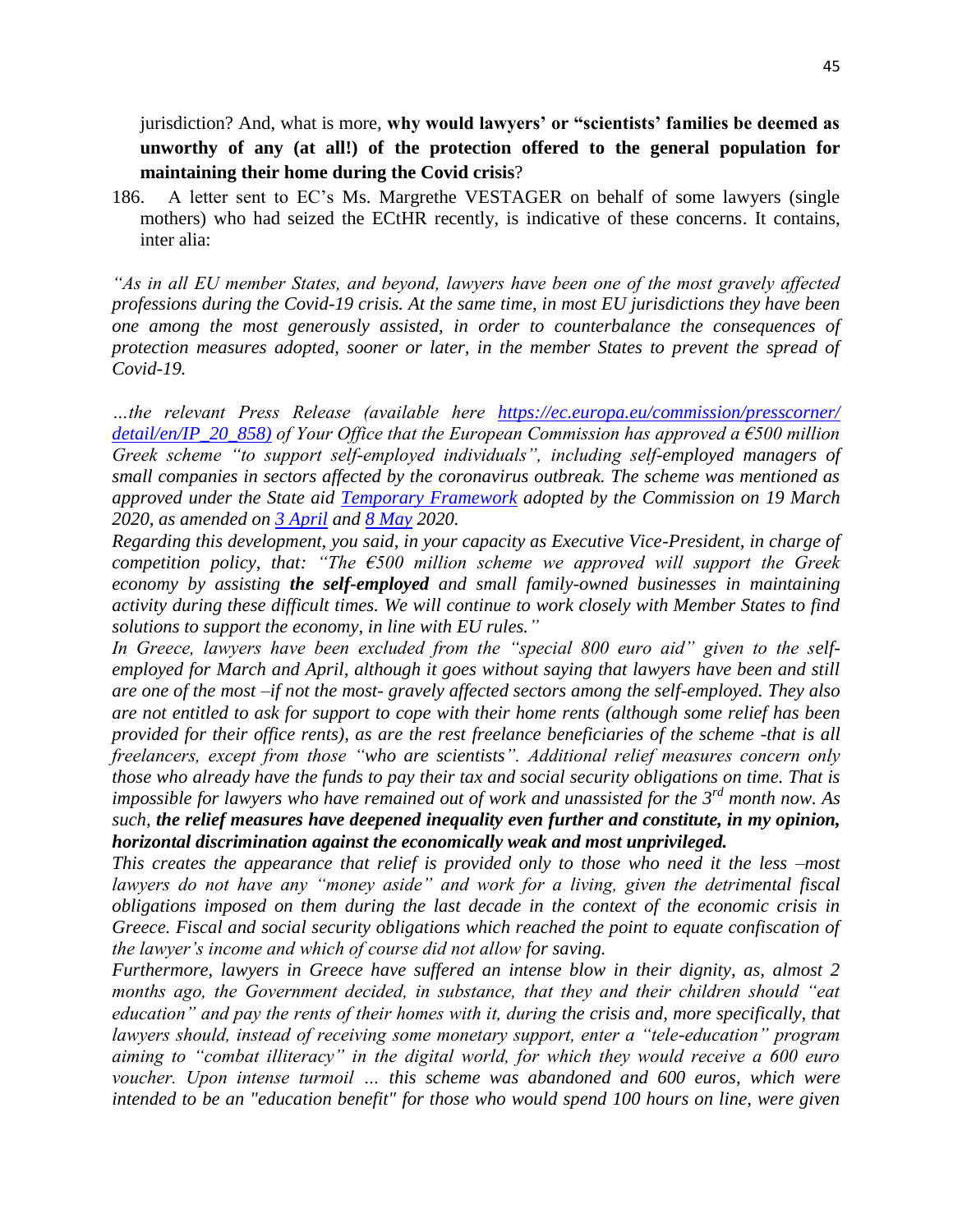jurisdiction? And, what is more, **why would lawyers' or "scientists' families be deemed as unworthy of any (at all!) of the protection offered to the general population for maintaining their home during the Covid crisis**?

186. A letter sent to EC's Ms. Margrethe VESTAGER on behalf of some lawyers (single mothers) who had seized the ECtHR recently, is indicative of these concerns. It contains, inter alia:

*"As in all EU member States, and beyond, lawyers have been one of the most gravely affected professions during the Covid-19 crisis. At the same time, in most EU jurisdictions they have been one among the most generously assisted, in order to counterbalance the consequences of protection measures adopted, sooner or later, in the member States to prevent the spread of Covid-19.*

*…the relevant Press Release (available here [https://ec.europa.eu/commission/presscorner/detail/en/IP_20_858](https://ec.europa.eu/commission/presscorner/detail/en/IP_20_858)) of Your Office that the European Commission has approved a €500 million Greek scheme "to support self-employed individuals", including self-employed managers of small companies in sectors affected by the coronavirus outbreak. The scheme was mentioned as approved under the State aid Temporary Framework adopted by the Commission on 19 March 2020, as amended on 3 April and 8 May 2020.*

*Regarding this development, you said, in your capacity as Executive Vice-President, in charge of competition policy, that: "The €500 million scheme we approved will support the Greek economy by assisting **the self-employed** and small family-owned businesses in maintaining activity during these difficult times. We will continue to work closely with Member States to find solutions to support the economy, in line with EU rules."*

*In Greece, lawyers have been excluded from the "special 800 euro aid" given to the self-employed for March and April, although it goes without saying that lawyers have been and still are one of the most –if not the most- gravely affected sectors among the self-employed. They also are not entitled to ask for support to cope with their home rents (although some relief has been provided for their office rents), as are the rest freelance beneficiaries of the scheme -that is all freelancers, except from those "who are scientists". Additional relief measures concern only those who already have the funds to pay their tax and social security obligations on time. That is impossible for lawyers who have remained out of work and unassisted for the 3rd month now. As such, **the relief measures have deepened inequality even further and constitute, in my opinion, horizontal discrimination against the economically weak and most unprivileged.***

*This creates the appearance that relief is provided only to those who need it the less –most lawyers do not have any "money aside" and work for a living, given the detrimental fiscal obligations imposed on them during the last decade in the context of the economic crisis in Greece. Fiscal and social security obligations which reached the point to equate confiscation of the lawyer's income and which of course did not allow for saving.*

*Furthermore, lawyers in Greece have suffered an intense blow in their dignity, as, almost 2 months ago, the Government decided, in substance, that they and their children should "eat education" and pay the rents of their homes with it, during the crisis and, more specifically, that lawyers should, instead of receiving some monetary support, enter a "tele-education" program aiming to "combat illiteracy" in the digital world, for which they would receive a 600 euro voucher. Upon intense turmoil … this scheme was abandoned and 600 euros, which were intended to be an "education benefit" for those who would spend 100 hours on line, were given*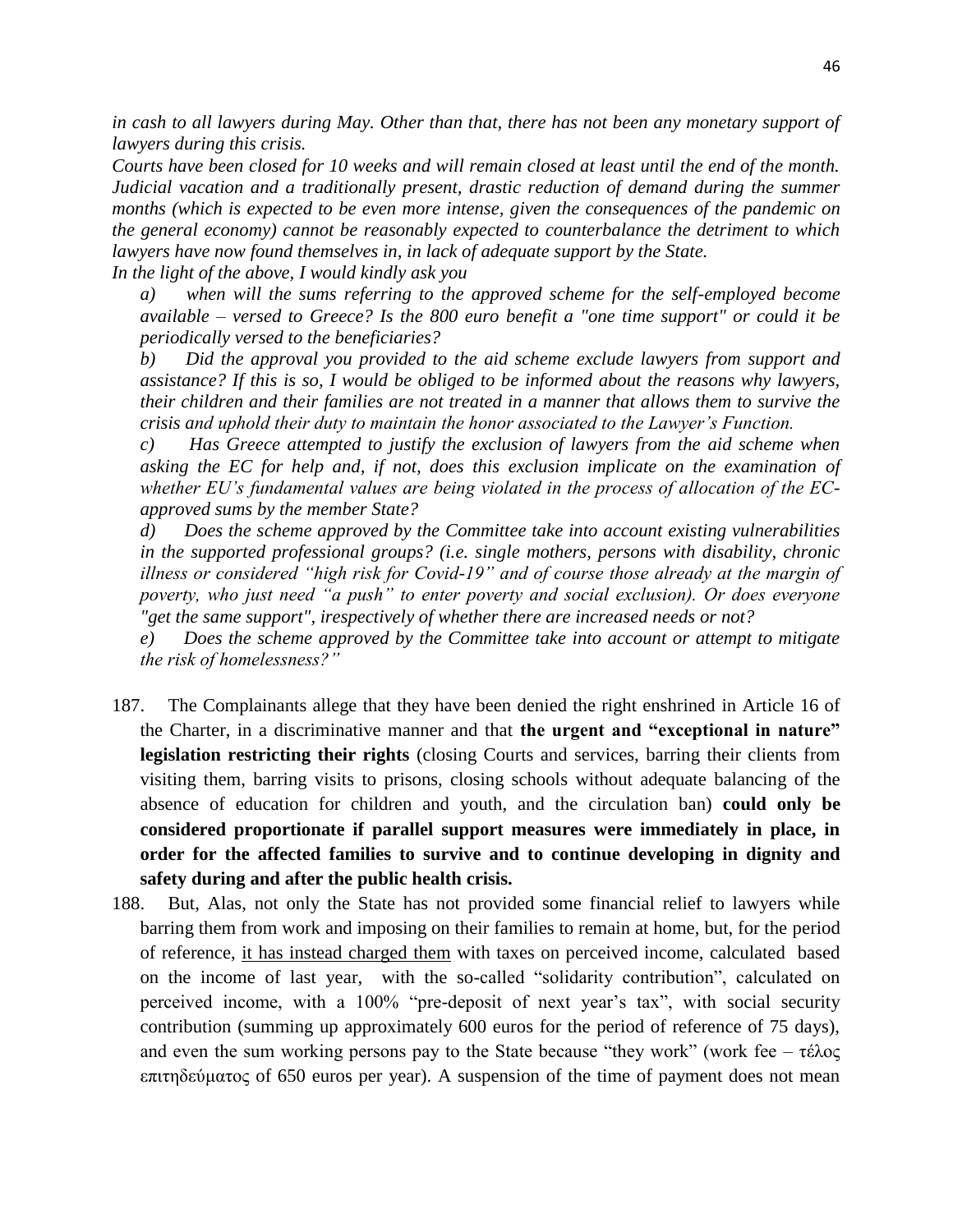*in cash to all lawyers during May. Other than that, there has not been any monetary support of lawyers during this crisis.*

*Courts have been closed for 10 weeks and will remain closed at least until the end of the month. Judicial vacation and a traditionally present, drastic reduction of demand during the summer months (which is expected to be even more intense, given the consequences of the pandemic on the general economy) cannot be reasonably expected to counterbalance the detriment to which lawyers have now found themselves in, in lack of adequate support by the State.*

*In the light of the above, I would kindly ask you*

*a) when will the sums referring to the approved scheme for the self-employed become available – versed to Greece? Is the 800 euro benefit a "one time support" or could it be periodically versed to the beneficiaries?*

*b) Did the approval you provided to the aid scheme exclude lawyers from support and assistance? If this is so, I would be obliged to be informed about the reasons why lawyers, their children and their families are not treated in a manner that allows them to survive the crisis and uphold their duty to maintain the honor associated to the Lawyer's Function.*

*c) Has Greece attempted to justify the exclusion of lawyers from the aid scheme when asking the EC for help and, if not, does this exclusion implicate on the examination of whether EU's fundamental values are being violated in the process of allocation of the EC-approved sums by the member State?*

*d) Does the scheme approved by the Committee take into account existing vulnerabilities in the supported professional groups? (i.e. single mothers, persons with disability, chronic illness or considered "high risk for Covid-19" and of course those already at the margin of poverty, who just need "a push" to enter poverty and social exclusion). Or does everyone "get the same support", irrespectively of whether there are increased needs or not?*

*e) Does the scheme approved by the Committee take into account or attempt to mitigate the risk of homelessness?"*

187. The Complainants allege that they have been denied the right enshrined in Article 16 of the Charter, in a discriminative manner and that **the urgent and "exceptional in nature" legislation restricting their rights** (closing Courts and services, barring their clients from visiting them, barring visits to prisons, closing schools without adequate balancing of the absence of education for children and youth, and the circulation ban) **could only be considered proportionate if parallel support measures were immediately in place, in order for the affected families to survive and to continue developing in dignity and safety during and after the public health crisis.**

188. But, Alas, not only the State has not provided some financial relief to lawyers while barring them from work and imposing on their families to remain at home, but, for the period of reference, it has instead charged them with taxes on perceived income, calculated based on the income of last year, with the so-called "solidarity contribution", calculated on perceived income, with a 100% "pre-deposit of next year's tax", with social security contribution (summing up approximately 600 euros for the period of reference of 75 days), and even the sum working persons pay to the State because "they work" (work fee – τέλος επιτηδεύματος of 650 euros per year). A suspension of the time of payment does not mean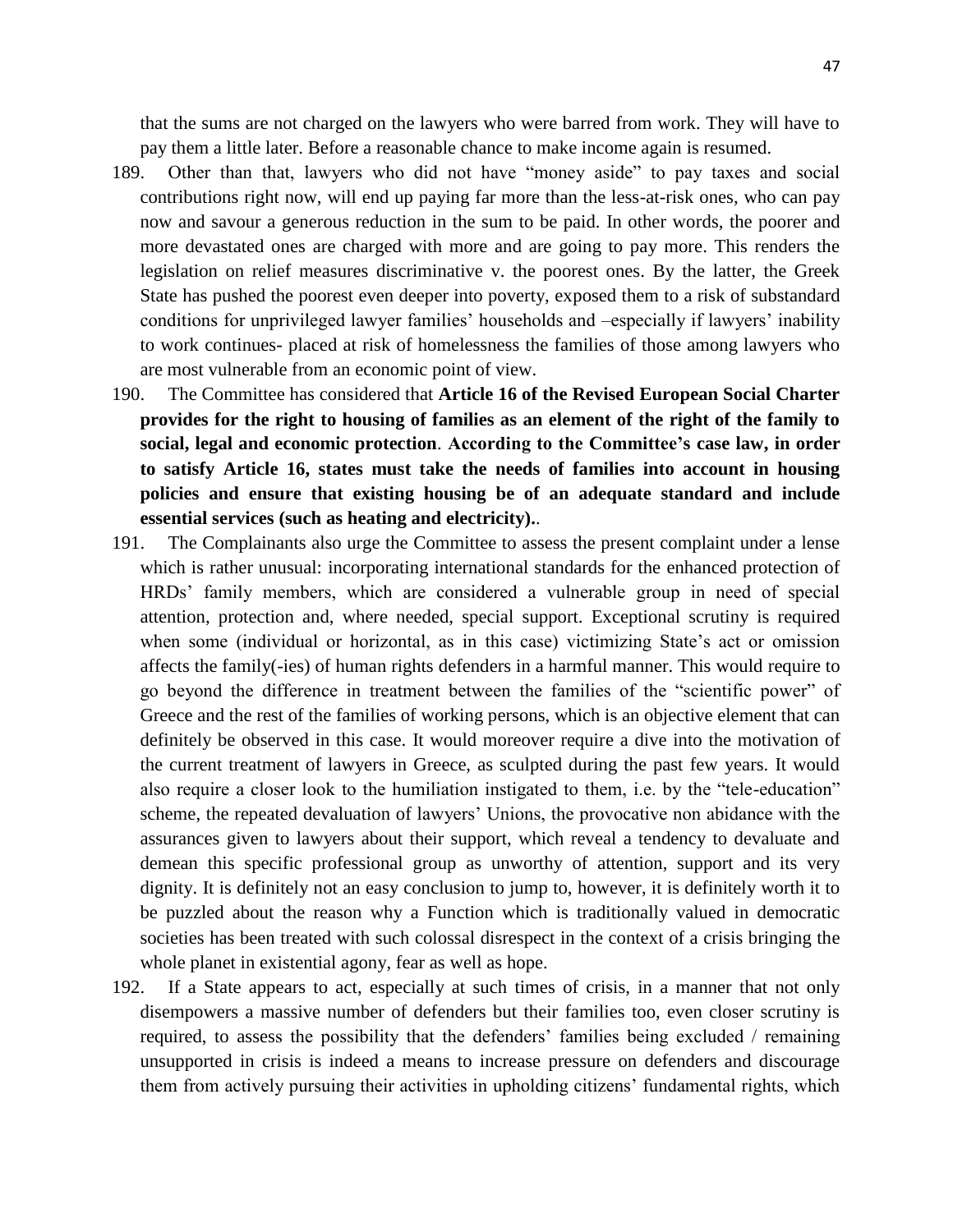that the sums are not charged on the lawyers who were barred from work. They will have to pay them a little later. Before a reasonable chance to make income again is resumed.

189. Other than that, lawyers who did not have "money aside" to pay taxes and social contributions right now, will end up paying far more than the less-at-risk ones, who can pay now and savour a generous reduction in the sum to be paid. In other words, the poorer and more devastated ones are charged with more and are going to pay more. This renders the legislation on relief measures discriminative v. the poorest ones. By the latter, the Greek State has pushed the poorest even deeper into poverty, exposed them to a risk of substandard conditions for unprivileged lawyer families' households and –especially if lawyers' inability to work continues- placed at risk of homelessness the families of those among lawyers who are most vulnerable from an economic point of view.

190. The Committee has considered that **Article 16 of the Revised European Social Charter provides for the right to housing of families as an element of the right of the family to social, legal and economic protection**. **According to the Committee's case law, in order to satisfy Article 16, states must take the needs of families into account in housing policies and ensure that existing housing be of an adequate standard and include essential services (such as heating and electricity).**.

191. The Complainants also urge the Committee to assess the present complaint under a lense which is rather unusual: incorporating international standards for the enhanced protection of HRDs' family members, which are considered a vulnerable group in need of special attention, protection and, where needed, special support. Exceptional scrutiny is required when some (individual or horizontal, as in this case) victimizing State's act or omission affects the family(-ies) of human rights defenders in a harmful manner. This would require to go beyond the difference in treatment between the families of the "scientific power" of Greece and the rest of the families of working persons, which is an objective element that can definitely be observed in this case. It would moreover require a dive into the motivation of the current treatment of lawyers in Greece, as sculpted during the past few years. It would also require a closer look to the humiliation instigated to them, i.e. by the "tele-education" scheme, the repeated devaluation of lawyers' Unions, the provocative non abidance with the assurances given to lawyers about their support, which reveal a tendency to devaluate and demean this specific professional group as unworthy of attention, support and its very dignity. It is definitely not an easy conclusion to jump to, however, it is definitely worth it to be puzzled about the reason why a Function which is traditionally valued in democratic societies has been treated with such colossal disrespect in the context of a crisis bringing the whole planet in existential agony, fear as well as hope.

192. If a State appears to act, especially at such times of crisis, in a manner that not only disempowers a massive number of defenders but their families too, even closer scrutiny is required, to assess the possibility that the defenders' families being excluded / remaining unsupported in crisis is indeed a means to increase pressure on defenders and discourage them from actively pursuing their activities in upholding citizens' fundamental rights, which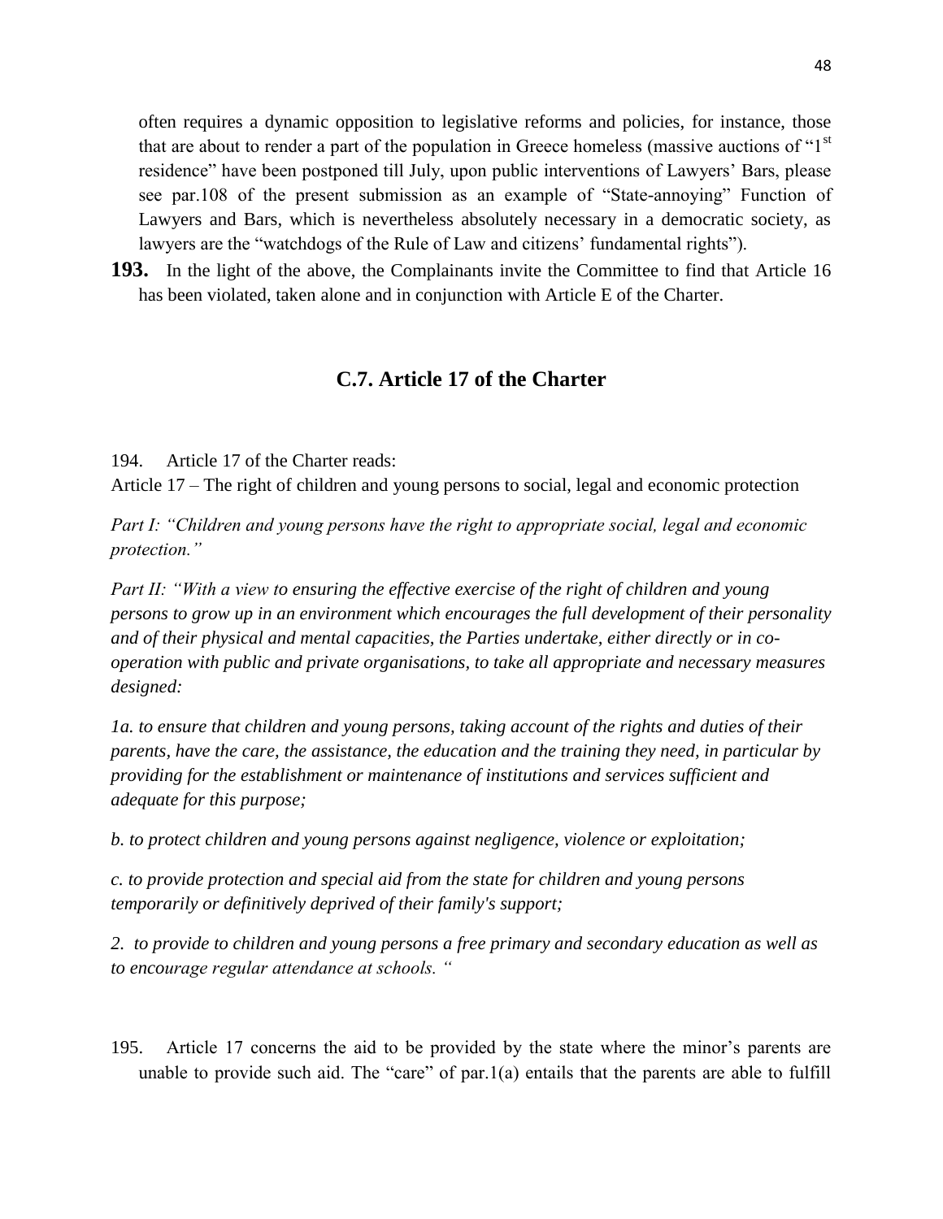often requires a dynamic opposition to legislative reforms and policies, for instance, those that are about to render a part of the population in Greece homeless (massive auctions of "1st residence" have been postponed till July, upon public interventions of Lawyers' Bars, please see par.108 of the present submission as an example of "State-annoying" Function of Lawyers and Bars, which is nevertheless absolutely necessary in a democratic society, as lawyers are the "watchdogs of the Rule of Law and citizens' fundamental rights").

**193.** In the light of the above, the Complainants invite the Committee to find that Article 16 has been violated, taken alone and in conjunction with Article E of the Charter.

## C.7. Article 17 of the Charter

194. Article 17 of the Charter reads:

Article 17 – The right of children and young persons to social, legal and economic protection

*Part I: "Children and young persons have the right to appropriate social, legal and economic protection."*

*Part II: "With a view to ensuring the effective exercise of the right of children and young persons to grow up in an environment which encourages the full development of their personality and of their physical and mental capacities, the Parties undertake, either directly or in co-operation with public and private organisations, to take all appropriate and necessary measures designed:*

*1a. to ensure that children and young persons, taking account of the rights and duties of their parents, have the care, the assistance, the education and the training they need, in particular by providing for the establishment or maintenance of institutions and services sufficient and adequate for this purpose;*

*b. to protect children and young persons against negligence, violence or exploitation;*

*c. to provide protection and special aid from the state for children and young persons temporarily or definitively deprived of their family's support;*

*2. to provide to children and young persons a free primary and secondary education as well as to encourage regular attendance at schools. "*

195. Article 17 concerns the aid to be provided by the state where the minor's parents are unable to provide such aid. The "care" of par.1(a) entails that the parents are able to fulfill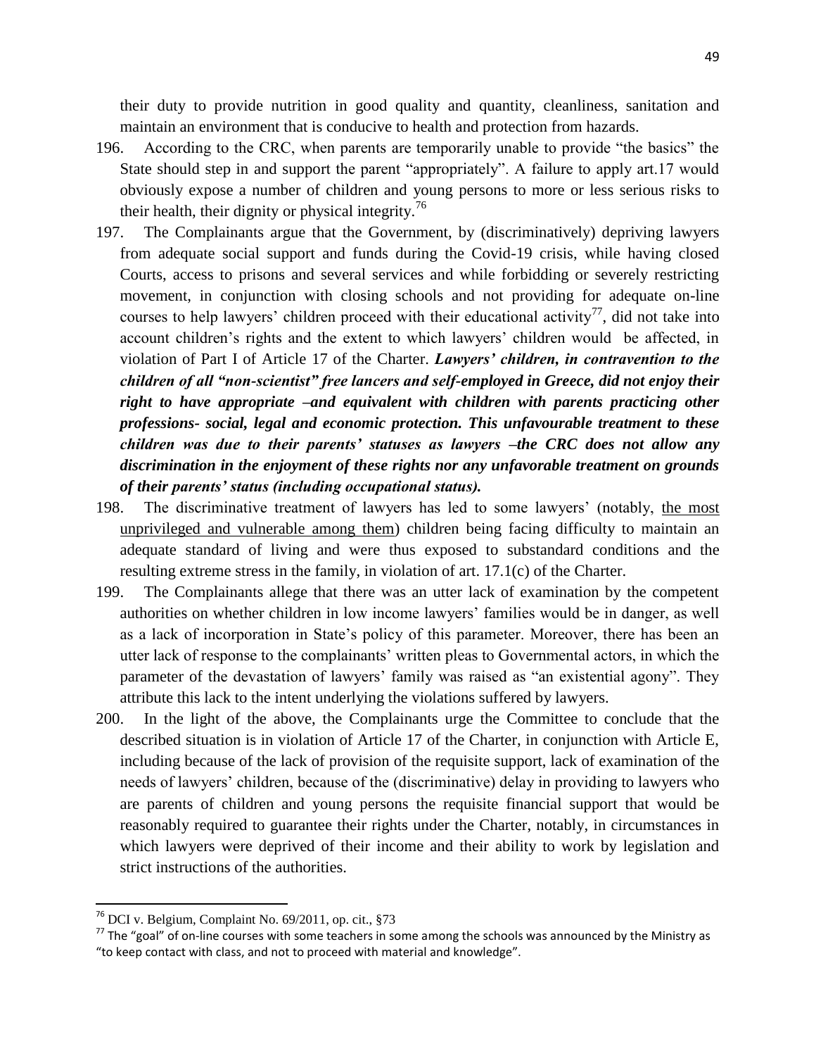their duty to provide nutrition in good quality and quantity, cleanliness, sanitation and maintain an environment that is conducive to health and protection from hazards.

196. According to the CRC, when parents are temporarily unable to provide "the basics" the State should step in and support the parent "appropriately". A failure to apply art.17 would obviously expose a number of children and young persons to more or less serious risks to their health, their dignity or physical integrity.[76]

197. The Complainants argue that the Government, by (discriminatively) depriving lawyers from adequate social support and funds during the Covid-19 crisis, while having closed Courts, access to prisons and several services and while forbidding or severely restricting movement, in conjunction with closing schools and not providing for adequate on-line courses to help lawyers' children proceed with their educational activity[77], did not take into account children's rights and the extent to which lawyers' children would be affected, in violation of Part I of Article 17 of the Charter. ***Lawyers' children, in contravention to the children of all "non-scientist" free lancers and self-employed in Greece, did not enjoy their right to have appropriate –and equivalent with children with parents practicing other professions- social, legal and economic protection. This unfavourable treatment to these children was due to their parents' statuses as lawyers –the CRC does not allow any discrimination in the enjoyment of these rights nor any unfavorable treatment on grounds of their parents' status (including occupational status).***

198. The discriminative treatment of lawyers has led to some lawyers' (notably, <u>the most unprivileged and vulnerable among them</u>) children being facing difficulty to maintain an adequate standard of living and were thus exposed to substandard conditions and the resulting extreme stress in the family, in violation of art. 17.1(c) of the Charter.

199. The Complainants allege that there was an utter lack of examination by the competent authorities on whether children in low income lawyers' families would be in danger, as well as a lack of incorporation in State's policy of this parameter. Moreover, there has been an utter lack of response to the complainants' written pleas to Governmental actors, in which the parameter of the devastation of lawyers' family was raised as "an existential agony". They attribute this lack to the intent underlying the violations suffered by lawyers.

200. In the light of the above, the Complainants urge the Committee to conclude that the described situation is in violation of Article 17 of the Charter, in conjunction with Article E, including because of the lack of provision of the requisite support, lack of examination of the needs of lawyers' children, because of the (discriminative) delay in providing to lawyers who are parents of children and young persons the requisite financial support that would be reasonably required to guarantee their rights under the Charter, notably, in circumstances in which lawyers were deprived of their income and their ability to work by legislation and strict instructions of the authorities.

---

[76] DCI v. Belgium, Complaint No. 69/2011, op. cit., §73

[77] The "goal" of on-line courses with some teachers in some among the schools was announced by the Ministry as "to keep contact with class, and not to proceed with material and knowledge".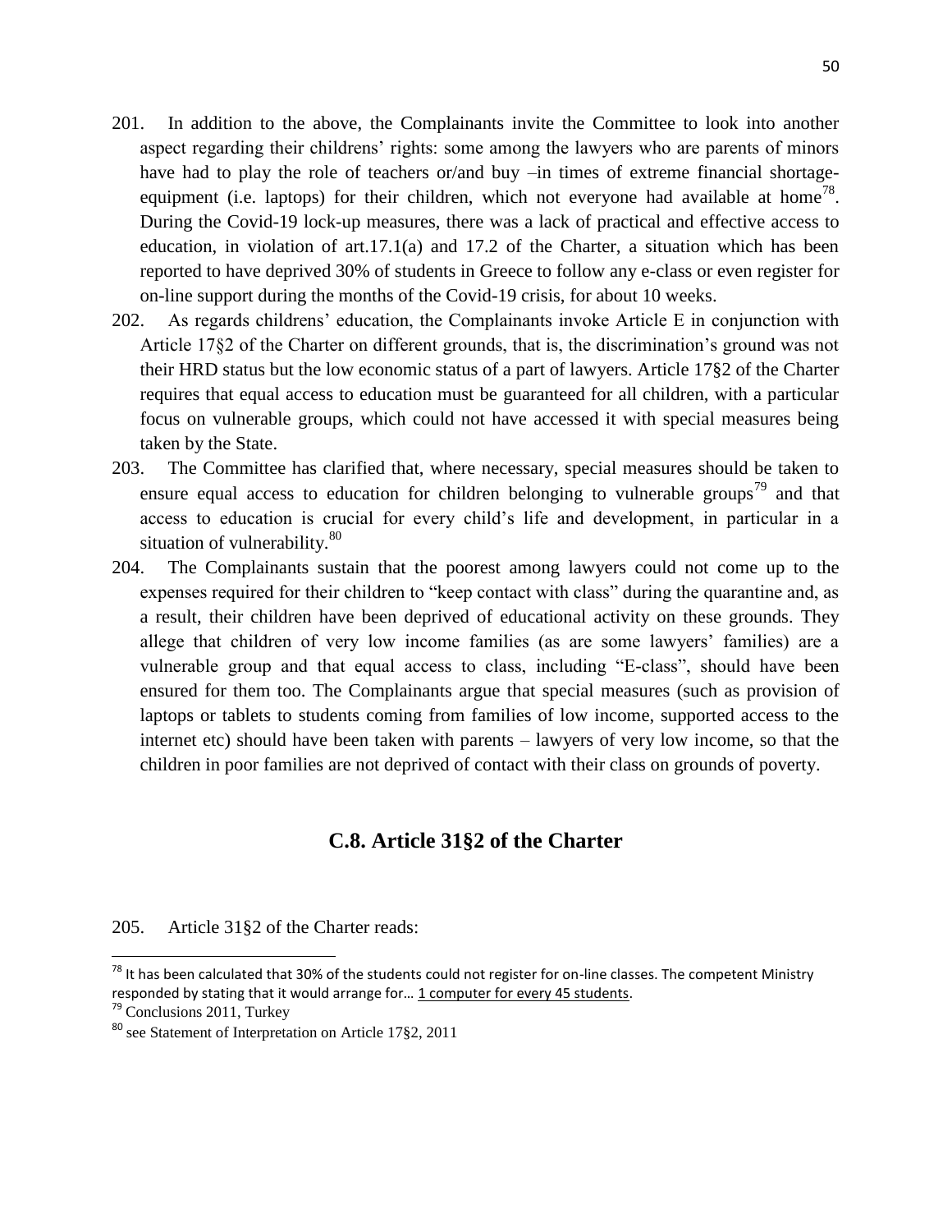201. In addition to the above, the Complainants invite the Committee to look into another aspect regarding their childrens' rights: some among the lawyers who are parents of minors have had to play the role of teachers or/and buy –in times of extreme financial shortage-equipment (i.e. laptops) for their children, which not everyone had available at home[78]. During the Covid-19 lock-up measures, there was a lack of practical and effective access to education, in violation of art.17.1(a) and 17.2 of the Charter, a situation which has been reported to have deprived 30% of students in Greece to follow any e-class or even register for on-line support during the months of the Covid-19 crisis, for about 10 weeks.

202. As regards childrens' education, the Complainants invoke Article E in conjunction with Article 17§2 of the Charter on different grounds, that is, the discrimination's ground was not their HRD status but the low economic status of a part of lawyers. Article 17§2 of the Charter requires that equal access to education must be guaranteed for all children, with a particular focus on vulnerable groups, which could not have accessed it with special measures being taken by the State.

203. The Committee has clarified that, where necessary, special measures should be taken to ensure equal access to education for children belonging to vulnerable groups[79] and that access to education is crucial for every child's life and development, in particular in a situation of vulnerability.[80]

204. The Complainants sustain that the poorest among lawyers could not come up to the expenses required for their children to "keep contact with class" during the quarantine and, as a result, their children have been deprived of educational activity on these grounds. They allege that children of very low income families (as are some lawyers' families) are a vulnerable group and that equal access to class, including "E-class", should have been ensured for them too. The Complainants argue that special measures (such as provision of laptops or tablets to students coming from families of low income, supported access to the internet etc) should have been taken with parents – lawyers of very low income, so that the children in poor families are not deprived of contact with their class on grounds of poverty.

## C.8. Article 31§2 of the Charter

205. Article 31§2 of the Charter reads:

---

[78] It has been calculated that 30% of the students could not register for on-line classes. The competent Ministry responded by stating that it would arrange for… 1 computer for every 45 students.

[79] Conclusions 2011, Turkey

[80] see Statement of Interpretation on Article 17§2, 2011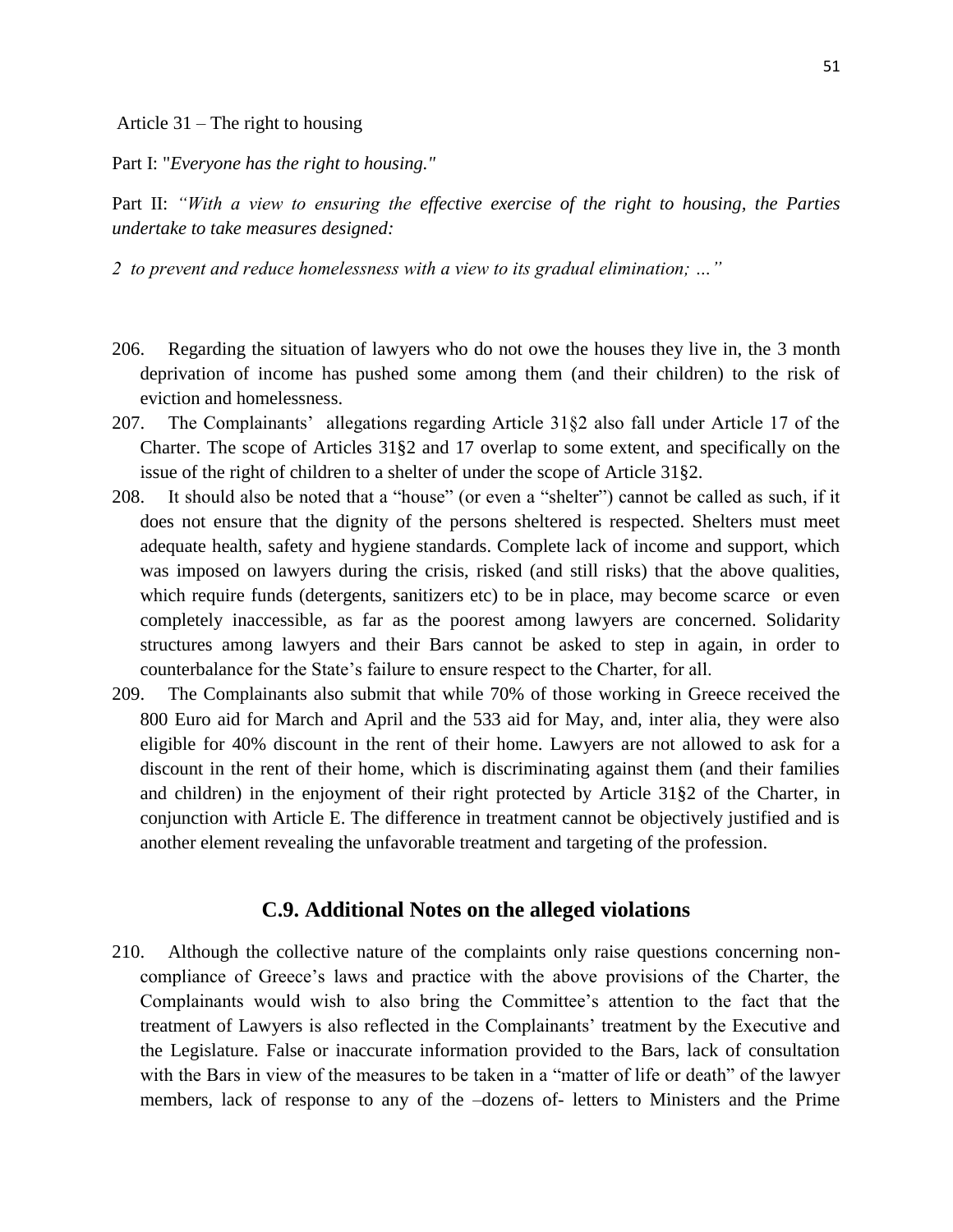Article 31 – The right to housing

Part I: "*Everyone has the right to housing."*

Part II: *"With a view to ensuring the effective exercise of the right to housing, the Parties undertake to take measures designed:*

*2 to prevent and reduce homelessness with a view to its gradual elimination; …"*

206. Regarding the situation of lawyers who do not owe the houses they live in, the 3 month deprivation of income has pushed some among them (and their children) to the risk of eviction and homelessness.

207. The Complainants' allegations regarding Article 31§2 also fall under Article 17 of the Charter. The scope of Articles 31§2 and 17 overlap to some extent, and specifically on the issue of the right of children to a shelter of under the scope of Article 31§2.

208. It should also be noted that a "house" (or even a "shelter") cannot be called as such, if it does not ensure that the dignity of the persons sheltered is respected. Shelters must meet adequate health, safety and hygiene standards. Complete lack of income and support, which was imposed on lawyers during the crisis, risked (and still risks) that the above qualities, which require funds (detergents, sanitizers etc) to be in place, may become scarce or even completely inaccessible, as far as the poorest among lawyers are concerned. Solidarity structures among lawyers and their Bars cannot be asked to step in again, in order to counterbalance for the State's failure to ensure respect to the Charter, for all.

209. The Complainants also submit that while 70% of those working in Greece received the 800 Euro aid for March and April and the 533 aid for May, and, inter alia, they were also eligible for 40% discount in the rent of their home. Lawyers are not allowed to ask for a discount in the rent of their home, which is discriminating against them (and their families and children) in the enjoyment of their right protected by Article 31§2 of the Charter, in conjunction with Article E. The difference in treatment cannot be objectively justified and is another element revealing the unfavorable treatment and targeting of the profession.

## C.9. Additional Notes on the alleged violations

210. Although the collective nature of the complaints only raise questions concerning non-compliance of Greece's laws and practice with the above provisions of the Charter, the Complainants would wish to also bring the Committee's attention to the fact that the treatment of Lawyers is also reflected in the Complainants' treatment by the Executive and the Legislature. False or inaccurate information provided to the Bars, lack of consultation with the Bars in view of the measures to be taken in a "matter of life or death" of the lawyer members, lack of response to any of the –dozens of- letters to Ministers and the Prime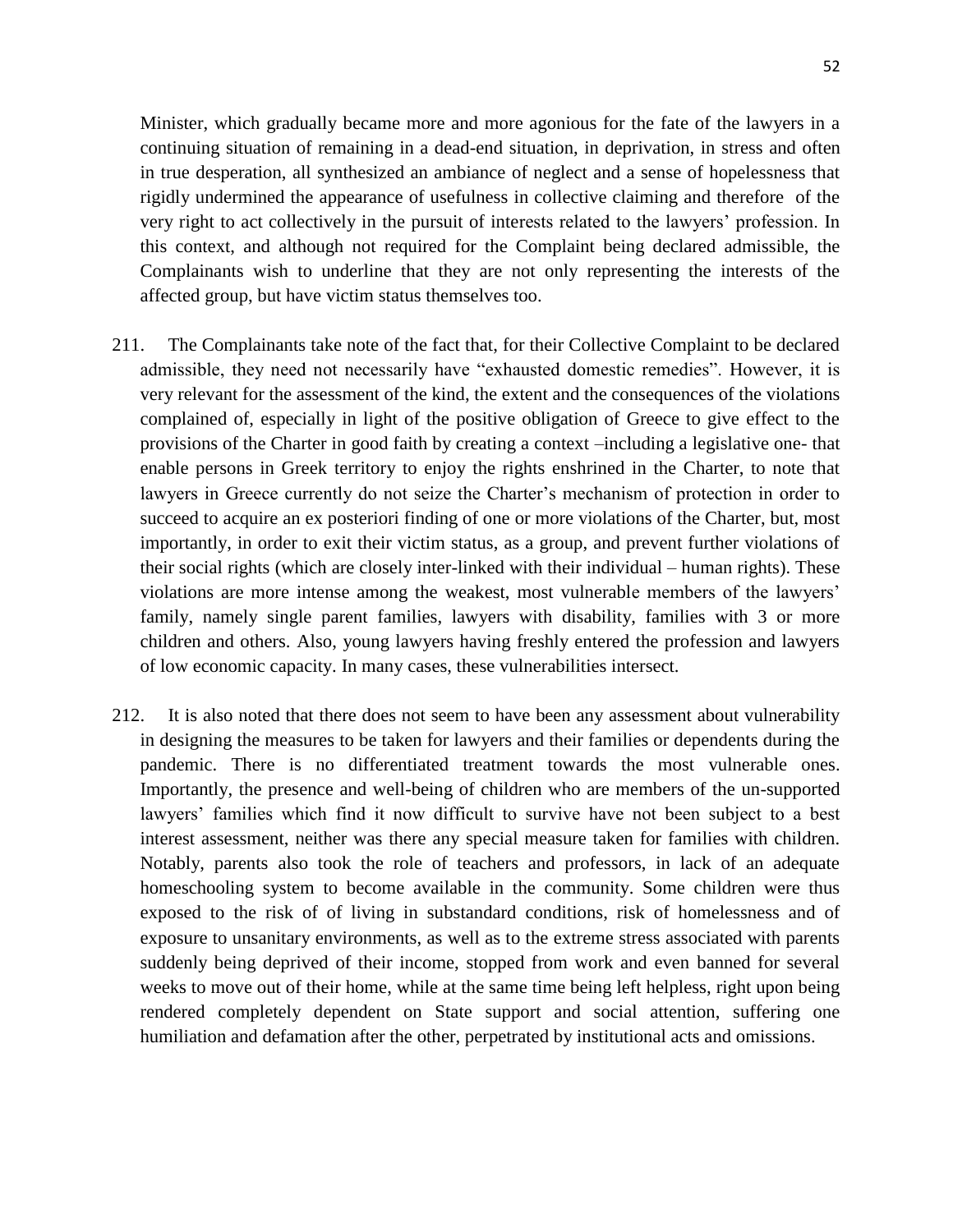Minister, which gradually became more and more agonious for the fate of the lawyers in a continuing situation of remaining in a dead-end situation, in deprivation, in stress and often in true desperation, all synthesized an ambiance of neglect and a sense of hopelessness that rigidly undermined the appearance of usefulness in collective claiming and therefore of the very right to act collectively in the pursuit of interests related to the lawyers' profession. In this context, and although not required for the Complaint being declared admissible, the Complainants wish to underline that they are not only representing the interests of the affected group, but have victim status themselves too.

211. The Complainants take note of the fact that, for their Collective Complaint to be declared admissible, they need not necessarily have "exhausted domestic remedies". However, it is very relevant for the assessment of the kind, the extent and the consequences of the violations complained of, especially in light of the positive obligation of Greece to give effect to the provisions of the Charter in good faith by creating a context –including a legislative one- that enable persons in Greek territory to enjoy the rights enshrined in the Charter, to note that lawyers in Greece currently do not seize the Charter's mechanism of protection in order to succeed to acquire an ex posteriori finding of one or more violations of the Charter, but, most importantly, in order to exit their victim status, as a group, and prevent further violations of their social rights (which are closely inter-linked with their individual – human rights). These violations are more intense among the weakest, most vulnerable members of the lawyers' family, namely single parent families, lawyers with disability, families with 3 or more children and others. Also, young lawyers having freshly entered the profession and lawyers of low economic capacity. In many cases, these vulnerabilities intersect.

212. It is also noted that there does not seem to have been any assessment about vulnerability in designing the measures to be taken for lawyers and their families or dependents during the pandemic. There is no differentiated treatment towards the most vulnerable ones. Importantly, the presence and well-being of children who are members of the un-supported lawyers' families which find it now difficult to survive have not been subject to a best interest assessment, neither was there any special measure taken for families with children. Notably, parents also took the role of teachers and professors, in lack of an adequate homeschooling system to become available in the community. Some children were thus exposed to the risk of of living in substandard conditions, risk of homelessness and of exposure to unsanitary environments, as well as to the extreme stress associated with parents suddenly being deprived of their income, stopped from work and even banned for several weeks to move out of their home, while at the same time being left helpless, right upon being rendered completely dependent on State support and social attention, suffering one humiliation and defamation after the other, perpetrated by institutional acts and omissions.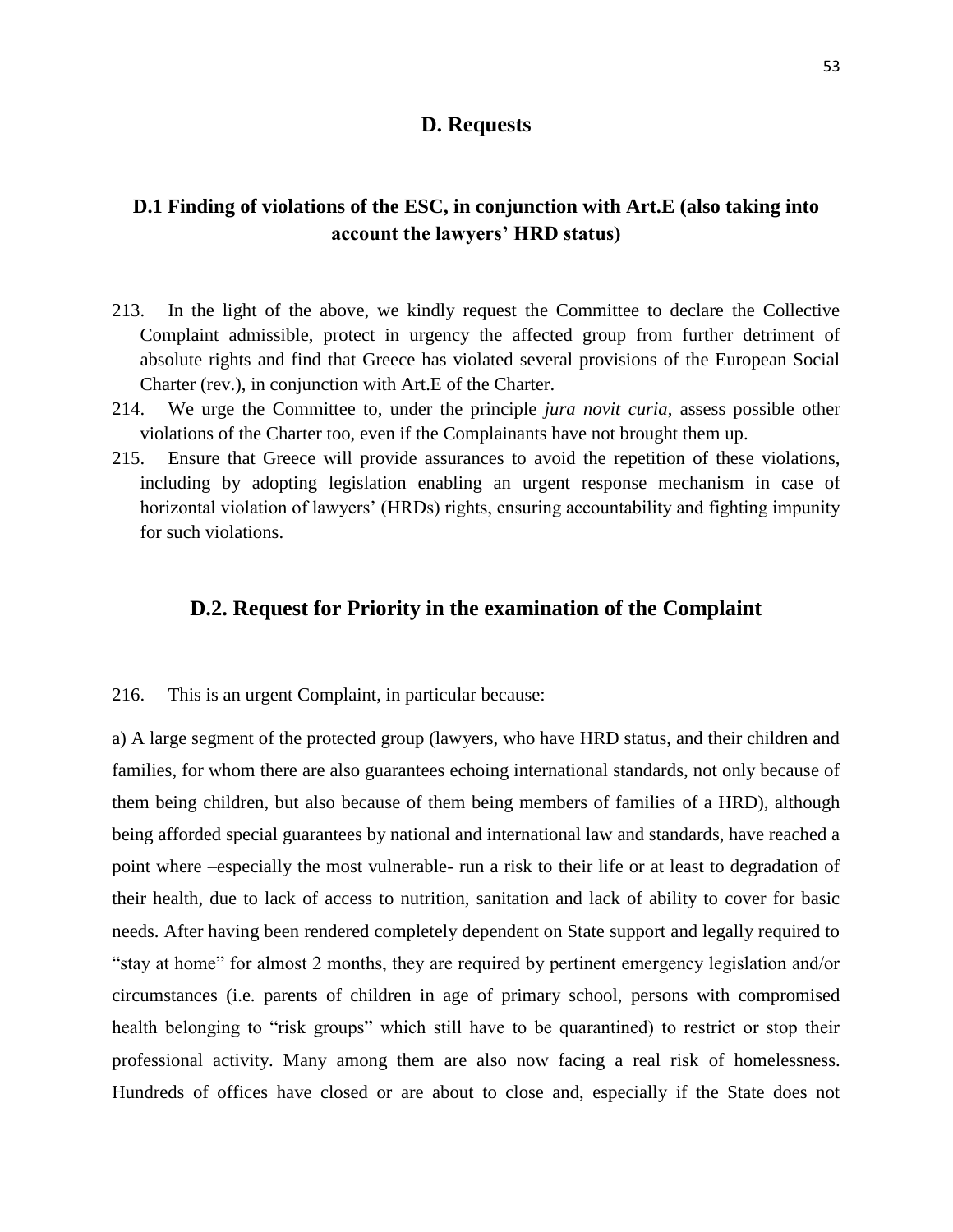## D. Requests

### D.1 Finding of violations of the ESC, in conjunction with Art.E (also taking into account the lawyers' HRD status)

213. In the light of the above, we kindly request the Committee to declare the Collective Complaint admissible, protect in urgency the affected group from further detriment of absolute rights and find that Greece has violated several provisions of the European Social Charter (rev.), in conjunction with Art.E of the Charter.

214. We urge the Committee to, under the principle *jura novit curia*, assess possible other violations of the Charter too, even if the Complainants have not brought them up.

215. Ensure that Greece will provide assurances to avoid the repetition of these violations, including by adopting legislation enabling an urgent response mechanism in case of horizontal violation of lawyers' (HRDs) rights, ensuring accountability and fighting impunity for such violations.

### D.2. Request for Priority in the examination of the Complaint

216. This is an urgent Complaint, in particular because:

a) A large segment of the protected group (lawyers, who have HRD status, and their children and families, for whom there are also guarantees echoing international standards, not only because of them being children, but also because of them being members of families of a HRD), although being afforded special guarantees by national and international law and standards, have reached a point where –especially the most vulnerable- run a risk to their life or at least to degradation of their health, due to lack of access to nutrition, sanitation and lack of ability to cover for basic needs. After having been rendered completely dependent on State support and legally required to "stay at home" for almost 2 months, they are required by pertinent emergency legislation and/or circumstances (i.e. parents of children in age of primary school, persons with compromised health belonging to "risk groups" which still have to be quarantined) to restrict or stop their professional activity. Many among them are also now facing a real risk of homelessness. Hundreds of offices have closed or are about to close and, especially if the State does not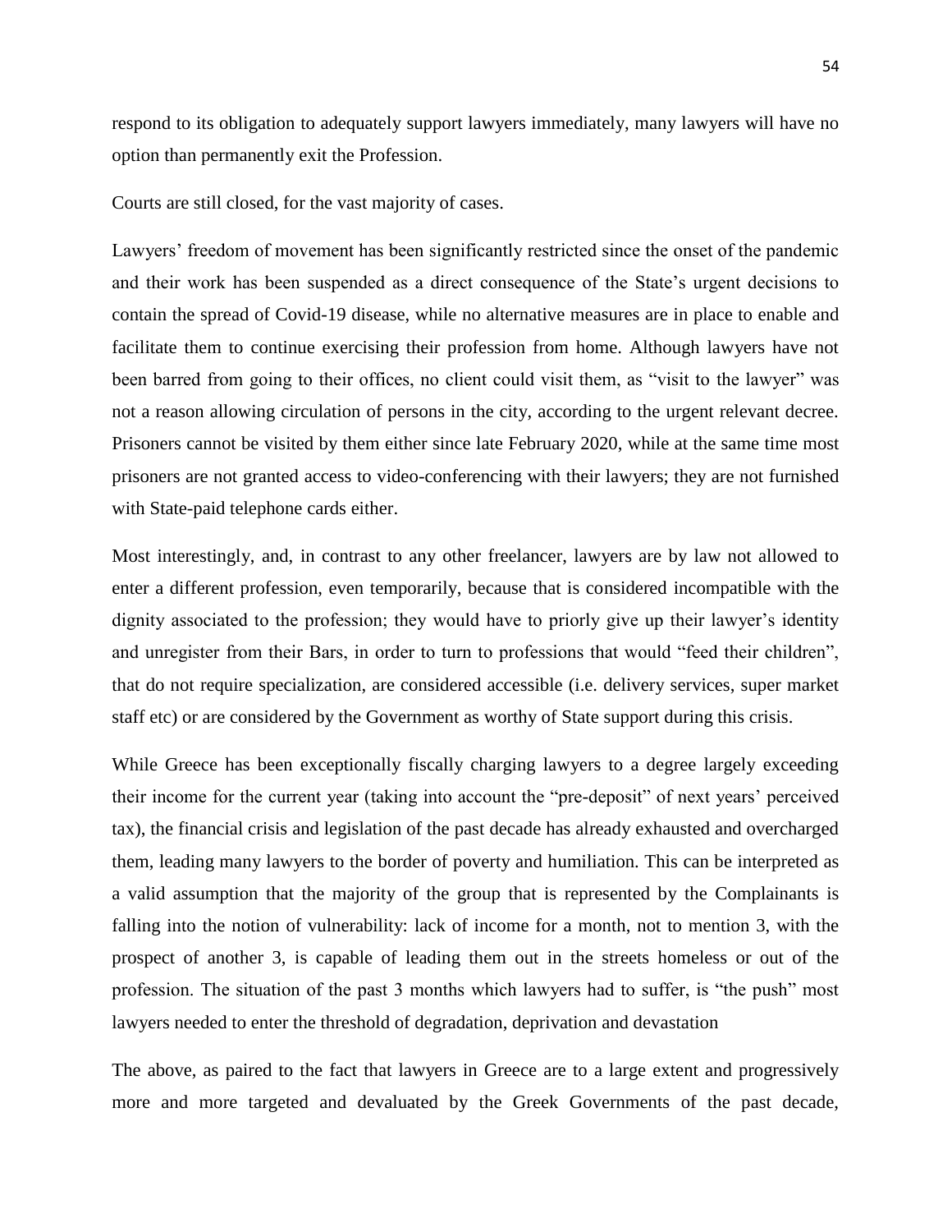respond to its obligation to adequately support lawyers immediately, many lawyers will have no option than permanently exit the Profession.

Courts are still closed, for the vast majority of cases.

Lawyers' freedom of movement has been significantly restricted since the onset of the pandemic and their work has been suspended as a direct consequence of the State's urgent decisions to contain the spread of Covid-19 disease, while no alternative measures are in place to enable and facilitate them to continue exercising their profession from home. Although lawyers have not been barred from going to their offices, no client could visit them, as "visit to the lawyer" was not a reason allowing circulation of persons in the city, according to the urgent relevant decree. Prisoners cannot be visited by them either since late February 2020, while at the same time most prisoners are not granted access to video-conferencing with their lawyers; they are not furnished with State-paid telephone cards either.

Most interestingly, and, in contrast to any other freelancer, lawyers are by law not allowed to enter a different profession, even temporarily, because that is considered incompatible with the dignity associated to the profession; they would have to priorly give up their lawyer's identity and unregister from their Bars, in order to turn to professions that would "feed their children", that do not require specialization, are considered accessible (i.e. delivery services, super market staff etc) or are considered by the Government as worthy of State support during this crisis.

While Greece has been exceptionally fiscally charging lawyers to a degree largely exceeding their income for the current year (taking into account the "pre-deposit" of next years' perceived tax), the financial crisis and legislation of the past decade has already exhausted and overcharged them, leading many lawyers to the border of poverty and humiliation. This can be interpreted as a valid assumption that the majority of the group that is represented by the Complainants is falling into the notion of vulnerability: lack of income for a month, not to mention 3, with the prospect of another 3, is capable of leading them out in the streets homeless or out of the profession. The situation of the past 3 months which lawyers had to suffer, is "the push" most lawyers needed to enter the threshold of degradation, deprivation and devastation

The above, as paired to the fact that lawyers in Greece are to a large extent and progressively more and more targeted and devaluated by the Greek Governments of the past decade,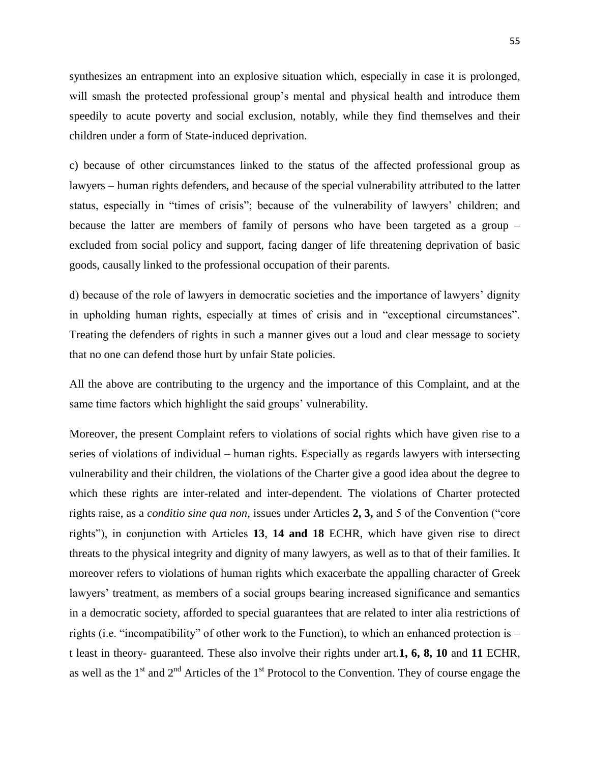synthesizes an entrapment into an explosive situation which, especially in case it is prolonged, will smash the protected professional group's mental and physical health and introduce them speedily to acute poverty and social exclusion, notably, while they find themselves and their children under a form of State-induced deprivation.

c) because of other circumstances linked to the status of the affected professional group as lawyers – human rights defenders, and because of the special vulnerability attributed to the latter status, especially in "times of crisis"; because of the vulnerability of lawyers' children; and because the latter are members of family of persons who have been targeted as a group – excluded from social policy and support, facing danger of life threatening deprivation of basic goods, causally linked to the professional occupation of their parents.

d) because of the role of lawyers in democratic societies and the importance of lawyers' dignity in upholding human rights, especially at times of crisis and in "exceptional circumstances". Treating the defenders of rights in such a manner gives out a loud and clear message to society that no one can defend those hurt by unfair State policies.

All the above are contributing to the urgency and the importance of this Complaint, and at the same time factors which highlight the said groups' vulnerability.

Moreover, the present Complaint refers to violations of social rights which have given rise to a series of violations of individual – human rights. Especially as regards lawyers with intersecting vulnerability and their children, the violations of the Charter give a good idea about the degree to which these rights are inter-related and inter-dependent. The violations of Charter protected rights raise, as a *conditio sine qua non*, issues under Articles **2, 3,** and 5 of the Convention ("core rights"), in conjunction with Articles **13**, **14 and 18** ECHR, which have given rise to direct threats to the physical integrity and dignity of many lawyers, as well as to that of their families. It moreover refers to violations of human rights which exacerbate the appalling character of Greek lawyers' treatment, as members of a social groups bearing increased significance and semantics in a democratic society, afforded to special guarantees that are related to inter alia restrictions of rights (i.e. "incompatibility" of other work to the Function), to which an enhanced protection is – t least in theory- guaranteed. These also involve their rights under art.**1, 6, 8, 10** and **11** ECHR, as well as the 1st and 2nd Articles of the 1st Protocol to the Convention. They of course engage the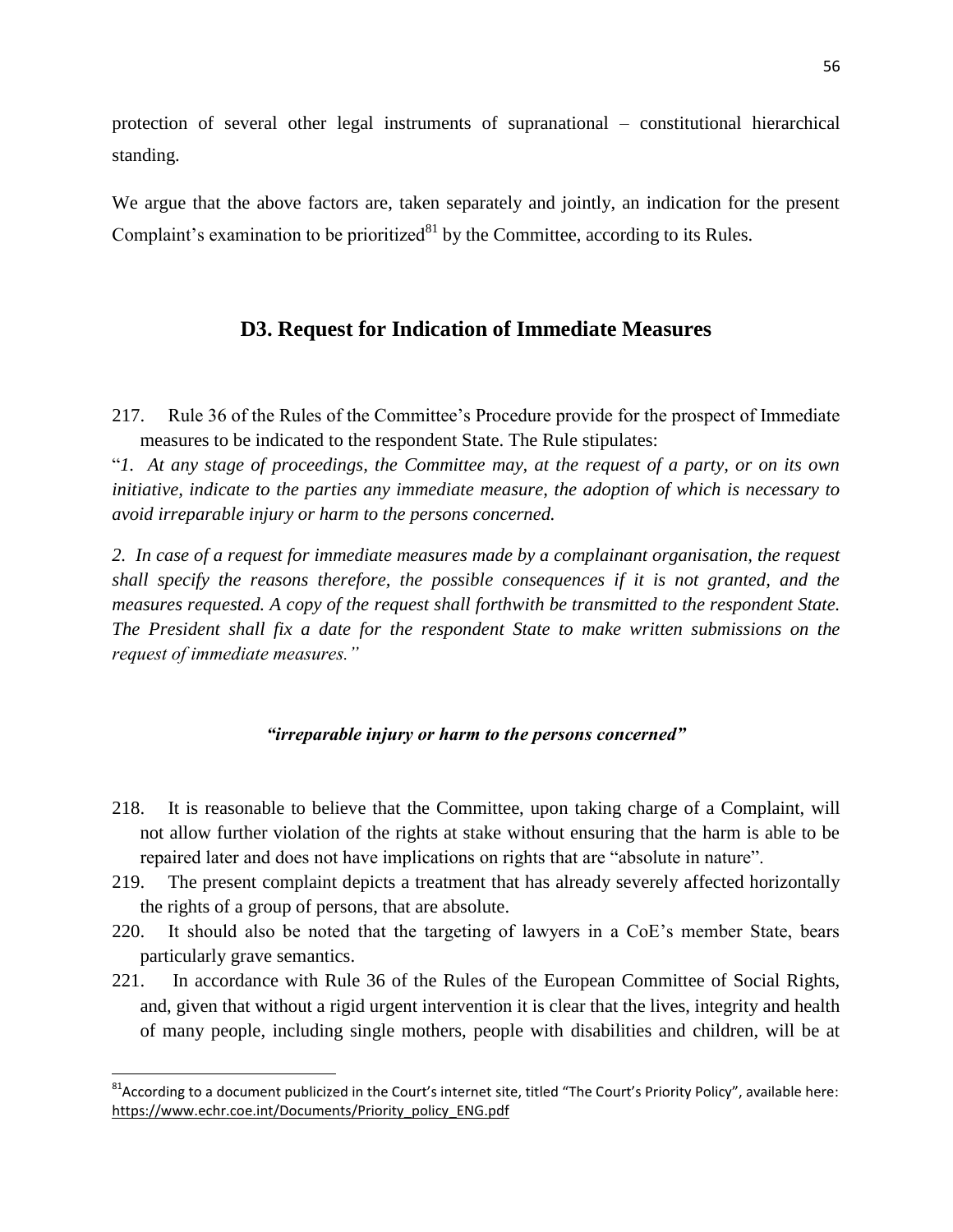protection of several other legal instruments of supranational – constitutional hierarchical standing.

We argue that the above factors are, taken separately and jointly, an indication for the present Complaint's examination to be prioritized[81] by the Committee, according to its Rules.

## D3. Request for Indication of Immediate Measures

217. Rule 36 of the Rules of the Committee's Procedure provide for the prospect of Immediate measures to be indicated to the respondent State. The Rule stipulates:

"*1. At any stage of proceedings, the Committee may, at the request of a party, or on its own initiative, indicate to the parties any immediate measure, the adoption of which is necessary to avoid irreparable injury or harm to the persons concerned.*

*2. In case of a request for immediate measures made by a complainant organisation, the request shall specify the reasons therefore, the possible consequences if it is not granted, and the measures requested. A copy of the request shall forthwith be transmitted to the respondent State. The President shall fix a date for the respondent State to make written submissions on the request of immediate measures.*"

***"irreparable injury or harm to the persons concerned"***

218. It is reasonable to believe that the Committee, upon taking charge of a Complaint, will not allow further violation of the rights at stake without ensuring that the harm is able to be repaired later and does not have implications on rights that are "absolute in nature".

219. The present complaint depicts a treatment that has already severely affected horizontally the rights of a group of persons, that are absolute.

220. It should also be noted that the targeting of lawyers in a CoE's member State, bears particularly grave semantics.

221. In accordance with Rule 36 of the Rules of the European Committee of Social Rights, and, given that without a rigid urgent intervention it is clear that the lives, integrity and health of many people, including single mothers, people with disabilities and children, will be at

---

[81] According to a document publicized in the Court's internet site, titled "The Court's Priority Policy", available here: https://www.echr.coe.int/Documents/Priority_policy_ENG.pdf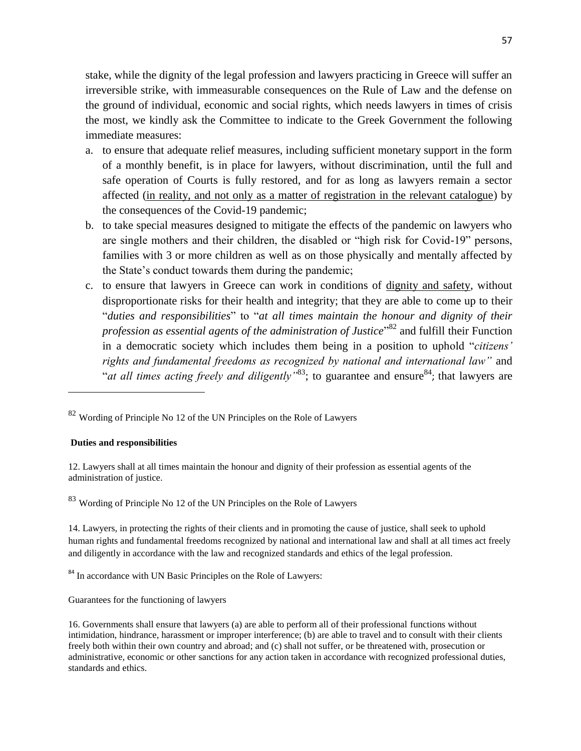stake, while the dignity of the legal profession and lawyers practicing in Greece will suffer an irreversible strike, with immeasurable consequences on the Rule of Law and the defense on the ground of individual, economic and social rights, which needs lawyers in times of crisis the most, we kindly ask the Committee to indicate to the Greek Government the following immediate measures:

a. to ensure that adequate relief measures, including sufficient monetary support in the form of a monthly benefit, is in place for lawyers, without discrimination, until the full and safe operation of Courts is fully restored, and for as long as lawyers remain a sector affected (<u>in reality, and not only as a matter of registration in the relevant catalogue</u>) by the consequences of the Covid-19 pandemic;
b. to take special measures designed to mitigate the effects of the pandemic on lawyers who are single mothers and their children, the disabled or "high risk for Covid-19" persons, families with 3 or more children as well as on those physically and mentally affected by the State's conduct towards them during the pandemic;
c. to ensure that lawyers in Greece can work in conditions of <u>dignity and safety</u>, without disproportionate risks for their health and integrity; that they are able to come up to their "*duties and responsibilities*" to "*at all times maintain the honour and dignity of their profession as essential agents of the administration of Justice*"[82] and fulfill their Function in a democratic society which includes them being in a position to uphold "*citizens' rights and fundamental freedoms as recognized by national and international law"* and "*at all times acting freely and diligently"*[83]; to guarantee and ensure[84]*;* that lawyers are

---

[82] Wording of Principle No 12 of the UN Principles on the Role of Lawyers

**Duties and responsibilities**

12. Lawyers shall at all times maintain the honour and dignity of their profession as essential agents of the administration of justice.

[83] Wording of Principle No 12 of the UN Principles on the Role of Lawyers

14. Lawyers, in protecting the rights of their clients and in promoting the cause of justice, shall seek to uphold human rights and fundamental freedoms recognized by national and international law and shall at all times act freely and diligently in accordance with the law and recognized standards and ethics of the legal profession.

[84] In accordance with UN Basic Principles on the Role of Lawyers:

Guarantees for the functioning of lawyers

16. Governments shall ensure that lawyers (a) are able to perform all of their professional functions without intimidation, hindrance, harassment or improper interference; (b) are able to travel and to consult with their clients freely both within their own country and abroad; and (c) shall not suffer, or be threatened with, prosecution or administrative, economic or other sanctions for any action taken in accordance with recognized professional duties, standards and ethics.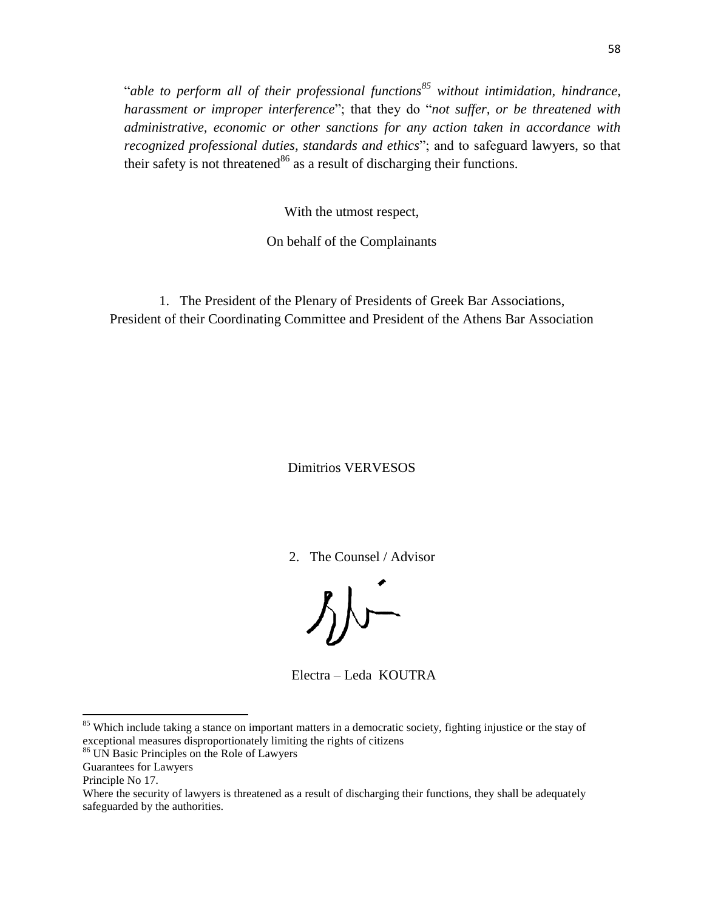"*able to perform all of their professional functions*[85] *without intimidation, hindrance, harassment or improper interference*"; that they do "*not suffer, or be threatened with administrative, economic or other sanctions for any action taken in accordance with recognized professional duties, standards and ethics*"; and to safeguard lawyers, so that their safety is not threatened[86] as a result of discharging their functions.

With the utmost respect,

On behalf of the Complainants

1. The President of the Plenary of Presidents of Greek Bar Associations, President of their Coordinating Committee and President of the Athens Bar Association

Dimitrios VERVESOS

2. The Counsel / Advisor

Electra – Leda KOUTRA

---

[85] Which include taking a stance on important matters in a democratic society, fighting injustice or the stay of exceptional measures disproportionately limiting the rights of citizens

[86] UN Basic Principles on the Role of Lawyers
Guarantees for Lawyers
Principle No 17.
Where the security of lawyers is threatened as a result of discharging their functions, they shall be adequately safeguarded by the authorities.